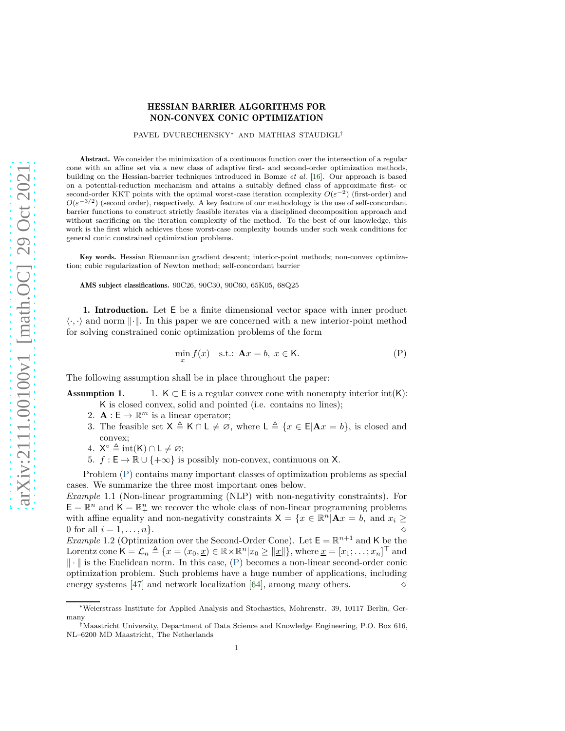# HESSIAN BARRIER ALGORITHMS FOR NON-CONVEX CONIC OPTIMIZATION

PAVEL DVURECHENSKY[*] AND MATHIAS STAUDIGL[†]

**Abstract.** We consider the minimization of a continuous function over the intersection of a regular cone with an affine set via a new class of adaptive first- and second-order optimization methods, building on the Hessian-barrier techniques introduced in Bomze *et al.* [16]. Our approach is based on a potential-reduction mechanism and attains a suitably defined class of approximate first- or second-order KKT points with the optimal worst-case iteration complexity $O(\varepsilon^{-2})$ (first-order) and $O(\varepsilon^{-3/2})$ (second order), respectively. A key feature of our methodology is the use of self-concordant barrier functions to construct strictly feasible iterates via a disciplined decomposition approach and without sacrificing on the iteration complexity of the method. To the best of our knowledge, this work is the first which achieves these worst-case complexity bounds under such weak conditions for general conic constrained optimization problems.

**Key words.** Hessian Riemannian gradient descent; interior-point methods; non-convex optimization; cubic regularization of Newton method; self-concordant barrier

**AMS subject classifications.** 90C26, 90C30, 90C60, 65K05, 68Q25

**1. Introduction.** Let $\mathsf{E}$ be a finite dimensional vector space with inner product $\langle\cdot,\cdot\rangle$ and norm $\|\cdot\|$. In this paper we are concerned with a new interior-point method for solving constrained conic optimization problems of the form

$$\min_x f(x) \quad \text{s.t.: } \mathbf{A}x = b,\ x \in \mathsf{K}. \tag{P}$$

The following assumption shall be in place throughout the paper:

**Assumption 1.**
1. $\mathsf{K} \subset \mathsf{E}$ is a regular convex cone with nonempty interior $\text{int}(\mathsf{K})$: $\mathsf{K}$ is closed convex, solid and pointed (i.e. contains no lines);
2. $\mathbf{A} : \mathsf{E} \to \mathbb{R}^m$ is a linear operator;
3. The feasible set $\mathsf{X} \triangleq \mathsf{K} \cap \mathsf{L} \neq \varnothing$, where $\mathsf{L} \triangleq \{x \in \mathsf{E} | \mathbf{A}x = b\}$, is closed and convex;
4. $\mathsf{X}^\circ \triangleq \text{int}(\mathsf{K}) \cap \mathsf{L} \neq \varnothing$;
5. $f : \mathsf{E} \to \mathbb{R} \cup \{+\infty\}$ is possibly non-convex, continuous on $\mathsf{X}$.

Problem (P) contains many important classes of optimization problems as special cases. We summarize the three most important ones below.

*Example* 1.1 (Non-linear programming (NLP) with non-negativity constraints). For $\mathsf{E} = \mathbb{R}^n$ and $\mathsf{K} = \mathbb{R}^n_+$ we recover the whole class of non-linear programming problems with affine equality and non-negativity constraints $\mathsf{X} = \{x \in \mathbb{R}^n | \mathbf{A}x = b, \text{ and } x_i \geq 0 \text{ for all } i = 1, \ldots, n\}$. ◇

*Example* 1.2 (Optimization over the Second-Order Cone). Let $\mathsf{E} = \mathbb{R}^{n+1}$ and $\mathsf{K}$ be the Lorentz cone $\mathsf{K} = \mathcal{L}_n \triangleq \{x = (x_0, \underline{x}) \in \mathbb{R} \times \mathbb{R}^n | x_0 \geq \|\underline{x}\|\}$, where $\underline{x} = [x_1; \ldots; x_n]^\top$ and $\|\cdot\|$ is the Euclidean norm. In this case, (P) becomes a non-linear second-order conic optimization problem. Such problems have a huge number of applications, including energy systems [47] and network localization [64], among many others. ◇

---

[*] Weierstrass Institute for Applied Analysis and Stochastics, Mohrenstr. 39, 10117 Berlin, Germany

[†] Maastricht University, Department of Data Science and Knowledge Engineering, P.O. Box 616, NL–6200 MD Maastricht, The Netherlands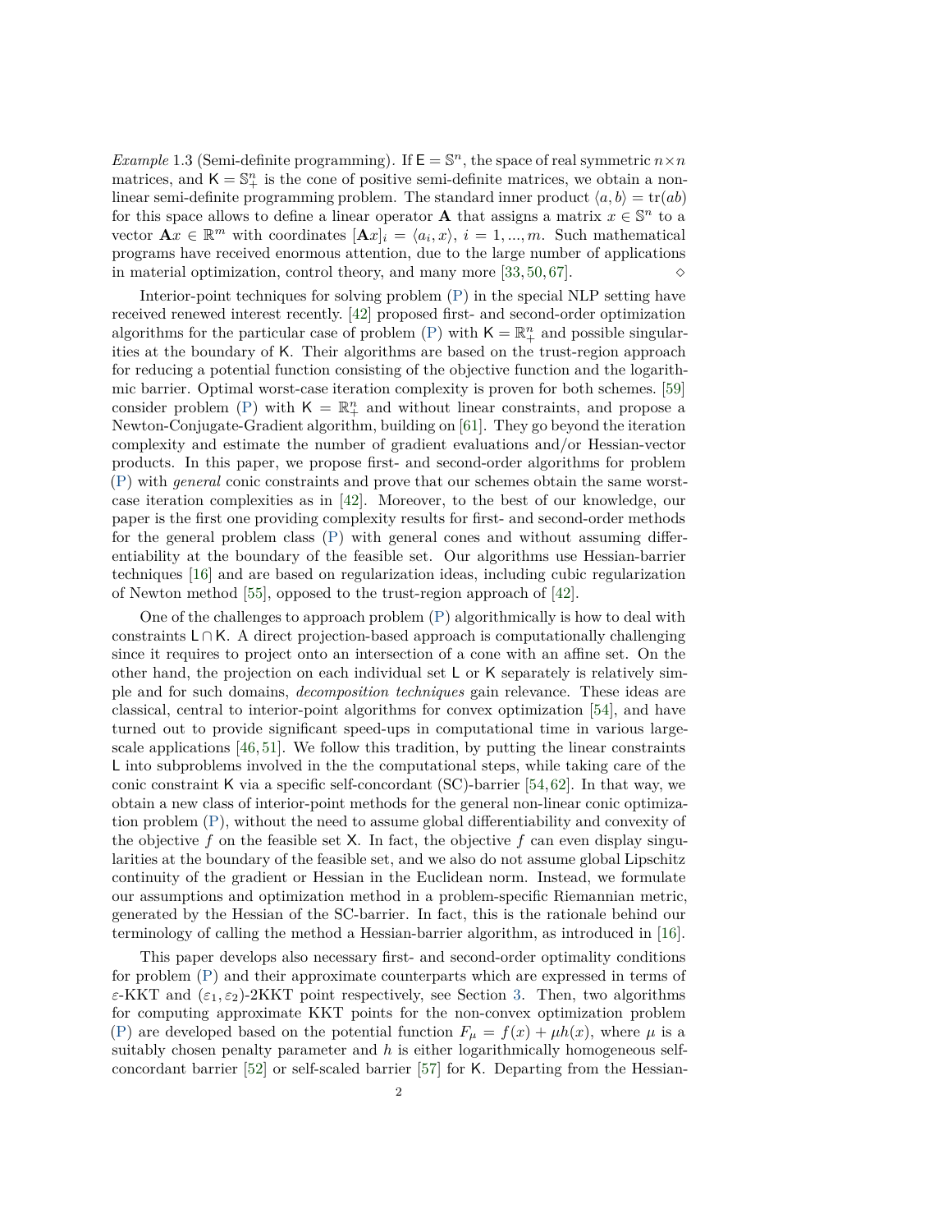*Example* 1.3 (Semi-definite programming). If $\mathsf{E} = \mathbb{S}^n$, the space of real symmetric $n \times n$ matrices, and $\mathsf{K} = \mathbb{S}^n_+$ is the cone of positive semi-definite matrices, we obtain a non-linear semi-definite programming problem. The standard inner product $\langle a, b\rangle = \operatorname{tr}(ab)$ for this space allows to define a linear operator $\mathbf{A}$ that assigns a matrix $x \in \mathbb{S}^n$ to a vector $\mathbf{A}x \in \mathbb{R}^m$ with coordinates $[\mathbf{A}x]_i = \langle a_i, x\rangle$, $i = 1, ..., m$. Such mathematical programs have received enormous attention, due to the large number of applications in material optimization, control theory, and many more [33, 50, 67]. ◇

Interior-point techniques for solving problem (P) in the special NLP setting have received renewed interest recently. [42] proposed first- and second-order optimization algorithms for the particular case of problem (P) with $\mathsf{K} = \mathbb{R}^n_+$ and possible singularities at the boundary of $\mathsf{K}$. Their algorithms are based on the trust-region approach for reducing a potential function consisting of the objective function and the logarithmic barrier. Optimal worst-case iteration complexity is proven for both schemes. [59] consider problem (P) with $\mathsf{K} = \mathbb{R}^n_+$ and without linear constraints, and propose a Newton-Conjugate-Gradient algorithm, building on [61]. They go beyond the iteration complexity and estimate the number of gradient evaluations and/or Hessian-vector products. In this paper, we propose first- and second-order algorithms for problem (P) with *general* conic constraints and prove that our schemes obtain the same worst-case iteration complexities as in [42]. Moreover, to the best of our knowledge, our paper is the first one providing complexity results for first- and second-order methods for the general problem class (P) with general cones and without assuming differentiability at the boundary of the feasible set. Our algorithms use Hessian-barrier techniques [16] and are based on regularization ideas, including cubic regularization of Newton method [55], opposed to the trust-region approach of [42].

One of the challenges to approach problem (P) algorithmically is how to deal with constraints $\mathsf{L} \cap \mathsf{K}$. A direct projection-based approach is computationally challenging since it requires to project onto an intersection of a cone with an affine set. On the other hand, the projection on each individual set $\mathsf{L}$ or $\mathsf{K}$ separately is relatively simple and for such domains, *decomposition techniques* gain relevance. These ideas are classical, central to interior-point algorithms for convex optimization [54], and have turned out to provide significant speed-ups in computational time in various large-scale applications [46, 51]. We follow this tradition, by putting the linear constraints $\mathsf{L}$ into subproblems involved in the the computational steps, while taking care of the conic constraint $\mathsf{K}$ via a specific self-concordant (SC)-barrier [54, 62]. In that way, we obtain a new class of interior-point methods for the general non-linear conic optimization problem (P), without the need to assume global differentiability and convexity of the objective $f$ on the feasible set $\mathsf{X}$. In fact, the objective $f$ can even display singularities at the boundary of the feasible set, and we also do not assume global Lipschitz continuity of the gradient or Hessian in the Euclidean norm. Instead, we formulate our assumptions and optimization method in a problem-specific Riemannian metric, generated by the Hessian of the SC-barrier. In fact, this is the rationale behind our terminology of calling the method a Hessian-barrier algorithm, as introduced in [16].

This paper develops also necessary first- and second-order optimality conditions for problem (P) and their approximate counterparts which are expressed in terms of $\varepsilon$-KKT and $(\varepsilon_1, \varepsilon_2)$-2KKT point respectively, see Section 3. Then, two algorithms for computing approximate KKT points for the non-convex optimization problem (P) are developed based on the potential function $F_\mu = f(x) + \mu h(x)$, where $\mu$ is a suitably chosen penalty parameter and $h$ is either logarithmically homogeneous self-concordant barrier [52] or self-scaled barrier [57] for $\mathsf{K}$. Departing from the Hessian-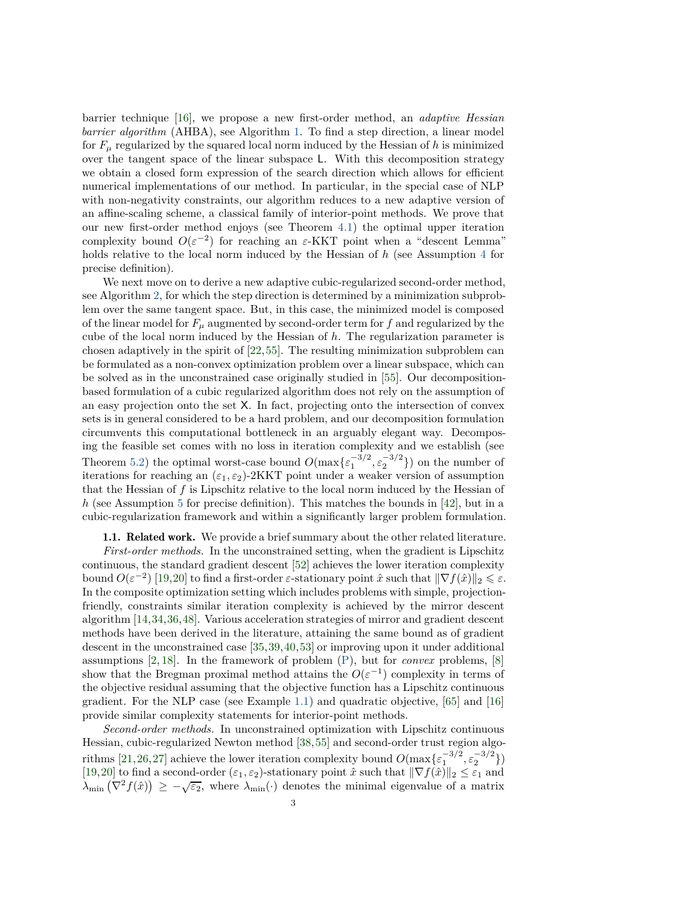barrier technique [16], we propose a new first-order method, an *adaptive Hessian barrier algorithm* (AHBA), see Algorithm 1. To find a step direction, a linear model for $F_\mu$ regularized by the squared local norm induced by the Hessian of $h$ is minimized over the tangent space of the linear subspace $\mathsf{L}$. With this decomposition strategy we obtain a closed form expression of the search direction which allows for efficient numerical implementations of our method. In particular, in the special case of NLP with non-negativity constraints, our algorithm reduces to a new adaptive version of an affine-scaling scheme, a classical family of interior-point methods. We prove that our new first-order method enjoys (see Theorem 4.1) the optimal upper iteration complexity bound $O(\varepsilon^{-2})$ for reaching an $\varepsilon$-KKT point when a "descent Lemma" holds relative to the local norm induced by the Hessian of $h$ (see Assumption 4 for precise definition).

We next move on to derive a new adaptive cubic-regularized second-order method, see Algorithm 2, for which the step direction is determined by a minimization subproblem over the same tangent space. But, in this case, the minimized model is composed of the linear model for $F_\mu$ augmented by second-order term for $f$ and regularized by the cube of the local norm induced by the Hessian of $h$. The regularization parameter is chosen adaptively in the spirit of [22,55]. The resulting minimization subproblem can be formulated as a non-convex optimization problem over a linear subspace, which can be solved as in the unconstrained case originally studied in [55]. Our decomposition-based formulation of a cubic regularized algorithm does not rely on the assumption of an easy projection onto the set $\mathsf{X}$. In fact, projecting onto the intersection of convex sets is in general considered to be a hard problem, and our decomposition formulation circumvents this computational bottleneck in an arguably elegant way. Decomposing the feasible set comes with no loss in iteration complexity and we establish (see Theorem 5.2) the optimal worst-case bound $O(\max\{\varepsilon_1^{-3/2}, \varepsilon_2^{-3/2}\})$ on the number of iterations for reaching an $(\varepsilon_1, \varepsilon_2)$-2KKT point under a weaker version of assumption that the Hessian of $f$ is Lipschitz relative to the local norm induced by the Hessian of $h$ (see Assumption 5 for precise definition). This matches the bounds in [42], but in a cubic-regularization framework and within a significantly larger problem formulation.

**1.1. Related work.** We provide a brief summary about the other related literature.

*First-order methods.* In the unconstrained setting, when the gradient is Lipschitz continuous, the standard gradient descent [52] achieves the lower iteration complexity bound $O(\varepsilon^{-2})$ [19,20] to find a first-order $\varepsilon$-stationary point $\hat{x}$ such that $\|\nabla f(\hat{x})\|_2 \leqslant \varepsilon$. In the composite optimization setting which includes problems with simple, projection-friendly, constraints similar iteration complexity is achieved by the mirror descent algorithm [14,34,36,48]. Various acceleration strategies of mirror and gradient descent methods have been derived in the literature, attaining the same bound as of gradient descent in the unconstrained case [35,39,40,53] or improving upon it under additional assumptions [2,18]. In the framework of problem (P), but for *convex* problems, [8] show that the Bregman proximal method attains the $O(\varepsilon^{-1})$ complexity in terms of the objective residual assuming that the objective function has a Lipschitz continuous gradient. For the NLP case (see Example 1.1) and quadratic objective, [65] and [16] provide similar complexity statements for interior-point methods.

*Second-order methods.* In unconstrained optimization with Lipschitz continuous Hessian, cubic-regularized Newton method [38,55] and second-order trust region algorithms [21,26,27] achieve the lower iteration complexity bound $O(\max\{\varepsilon_1^{-3/2}, \varepsilon_2^{-3/2}\})$ [19,20] to find a second-order $(\varepsilon_1, \varepsilon_2)$-stationary point $\hat{x}$ such that $\|\nabla f(\hat{x})\|_2 \leq \varepsilon_1$ and $\lambda_{\min}\left(\nabla^2 f(\hat{x})\right) \geq -\sqrt{\varepsilon_2}$, where $\lambda_{\min}(\cdot)$ denotes the minimal eigenvalue of a matrix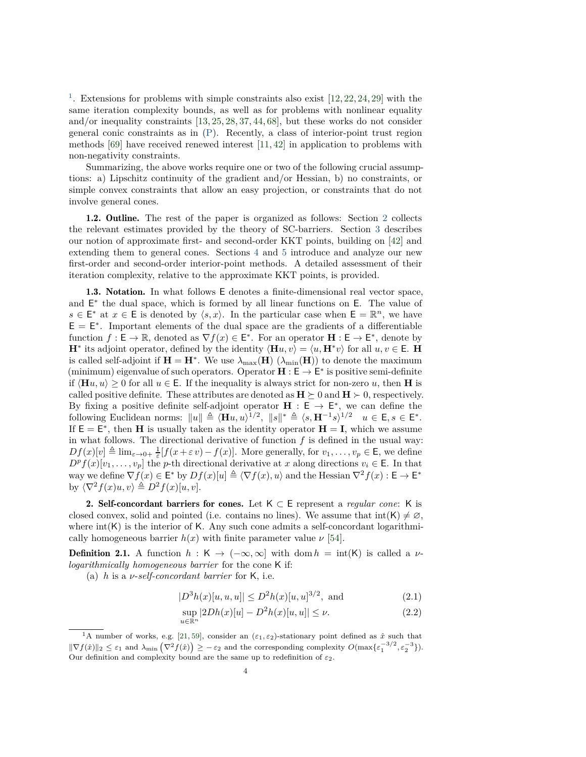[1]. Extensions for problems with simple constraints also exist [12, 22, 24, 29] with the same iteration complexity bounds, as well as for problems with nonlinear equality and/or inequality constraints [13, 25, 28, 37, 44, 68], but these works do not consider general conic constraints as in (P). Recently, a class of interior-point trust region methods [69] have received renewed interest [11, 42] in application to problems with non-negativity constraints.

Summarizing, the above works require one or two of the following crucial assumptions: a) Lipschitz continuity of the gradient and/or Hessian, b) no constraints, or simple convex constraints that allow an easy projection, or constraints that do not involve general cones.

**1.2. Outline.** The rest of the paper is organized as follows: Section 2 collects the relevant estimates provided by the theory of SC-barriers. Section 3 describes our notion of approximate first- and second-order KKT points, building on [42] and extending them to general cones. Sections 4 and 5 introduce and analyze our new first-order and second-order interior-point methods. A detailed assessment of their iteration complexity, relative to the approximate KKT points, is provided.

**1.3. Notation.** In what follows $\mathsf{E}$ denotes a finite-dimensional real vector space, and $\mathsf{E}^*$ the dual space, which is formed by all linear functions on $\mathsf{E}$. The value of $s \in \mathsf{E}^*$ at $x \in \mathsf{E}$ is denoted by $\langle s, x\rangle$. In the particular case when $\mathsf{E} = \mathbb{R}^n$, we have $\mathsf{E} = \mathsf{E}^*$. Important elements of the dual space are the gradients of a differentiable function $f : \mathsf{E} \to \mathbb{R}$, denoted as $\nabla f(x) \in \mathsf{E}^*$. For an operator $\mathbf{H} : \mathsf{E} \to \mathsf{E}^*$, denote by $\mathbf{H}^*$ its adjoint operator, defined by the identity $\langle \mathbf{H}u, v\rangle = \langle u, \mathbf{H}^* v\rangle$ for all $u, v \in \mathsf{E}$. $\mathbf{H}$ is called self-adjoint if $\mathbf{H} = \mathbf{H}^*$. We use $\lambda_{\max}(\mathbf{H})$ ($\lambda_{\min}(\mathbf{H})$) to denote the maximum (minimum) eigenvalue of such operators. Operator $\mathbf{H} : \mathsf{E} \to \mathsf{E}^*$ is positive semi-definite if $\langle \mathbf{H}u, u\rangle \geq 0$ for all $u \in \mathsf{E}$. If the inequality is always strict for non-zero $u$, then $\mathbf{H}$ is called positive definite. These attributes are denoted as $\mathbf{H} \succeq 0$ and $\mathbf{H} \succ 0$, respectively. By fixing a positive definite self-adjoint operator $\mathbf{H} : \mathsf{E} \to \mathsf{E}^*$, we can define the following Euclidean norms: $\|u\| \triangleq \langle \mathbf{H}u, u\rangle^{1/2}$, $\|s\|^* \triangleq \langle s, \mathbf{H}^{-1}s\rangle^{1/2} \quad u \in \mathsf{E}, s \in \mathsf{E}^*$. If $\mathsf{E} = \mathsf{E}^*$, then $\mathbf{H}$ is usually taken as the identity operator $\mathbf{H} = \mathbf{I}$, which we assume in what follows. The directional derivative of function $f$ is defined in the usual way: $Df(x)[v] \triangleq \lim_{\varepsilon \to 0+} \frac{1}{\varepsilon}[f(x + \varepsilon v) - f(x)]$. More generally, for $v_1, \ldots, v_p \in \mathsf{E}$, we define $D^p f(x)[v_1, \ldots, v_p]$ the $p$-th directional derivative at $x$ along directions $v_i \in \mathsf{E}$. In that way we define $\nabla f(x) \in \mathsf{E}^*$ by $Df(x)[u] \triangleq \langle \nabla f(x), u\rangle$ and the Hessian $\nabla^2 f(x) : \mathsf{E} \to \mathsf{E}^*$ by $\langle \nabla^2 f(x)u, v\rangle \triangleq D^2 f(x)[u, v]$.

## 2. Self-concordant barriers for cones.

Let $\mathsf{K} \subset \mathsf{E}$ represent a *regular cone*: $\mathsf{K}$ is closed convex, solid and pointed (i.e. contains no lines). We assume that $\text{int}(\mathsf{K}) \neq \varnothing$, where $\text{int}(\mathsf{K})$ is the interior of $\mathsf{K}$. Any such cone admits a self-concordant logarithmically homogeneous barrier $h(x)$ with finite parameter value $\nu$ [54].

**Definition 2.1.** A function $h : \mathsf{K} \to (-\infty, \infty]$ with $\operatorname{dom} h = \text{int}(\mathsf{K})$ is called a $\nu$-*logarithmically homogeneous barrier* for the cone $\mathsf{K}$ if:

(a) $h$ is a $\nu$-*self-concordant barrier* for $\mathsf{K}$, i.e.

$$|D^3 h(x)[u, u, u]| \leq D^2 h(x)[u, u]^{3/2}, \text{ and} \tag{2.1}$$

$$\sup_{u \in \mathbb{R}^n} |2Dh(x)[u] - D^2 h(x)[u, u]| \leq \nu. \tag{2.2}$$

---

[1] A number of works, e.g. [21, 59], consider an $(\varepsilon_1, \varepsilon_2)$-stationary point defined as $\hat{x}$ such that $\|\nabla f(\hat{x})\|_2 \leq \varepsilon_1$ and $\lambda_{\min}\left(\nabla^2 f(\hat{x})\right) \geq -\varepsilon_2$ and the corresponding complexity $O(\max\{\varepsilon_1^{-3/2}, \varepsilon_2^{-3}\})$. Our definition and complexity bound are the same up to redefinition of $\varepsilon_2$.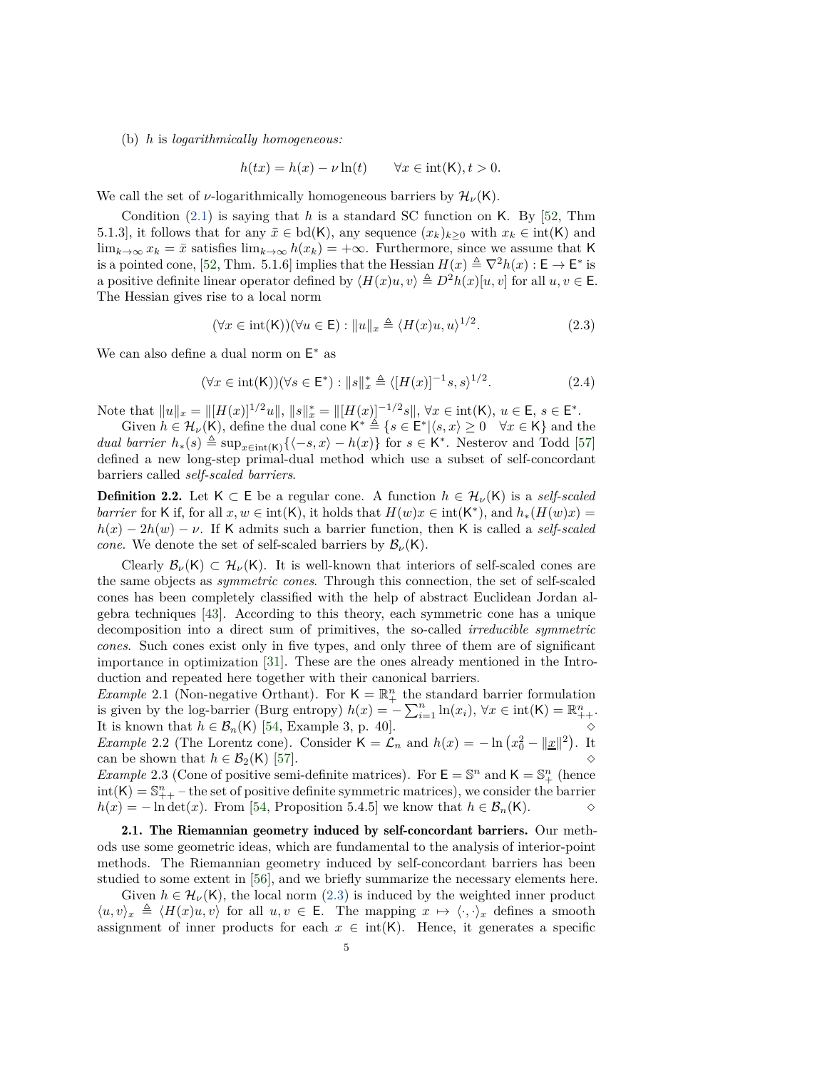(b) $h$ is *logarithmically homogeneous:*

$$h(tx) = h(x) - \nu \ln(t) \qquad \forall x \in \text{int}(\mathsf{K}), t > 0.$$

We call the set of $\nu$-logarithmically homogeneous barriers by $\mathcal{H}_\nu(\mathsf{K})$.

Condition (2.1) is saying that $h$ is a standard SC function on $\mathsf{K}$. By [52, Thm 5.1.3], it follows that for any $\bar{x} \in \text{bd}(\mathsf{K})$, any sequence $(x_k)_{k\geq 0}$ with $x_k \in \text{int}(\mathsf{K})$ and $\lim_{k\to\infty} x_k = \bar{x}$ satisfies $\lim_{k\to\infty} h(x_k) = +\infty$. Furthermore, since we assume that $\mathsf{K}$ is a pointed cone, [52, Thm. 5.1.6] implies that the Hessian $H(x) \triangleq \nabla^2 h(x) : \mathsf{E} \to \mathsf{E}^*$ is a positive definite linear operator defined by $\langle H(x)u, v\rangle \triangleq D^2h(x)[u, v]$ for all $u, v \in \mathsf{E}$. The Hessian gives rise to a local norm

$$(\forall x \in \text{int}(\mathsf{K}))(\forall u \in \mathsf{E}) : \|u\|_x \triangleq \langle H(x)u, u\rangle^{1/2}. \tag{2.3}$$

We can also define a dual norm on $\mathsf{E}^*$ as

$$(\forall x \in \text{int}(\mathsf{K}))(\forall s \in \mathsf{E}^*) : \|s\|_x^* \triangleq \langle [H(x)]^{-1}s, s\rangle^{1/2}. \tag{2.4}$$

Note that $\|u\|_x = \|[H(x)]^{1/2}u\|$, $\|s\|_x^* = \|[H(x)]^{-1/2}s\|$, $\forall x \in \text{int}(\mathsf{K})$, $u \in \mathsf{E}$, $s \in \mathsf{E}^*$.

Given $h \in \mathcal{H}_\nu(\mathsf{K})$, define the dual cone $\mathsf{K}^* \triangleq \{s \in \mathsf{E}^* | \langle s, x\rangle \geq 0 \quad \forall x \in \mathsf{K}\}$ and the *dual barrier* $h_*(s) \triangleq \sup_{x\in\text{int}(\mathsf{K})}\{\langle -s, x\rangle - h(x)\}$ for $s \in \mathsf{K}^*$. Nesterov and Todd [57] defined a new long-step primal-dual method which use a subset of self-concordant barriers called *self-scaled barriers*.

**Definition 2.2.** Let $\mathsf{K} \subset \mathsf{E}$ be a regular cone. A function $h \in \mathcal{H}_\nu(\mathsf{K})$ is a *self-scaled barrier* for $\mathsf{K}$ if, for all $x, w \in \text{int}(\mathsf{K})$, it holds that $H(w)x \in \text{int}(\mathsf{K}^*)$, and $h_*(H(w)x) = h(x) - 2h(w) - \nu$. If $\mathsf{K}$ admits such a barrier function, then $\mathsf{K}$ is called a *self-scaled cone*. We denote the set of self-scaled barriers by $\mathcal{B}_\nu(\mathsf{K})$.

Clearly $\mathcal{B}_\nu(\mathsf{K}) \subset \mathcal{H}_\nu(\mathsf{K})$. It is well-known that interiors of self-scaled cones are the same objects as *symmetric cones*. Through this connection, the set of self-scaled cones has been completely classified with the help of abstract Euclidean Jordan algebra techniques [43]. According to this theory, each symmetric cone has a unique decomposition into a direct sum of primitives, the so-called *irreducible symmetric cones*. Such cones exist only in five types, and only three of them are of significant importance in optimization [31]. These are the ones already mentioned in the Introduction and repeated here together with their canonical barriers.

*Example* 2.1 (Non-negative Orthant). For $\mathsf{K} = \mathbb{R}^n_+$ the standard barrier formulation is given by the log-barrier (Burg entropy) $h(x) = -\sum_{i=1}^n \ln(x_i)$, $\forall x \in \text{int}(\mathsf{K}) = \mathbb{R}^n_{++}$. It is known that $h \in \mathcal{B}_n(\mathsf{K})$ [54, Example 3, p. 40]. ◇

*Example* 2.2 (The Lorentz cone). Consider $\mathsf{K} = \mathcal{L}_n$ and $h(x) = -\ln\left(x_0^2 - \|\underline{x}\|^2\right)$. It can be shown that $h \in \mathcal{B}_2(\mathsf{K})$ [57]. ◇

*Example* 2.3 (Cone of positive semi-definite matrices). For $\mathsf{E} = \mathbb{S}^n$ and $\mathsf{K} = \mathbb{S}^n_+$ (hence $\text{int}(\mathsf{K}) = \mathbb{S}^n_{++}$ – the set of positive definite symmetric matrices), we consider the barrier $h(x) = -\ln\det(x)$. From [54, Proposition 5.4.5] we know that $h \in \mathcal{B}_n(\mathsf{K})$. ◇

**2.1. The Riemannian geometry induced by self-concordant barriers.** Our methods use some geometric ideas, which are fundamental to the analysis of interior-point methods. The Riemannian geometry induced by self-concordant barriers has been studied to some extent in [56], and we briefly summarize the necessary elements here.

Given $h \in \mathcal{H}_\nu(\mathsf{K})$, the local norm (2.3) is induced by the weighted inner product $\langle u, v\rangle_x \triangleq \langle H(x)u, v\rangle$ for all $u, v \in \mathsf{E}$. The mapping $x \mapsto \langle \cdot, \cdot\rangle_x$ defines a smooth assignment of inner products for each $x \in \text{int}(\mathsf{K})$. Hence, it generates a specific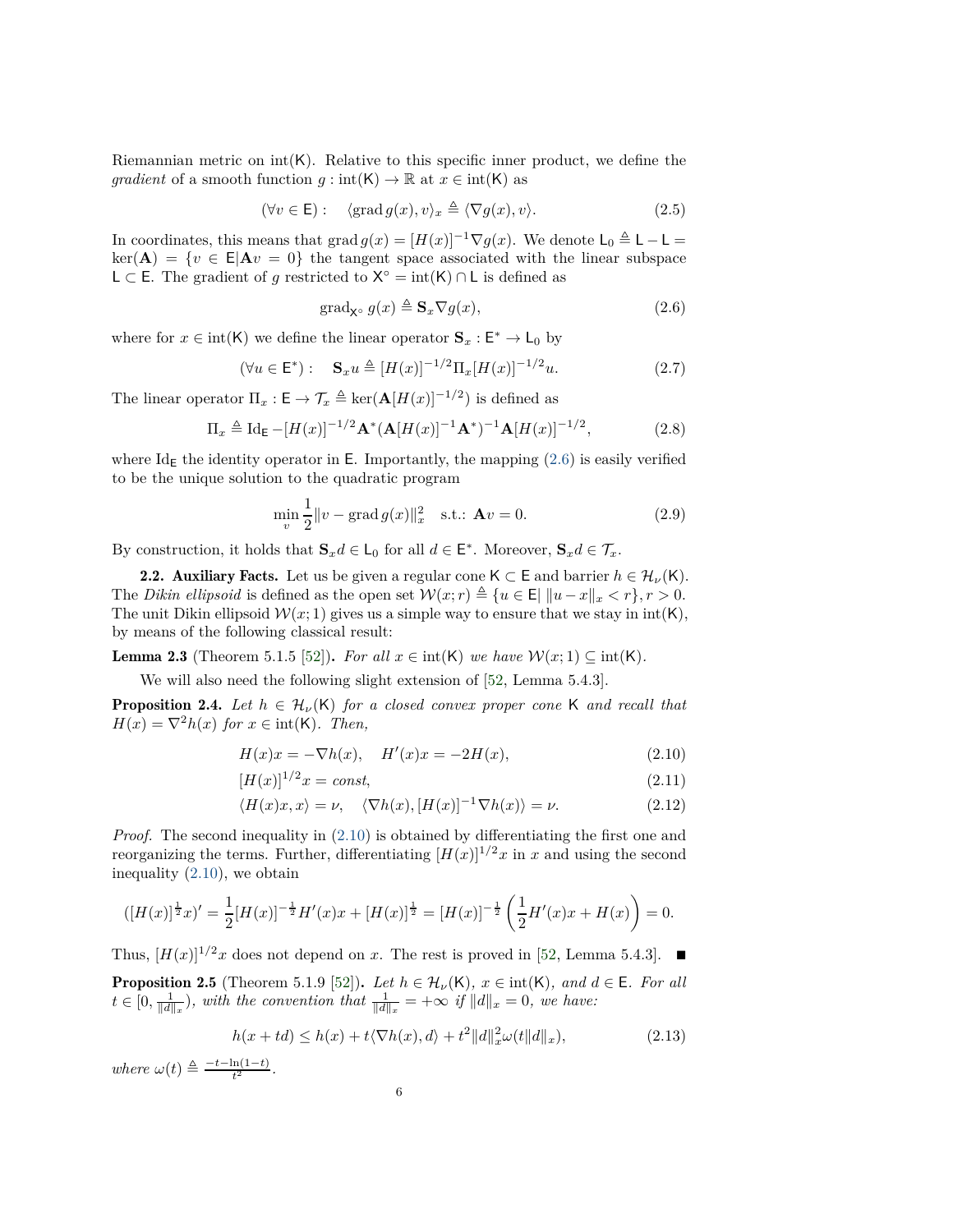Riemannian metric on $\text{int}(\mathsf{K})$. Relative to this specific inner product, we define the *gradient* of a smooth function $g : \text{int}(\mathsf{K}) \to \mathbb{R}$ at $x \in \text{int}(\mathsf{K})$ as

$$(\forall v \in \mathsf{E}) : \quad \langle \text{grad}\, g(x), v \rangle_x \triangleq \langle \nabla g(x), v \rangle. \tag{2.5}$$

In coordinates, this means that $\text{grad}\, g(x) = [H(x)]^{-1} \nabla g(x)$. We denote $\mathsf{L}_0 \triangleq \mathsf{L} - \mathsf{L} = \ker(\mathbf{A}) = \{v \in \mathsf{E} | \mathbf{A}v = 0\}$ the tangent space associated with the linear subspace $\mathsf{L} \subset \mathsf{E}$. The gradient of $g$ restricted to $\mathsf{X}^\circ = \text{int}(\mathsf{K}) \cap \mathsf{L}$ is defined as

$$\text{grad}_{\mathsf{X}^\circ}\, g(x) \triangleq \mathbf{S}_x \nabla g(x), \tag{2.6}$$

where for $x \in \text{int}(\mathsf{K})$ we define the linear operator $\mathbf{S}_x : \mathsf{E}^* \to \mathsf{L}_0$ by

$$(\forall u \in \mathsf{E}^*) : \quad \mathbf{S}_x u \triangleq [H(x)]^{-1/2} \Pi_x [H(x)]^{-1/2} u. \tag{2.7}$$

The linear operator $\Pi_x : \mathsf{E} \to \mathcal{T}_x \triangleq \ker(\mathbf{A}[H(x)]^{-1/2})$ is defined as

$$\Pi_x \triangleq \text{Id}_{\mathsf{E}} - [H(x)]^{-1/2} \mathbf{A}^* (\mathbf{A}[H(x)]^{-1} \mathbf{A}^*)^{-1} \mathbf{A} [H(x)]^{-1/2}, \tag{2.8}$$

where $\text{Id}_{\mathsf{E}}$ the identity operator in $\mathsf{E}$. Importantly, the mapping (2.6) is easily verified to be the unique solution to the quadratic program

$$\min_v \frac{1}{2} \|v - \text{grad}\, g(x)\|_x^2 \quad \text{s.t.: } \mathbf{A}v = 0. \tag{2.9}$$

By construction, it holds that $\mathbf{S}_x d \in \mathsf{L}_0$ for all $d \in \mathsf{E}^*$. Moreover, $\mathbf{S}_x d \in \mathcal{T}_x$.

**2.2. Auxiliary Facts.** Let us be given a regular cone $\mathsf{K} \subset \mathsf{E}$ and barrier $h \in \mathcal{H}_\nu(\mathsf{K})$. The *Dikin ellipsoid* is defined as the open set $\mathcal{W}(x; r) \triangleq \{u \in \mathsf{E} | \|u - x\|_x < r\}, r > 0$. The unit Dikin ellipsoid $\mathcal{W}(x; 1)$ gives us a simple way to ensure that we stay in $\text{int}(\mathsf{K})$, by means of the following classical result:

**Lemma 2.3** (Theorem 5.1.5 [52])**.** *For all $x \in \text{int}(\mathsf{K})$ we have $\mathcal{W}(x; 1) \subseteq \text{int}(\mathsf{K})$.*

We will also need the following slight extension of [52, Lemma 5.4.3].

**Proposition 2.4.** *Let $h \in \mathcal{H}_\nu(\mathsf{K})$ for a closed convex proper cone $\mathsf{K}$ and recall that $H(x) = \nabla^2 h(x)$ for $x \in \text{int}(\mathsf{K})$. Then,*

$$H(x)x = -\nabla h(x), \quad H'(x)x = -2H(x), \tag{2.10}$$

$$[H(x)]^{1/2} x = \textit{const}, \tag{2.11}$$

$$\langle H(x)x, x \rangle = \nu, \quad \langle \nabla h(x), [H(x)]^{-1} \nabla h(x) \rangle = \nu. \tag{2.12}$$

*Proof.* The second inequality in (2.10) is obtained by differentiating the first one and reorganizing the terms. Further, differentiating $[H(x)]^{1/2} x$ in $x$ and using the second inequality (2.10), we obtain

$$([H(x)]^{\frac{1}{2}} x)' = \frac{1}{2} [H(x)]^{-\frac{1}{2}} H'(x) x + [H(x)]^{\frac{1}{2}} = [H(x)]^{-\frac{1}{2}} \left( \frac{1}{2} H'(x) x + H(x) \right) = 0.$$

Thus, $[H(x)]^{1/2} x$ does not depend on $x$. The rest is proved in [52, Lemma 5.4.3]. ∎

**Proposition 2.5** (Theorem 5.1.9 [52])**.** *Let $h \in \mathcal{H}_\nu(\mathsf{K})$, $x \in \text{int}(\mathsf{K})$, and $d \in \mathsf{E}$. For all $t \in [0, \frac{1}{\|d\|_x})$, with the convention that $\frac{1}{\|d\|_x} = +\infty$ if $\|d\|_x = 0$, we have:*

$$h(x + td) \leq h(x) + t \langle \nabla h(x), d \rangle + t^2 \|d\|_x^2 \omega(t \|d\|_x), \tag{2.13}$$

*where* $\omega(t) \triangleq \frac{-t - \ln(1-t)}{t^2}$.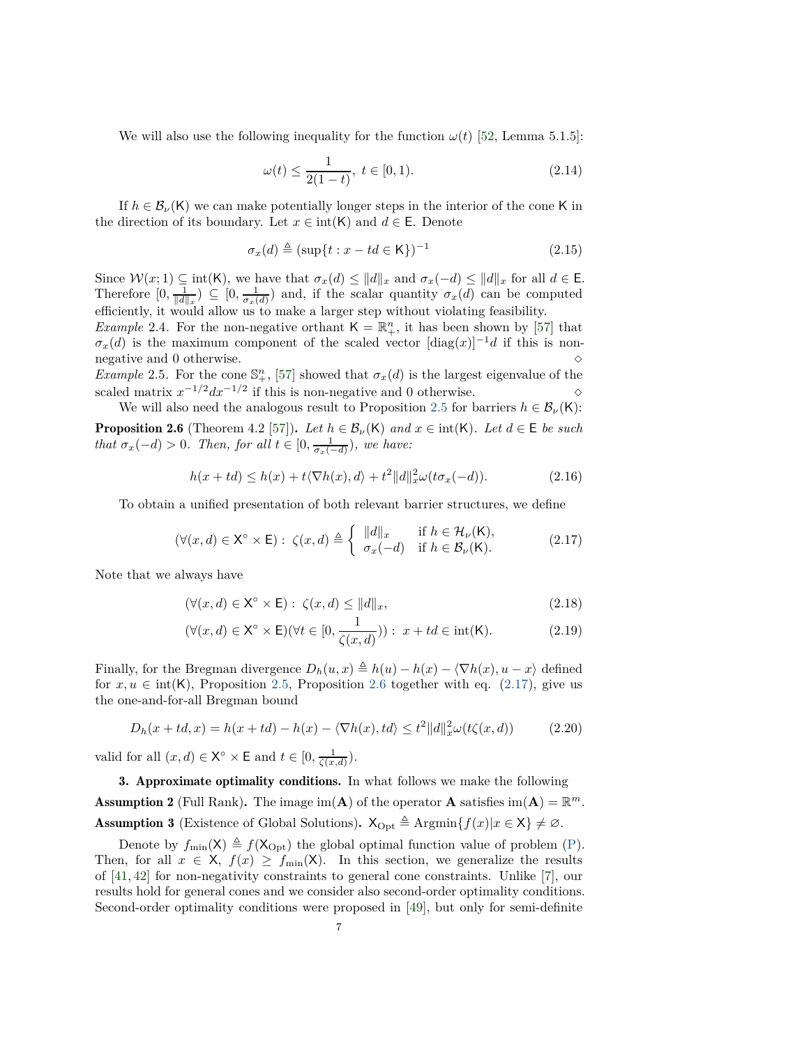We will also use the following inequality for the function $\omega(t)$ [52, Lemma 5.1.5]:

$$\omega(t) \leq \frac{1}{2(1-t)},\ t \in [0,1). \tag{2.14}$$

If $h \in \mathcal{B}_\nu(\mathsf{K})$ we can make potentially longer steps in the interior of the cone $\mathsf{K}$ in the direction of its boundary. Let $x \in \text{int}(\mathsf{K})$ and $d \in \mathsf{E}$. Denote

$$\sigma_x(d) \triangleq (\sup\{t : x - td \in \mathsf{K}\})^{-1} \tag{2.15}$$

Since $\mathcal{W}(x;1) \subseteq \text{int}(\mathsf{K})$, we have that $\sigma_x(d) \leq \|d\|_x$ and $\sigma_x(-d) \leq \|d\|_x$ for all $d \in \mathsf{E}$. Therefore $[0, \frac{1}{\|d\|_x}) \subseteq [0, \frac{1}{\sigma_x(d)})$ and, if the scalar quantity $\sigma_x(d)$ can be computed efficiently, it would allow us to make a larger step without violating feasibility.

*Example* 2.4. For the non-negative orthant $\mathsf{K} = \mathbb{R}^n_+$, it has been shown by [57] that $\sigma_x(d)$ is the maximum component of the scaled vector $[\text{diag}(x)]^{-1}d$ if this is non-negative and 0 otherwise. ◇

*Example* 2.5. For the cone $\mathbb{S}^n_+$, [57] showed that $\sigma_x(d)$ is the largest eigenvalue of the scaled matrix $x^{-1/2}dx^{-1/2}$ if this is non-negative and 0 otherwise. ◇

We will also need the analogous result to Proposition 2.5 for barriers $h \in \mathcal{B}_\nu(\mathsf{K})$:

**Proposition 2.6** (Theorem 4.2 [57]). *Let $h \in \mathcal{B}_\nu(\mathsf{K})$ and $x \in \text{int}(\mathsf{K})$. Let $d \in \mathsf{E}$ be such that $\sigma_x(-d) > 0$. Then, for all $t \in [0, \frac{1}{\sigma_x(-d)})$, we have:*

$$h(x+td) \leq h(x) + t\langle \nabla h(x), d\rangle + t^2\|d\|_x^2 \omega(t\sigma_x(-d)). \tag{2.16}$$

To obtain a unified presentation of both relevant barrier structures, we define

$$(\forall (x,d) \in \mathsf{X}^\circ \times \mathsf{E}) : \ \zeta(x,d) \triangleq \begin{cases} \|d\|_x & \text{if } h \in \mathcal{H}_\nu(\mathsf{K}), \\ \sigma_x(-d) & \text{if } h \in \mathcal{B}_\nu(\mathsf{K}). \end{cases} \tag{2.17}$$

Note that we always have

$$(\forall (x,d) \in \mathsf{X}^\circ \times \mathsf{E}) : \ \zeta(x,d) \leq \|d\|_x, \tag{2.18}$$

$$(\forall (x,d) \in \mathsf{X}^\circ \times \mathsf{E})(\forall t \in [0, \frac{1}{\zeta(x,d)})) : \ x + td \in \text{int}(\mathsf{K}). \tag{2.19}$$

Finally, for the Bregman divergence $D_h(u,x) \triangleq h(u) - h(x) - \langle \nabla h(x), u - x\rangle$ defined for $x, u \in \text{int}(\mathsf{K})$, Proposition 2.5, Proposition 2.6 together with eq. (2.17), give us the one-and-for-all Bregman bound

$$D_h(x+td,x) = h(x+td) - h(x) - \langle \nabla h(x), td\rangle \leq t^2\|d\|_x^2 \omega(t\zeta(x,d)) \tag{2.20}$$

valid for all $(x,d) \in \mathsf{X}^\circ \times \mathsf{E}$ and $t \in [0, \frac{1}{\zeta(x,d)})$.

## 3. Approximate optimality conditions.

In what follows we make the following

**Assumption 2** (Full Rank). The image $\text{im}(\mathbf{A})$ of the operator $\mathbf{A}$ satisfies $\text{im}(\mathbf{A}) = \mathbb{R}^m$.

**Assumption 3** (Existence of Global Solutions). $\mathsf{X}_{\text{Opt}} \triangleq \text{Argmin}\{f(x) | x \in \mathsf{X}\} \neq \varnothing$.

Denote by $f_{\min}(\mathsf{X}) \triangleq f(\mathsf{X}_{\text{Opt}})$ the global optimal function value of problem (P). Then, for all $x \in \mathsf{X}$, $f(x) \geq f_{\min}(\mathsf{X})$. In this section, we generalize the results of [41, 42] for non-negativity constraints to general cone constraints. Unlike [7], our results hold for general cones and we consider also second-order optimality conditions. Second-order optimality conditions were proposed in [49], but only for semi-definite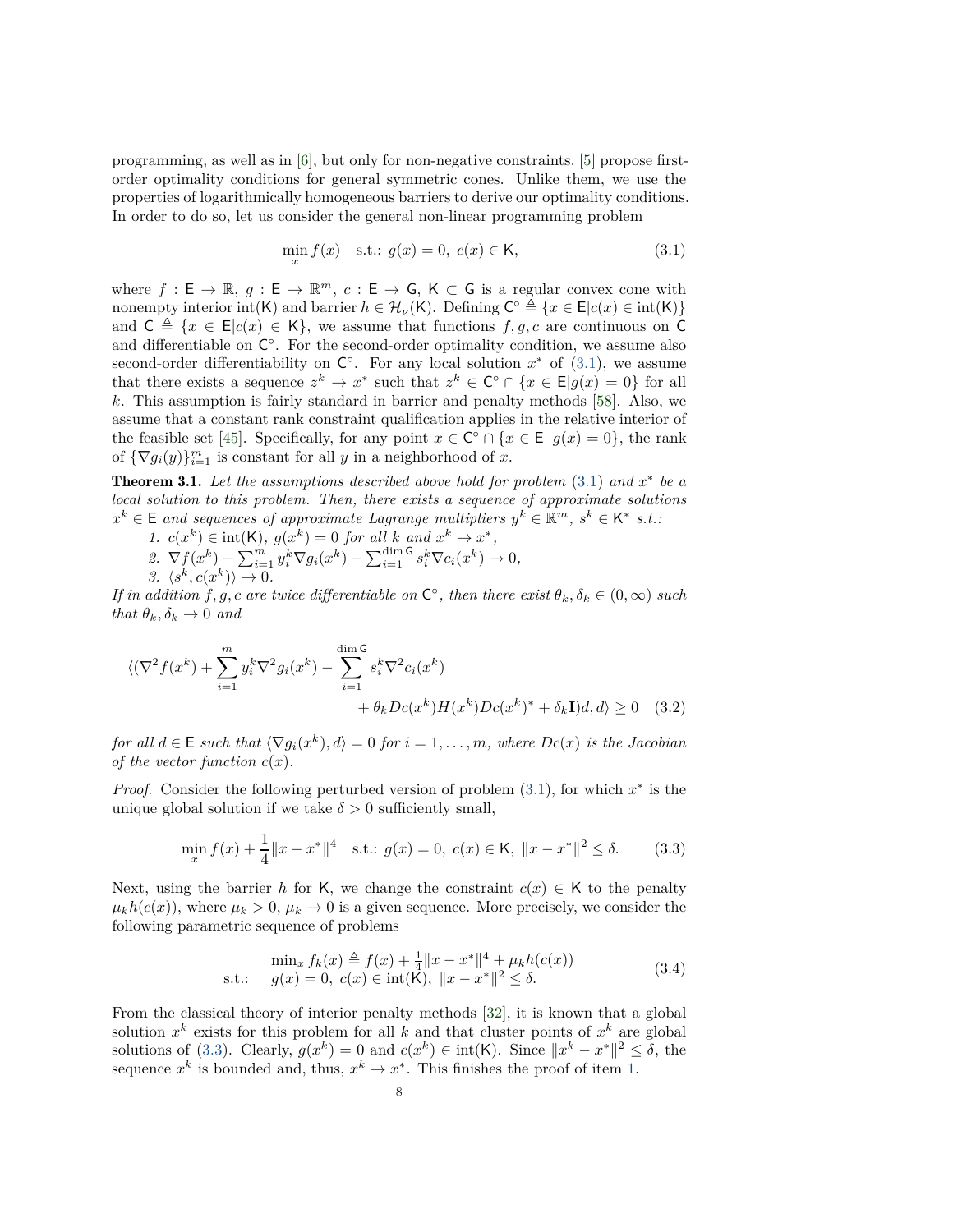programming, as well as in [6], but only for non-negative constraints. [5] propose first-order optimality conditions for general symmetric cones. Unlike them, we use the properties of logarithmically homogeneous barriers to derive our optimality conditions. In order to do so, let us consider the general non-linear programming problem

$$\min_x f(x) \quad \text{s.t.: } g(x) = 0,\ c(x) \in \mathsf{K}, \tag{3.1}$$

where $f : \mathsf{E} \to \mathbb{R}$, $g : \mathsf{E} \to \mathbb{R}^m$, $c : \mathsf{E} \to \mathsf{G}$, $\mathsf{K} \subset \mathsf{G}$ is a regular convex cone with nonempty interior $\mathrm{int}(\mathsf{K})$ and barrier $h \in \mathcal{H}_\nu(\mathsf{K})$. Defining $\mathsf{C}^\circ \triangleq \{x \in \mathsf{E} | c(x) \in \mathrm{int}(\mathsf{K})\}$ and $\mathsf{C} \triangleq \{x \in \mathsf{E} | c(x) \in \mathsf{K}\}$, we assume that functions $f, g, c$ are continuous on $\mathsf{C}$ and differentiable on $\mathsf{C}^\circ$. For the second-order optimality condition, we assume also second-order differentiability on $\mathsf{C}^\circ$. For any local solution $x^*$ of (3.1), we assume that there exists a sequence $z^k \to x^*$ such that $z^k \in \mathsf{C}^\circ \cap \{x \in \mathsf{E} | g(x) = 0\}$ for all $k$. This assumption is fairly standard in barrier and penalty methods [58]. Also, we assume that a constant rank constraint qualification applies in the relative interior of the feasible set [45]. Specifically, for any point $x \in \mathsf{C}^\circ \cap \{x \in \mathsf{E} |\ g(x) = 0\}$, the rank of $\{\nabla g_i(y)\}_{i=1}^m$ is constant for all $y$ in a neighborhood of $x$.

**Theorem 3.1.** *Let the assumptions described above hold for problem* (3.1) *and $x^*$ be a local solution to this problem. Then, there exists a sequence of approximate solutions $x^k \in \mathsf{E}$ and sequences of approximate Lagrange multipliers $y^k \in \mathbb{R}^m$, $s^k \in \mathsf{K}^*$ s.t.:*

1. *$c(x^k) \in \mathrm{int}(\mathsf{K})$, $g(x^k) = 0$ for all $k$ and $x^k \to x^*$,*
2. *$\nabla f(x^k) + \sum_{i=1}^m y_i^k \nabla g_i(x^k) - \sum_{i=1}^{\dim \mathsf{G}} s_i^k \nabla c_i(x^k) \to 0$,*
3. *$\langle s^k, c(x^k)\rangle \to 0$.*

*If in addition $f, g, c$ are twice differentiable on $\mathsf{C}^\circ$, then there exist $\theta_k, \delta_k \in (0, \infty)$ such that $\theta_k, \delta_k \to 0$ and*

$$\langle (\nabla^2 f(x^k) + \sum_{i=1}^m y_i^k \nabla^2 g_i(x^k) - \sum_{i=1}^{\dim \mathsf{G}} s_i^k \nabla^2 c_i(x^k) + \theta_k Dc(x^k) H(x^k) Dc(x^k)^* + \delta_k \mathbf{I}) d, d\rangle \geq 0 \tag{3.2}$$

*for all $d \in \mathsf{E}$ such that $\langle \nabla g_i(x^k), d\rangle = 0$ for $i = 1, \ldots, m$, where $Dc(x)$ is the Jacobian of the vector function $c(x)$.*

*Proof.* Consider the following perturbed version of problem (3.1), for which $x^*$ is the unique global solution if we take $\delta > 0$ sufficiently small,

$$\min_x f(x) + \frac{1}{4}\|x - x^*\|^4 \quad \text{s.t.: } g(x) = 0,\ c(x) \in \mathsf{K},\ \|x - x^*\|^2 \leq \delta. \tag{3.3}$$

Next, using the barrier $h$ for $\mathsf{K}$, we change the constraint $c(x) \in \mathsf{K}$ to the penalty $\mu_k h(c(x))$, where $\mu_k > 0$, $\mu_k \to 0$ is a given sequence. More precisely, we consider the following parametric sequence of problems

$$\begin{aligned} &\min\nolimits_x f_k(x) \triangleq f(x) + \tfrac{1}{4}\|x - x^*\|^4 + \mu_k h(c(x)) \\ \text{s.t.: } \quad &g(x) = 0,\ c(x) \in \mathrm{int}(\mathsf{K}),\ \|x - x^*\|^2 \leq \delta. \end{aligned} \tag{3.4}$$

From the classical theory of interior penalty methods [32], it is known that a global solution $x^k$ exists for this problem for all $k$ and that cluster points of $x^k$ are global solutions of (3.3). Clearly, $g(x^k) = 0$ and $c(x^k) \in \mathrm{int}(\mathsf{K})$. Since $\|x^k - x^*\|^2 \leq \delta$, the sequence $x^k$ is bounded and, thus, $x^k \to x^*$. This finishes the proof of item 1.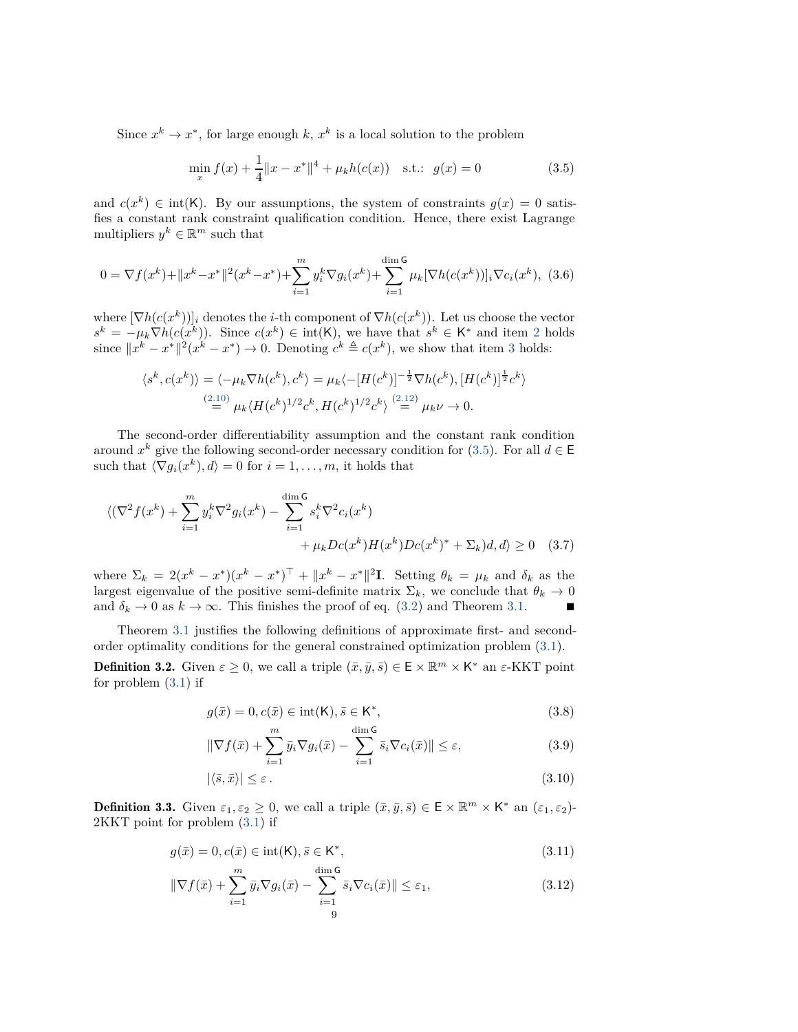Since $x^k \to x^*$, for large enough $k$, $x^k$ is a local solution to the problem

$$\min_{x} f(x) + \frac{1}{4}\|x - x^*\|^4 + \mu_k h(c(x)) \quad \text{s.t.:} \ \ g(x) = 0 \tag{3.5}$$

and $c(x^k) \in \text{int}(\mathsf{K})$. By our assumptions, the system of constraints $g(x) = 0$ satisfies a constant rank constraint qualification condition. Hence, there exist Lagrange multipliers $y^k \in \mathbb{R}^m$ such that

$$0 = \nabla f(x^k) + \|x^k - x^*\|^2(x^k - x^*) + \sum_{i=1}^{m} y_i^k \nabla g_i(x^k) + \sum_{i=1}^{\dim \mathsf{G}} \mu_k [\nabla h(c(x^k))]_i \nabla c_i(x^k), \tag{3.6}$$

where $[\nabla h(c(x^k))]_i$ denotes the $i$-th component of $\nabla h(c(x^k))$. Let us choose the vector $s^k = -\mu_k \nabla h(c(x^k))$. Since $c(x^k) \in \text{int}(\mathsf{K})$, we have that $s^k \in \mathsf{K}^*$ and item 2 holds since $\|x^k - x^*\|^2(x^k - x^*) \to 0$. Denoting $c^k \triangleq c(x^k)$, we show that item 3 holds:

$$\begin{aligned}\langle s^k, c(x^k)\rangle &= \langle -\mu_k \nabla h(c^k), c^k\rangle = \mu_k \langle -[H(c^k)]^{-\frac{1}{2}} \nabla h(c^k), [H(c^k)]^{\frac{1}{2}} c^k\rangle \\ &\overset{(2.10)}{=} \mu_k \langle H(c^k)^{1/2} c^k, H(c^k)^{1/2} c^k\rangle \overset{(2.12)}{=} \mu_k \nu \to 0.\end{aligned}$$

The second-order differentiability assumption and the constant rank condition around $x^k$ give the following second-order necessary condition for (3.5). For all $d \in \mathsf{E}$ such that $\langle \nabla g_i(x^k), d\rangle = 0$ for $i = 1, \ldots, m$, it holds that

$$\begin{aligned}\langle (\nabla^2 f(x^k) + \sum_{i=1}^{m} y_i^k \nabla^2 g_i(x^k) - \sum_{i=1}^{\dim \mathsf{G}} s_i^k \nabla^2 c_i(x^k) \\ + \mu_k Dc(x^k) H(x^k) Dc(x^k)^* + \Sigma_k) d, d\rangle \geq 0\end{aligned} \tag{3.7}$$

where $\Sigma_k = 2(x^k - x^*)(x^k - x^*)^\top + \|x^k - x^*\|^2 \mathbf{I}$. Setting $\theta_k = \mu_k$ and $\delta_k$ as the largest eigenvalue of the positive semi-definite matrix $\Sigma_k$, we conclude that $\theta_k \to 0$ and $\delta_k \to 0$ as $k \to \infty$. This finishes the proof of eq. (3.2) and Theorem 3.1. ■

Theorem 3.1 justifies the following definitions of approximate first- and second-order optimality conditions for the general constrained optimization problem (3.1).

**Definition 3.2.** Given $\varepsilon \geq 0$, we call a triple $(\bar{x}, \bar{y}, \bar{s}) \in \mathsf{E} \times \mathbb{R}^m \times \mathsf{K}^*$ an $\varepsilon$-KKT point for problem (3.1) if

$$g(\bar{x}) = 0, c(\bar{x}) \in \text{int}(\mathsf{K}), \bar{s} \in \mathsf{K}^*, \tag{3.8}$$

$$\|\nabla f(\bar{x}) + \sum_{i=1}^{m} \bar{y}_i \nabla g_i(\bar{x}) - \sum_{i=1}^{\dim \mathsf{G}} \bar{s}_i \nabla c_i(\bar{x})\| \leq \varepsilon, \tag{3.9}$$

$$|\langle \bar{s}, \bar{x}\rangle| \leq \varepsilon\,. \tag{3.10}$$

**Definition 3.3.** Given $\varepsilon_1, \varepsilon_2 \geq 0$, we call a triple $(\bar{x}, \bar{y}, \bar{s}) \in \mathsf{E} \times \mathbb{R}^m \times \mathsf{K}^*$ an $(\varepsilon_1, \varepsilon_2)$-2KKT point for problem (3.1) if

$$g(\bar{x}) = 0, c(\bar{x}) \in \text{int}(\mathsf{K}), \bar{s} \in \mathsf{K}^*, \tag{3.11}$$

$$\|\nabla f(\bar{x}) + \sum_{i=1}^{m} \bar{y}_i \nabla g_i(\bar{x}) - \sum_{i=1}^{\dim \mathsf{G}} \bar{s}_i \nabla c_i(\bar{x})\| \leq \varepsilon_1, \tag{3.12}$$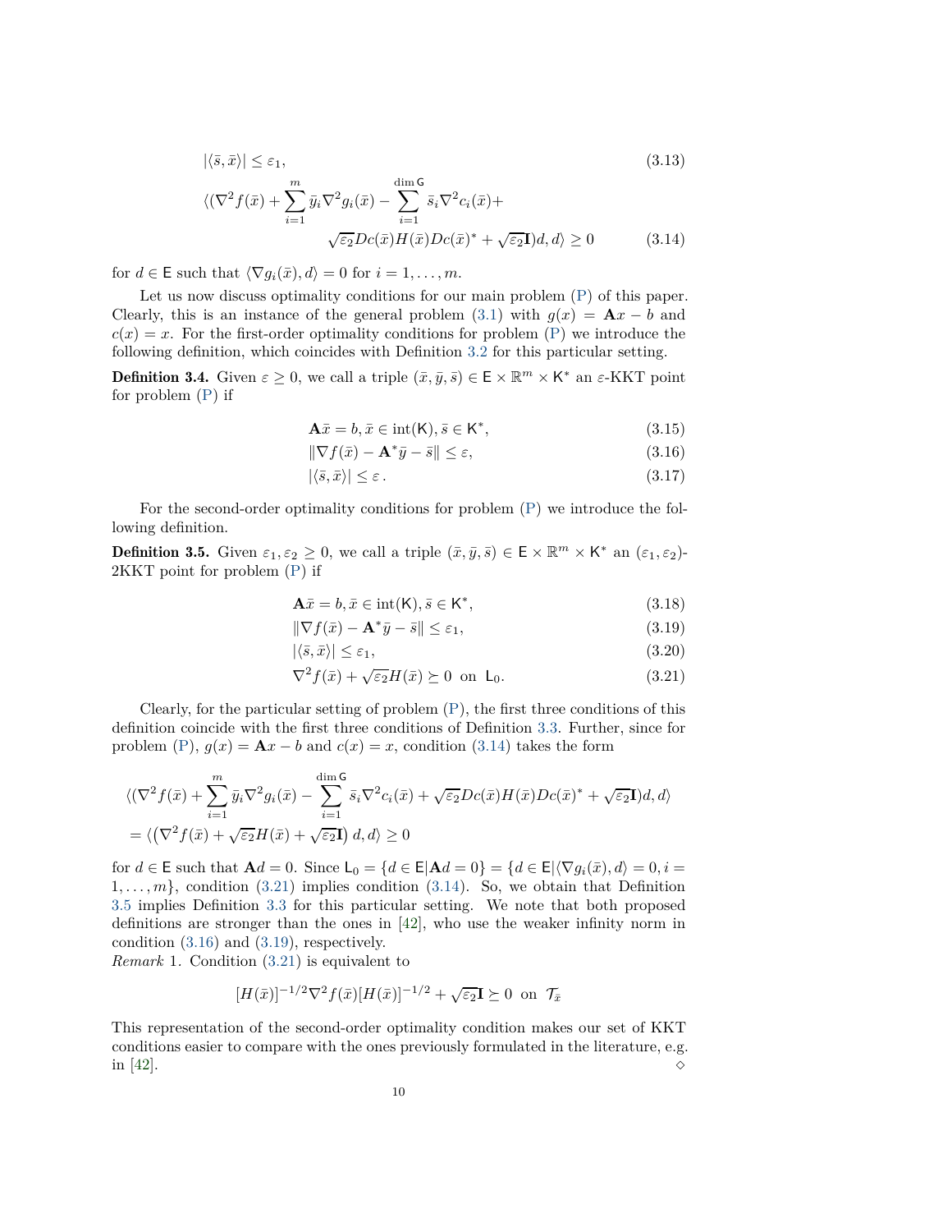$$|\langle \bar{s}, \bar{x}\rangle| \leq \varepsilon_1, \tag{3.13}$$

$$\langle (\nabla^2 f(\bar{x}) + \sum_{i=1}^{m} \bar{y}_i \nabla^2 g_i(\bar{x}) - \sum_{i=1}^{\dim \mathsf{G}} \bar{s}_i \nabla^2 c_i(\bar{x}) + \sqrt{\varepsilon_2} Dc(\bar{x}) H(\bar{x}) Dc(\bar{x})^* + \sqrt{\varepsilon_2}\mathbf{I})d, d\rangle \geq 0 \tag{3.14}$$

for $d \in \mathsf{E}$ such that $\langle \nabla g_i(\bar{x}), d\rangle = 0$ for $i = 1, \ldots, m$.

Let us now discuss optimality conditions for our main problem (P) of this paper. Clearly, this is an instance of the general problem (3.1) with $g(x) = \mathbf{A}x - b$ and $c(x) = x$. For the first-order optimality conditions for problem (P) we introduce the following definition, which coincides with Definition 3.2 for this particular setting.

**Definition 3.4.** Given $\varepsilon \geq 0$, we call a triple $(\bar{x}, \bar{y}, \bar{s}) \in \mathsf{E} \times \mathbb{R}^m \times \mathsf{K}^*$ an $\varepsilon$-KKT point for problem (P) if

$$\mathbf{A}\bar{x} = b, \bar{x} \in \mathrm{int}(\mathsf{K}), \bar{s} \in \mathsf{K}^*, \tag{3.15}$$

$$\|\nabla f(\bar{x}) - \mathbf{A}^*\bar{y} - \bar{s}\| \leq \varepsilon, \tag{3.16}$$

$$|\langle \bar{s}, \bar{x}\rangle| \leq \varepsilon\,. \tag{3.17}$$

For the second-order optimality conditions for problem (P) we introduce the following definition.

**Definition 3.5.** Given $\varepsilon_1, \varepsilon_2 \geq 0$, we call a triple $(\bar{x}, \bar{y}, \bar{s}) \in \mathsf{E} \times \mathbb{R}^m \times \mathsf{K}^*$ an $(\varepsilon_1, \varepsilon_2)$-2KKT point for problem (P) if

$$\mathbf{A}\bar{x} = b, \bar{x} \in \mathrm{int}(\mathsf{K}), \bar{s} \in \mathsf{K}^*, \tag{3.18}$$

$$\|\nabla f(\bar{x}) - \mathbf{A}^*\bar{y} - \bar{s}\| \leq \varepsilon_1, \tag{3.19}$$

$$|\langle \bar{s}, \bar{x}\rangle| \leq \varepsilon_1, \tag{3.20}$$

$$\nabla^2 f(\bar{x}) + \sqrt{\varepsilon_2} H(\bar{x}) \succeq 0 \;\text{ on }\; \mathsf{L}_0. \tag{3.21}$$

Clearly, for the particular setting of problem (P), the first three conditions of this definition coincide with the first three conditions of Definition 3.3. Further, since for problem (P), $g(x) = \mathbf{A}x - b$ and $c(x) = x$, condition (3.14) takes the form

$$\begin{aligned}
&\langle (\nabla^2 f(\bar{x}) + \sum_{i=1}^{m} \bar{y}_i \nabla^2 g_i(\bar{x}) - \sum_{i=1}^{\dim \mathsf{G}} \bar{s}_i \nabla^2 c_i(\bar{x}) + \sqrt{\varepsilon_2} Dc(\bar{x}) H(\bar{x}) Dc(\bar{x})^* + \sqrt{\varepsilon_2}\mathbf{I})d, d\rangle \\
&= \langle \left(\nabla^2 f(\bar{x}) + \sqrt{\varepsilon_2} H(\bar{x}) + \sqrt{\varepsilon_2}\mathbf{I}\right) d, d\rangle \geq 0
\end{aligned}$$

for $d \in \mathsf{E}$ such that $\mathbf{A}d = 0$. Since $\mathsf{L}_0 = \{d \in \mathsf{E} | \mathbf{A}d = 0\} = \{d \in \mathsf{E} | \langle \nabla g_i(\bar{x}), d\rangle = 0, i = 1, \ldots, m\}$, condition (3.21) implies condition (3.14). So, we obtain that Definition 3.5 implies Definition 3.3 for this particular setting. We note that both proposed definitions are stronger than the ones in [42], who use the weaker infinity norm in condition (3.16) and (3.19), respectively.

*Remark* 1. Condition (3.21) is equivalent to

$$[H(\bar{x})]^{-1/2} \nabla^2 f(\bar{x}) [H(\bar{x})]^{-1/2} + \sqrt{\varepsilon_2}\mathbf{I} \succeq 0 \;\text{ on }\; \mathcal{T}_{\bar{x}}$$

This representation of the second-order optimality condition makes our set of KKT conditions easier to compare with the ones previously formulated in the literature, e.g. in [42]. ◇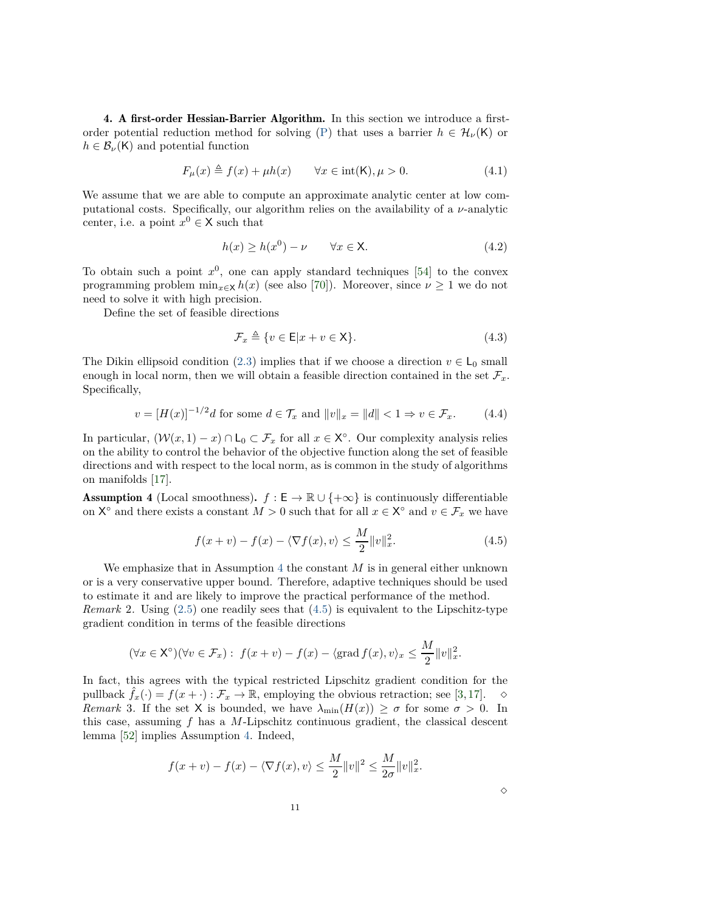## 4. A first-order Hessian-Barrier Algorithm.

In this section we introduce a first-order potential reduction method for solving (P) that uses a barrier $h \in \mathcal{H}_\nu(\mathsf{K})$ or $h \in \mathcal{B}_\nu(\mathsf{K})$ and potential function

$$F_\mu(x) \triangleq f(x) + \mu h(x) \qquad \forall x \in \operatorname{int}(\mathsf{K}), \mu > 0. \tag{4.1}$$

We assume that we are able to compute an approximate analytic center at low computational costs. Specifically, our algorithm relies on the availability of a $\nu$-analytic center, i.e. a point $x^0 \in \mathsf{X}$ such that

$$h(x) \geq h(x^0) - \nu \qquad \forall x \in \mathsf{X}. \tag{4.2}$$

To obtain such a point $x^0$, one can apply standard techniques [54] to the convex programming problem $\min_{x \in \mathsf{X}} h(x)$ (see also [70]). Moreover, since $\nu \geq 1$ we do not need to solve it with high precision.

Define the set of feasible directions

$$\mathcal{F}_x \triangleq \{v \in \mathsf{E} | x + v \in \mathsf{X}\}. \tag{4.3}$$

The Dikin ellipsoid condition (2.3) implies that if we choose a direction $v \in \mathsf{L}_0$ small enough in local norm, then we will obtain a feasible direction contained in the set $\mathcal{F}_x$. Specifically,

$$v = [H(x)]^{-1/2} d \text{ for some } d \in \mathcal{T}_x \text{ and } \|v\|_x = \|d\| < 1 \Rightarrow v \in \mathcal{F}_x. \tag{4.4}$$

In particular, $(\mathcal{W}(x, 1) - x) \cap \mathsf{L}_0 \subset \mathcal{F}_x$ for all $x \in \mathsf{X}^\circ$. Our complexity analysis relies on the ability to control the behavior of the objective function along the set of feasible directions and with respect to the local norm, as is common in the study of algorithms on manifolds [17].

**Assumption 4** (Local smoothness)**.** $f : \mathsf{E} \to \mathbb{R} \cup \{+\infty\}$ is continuously differentiable on $\mathsf{X}^\circ$ and there exists a constant $M > 0$ such that for all $x \in \mathsf{X}^\circ$ and $v \in \mathcal{F}_x$ we have

$$f(x + v) - f(x) - \langle \nabla f(x), v \rangle \leq \frac{M}{2} \|v\|_x^2. \tag{4.5}$$

We emphasize that in Assumption 4 the constant $M$ is in general either unknown or is a very conservative upper bound. Therefore, adaptive techniques should be used to estimate it and are likely to improve the practical performance of the method.

*Remark* 2. Using (2.5) one readily sees that (4.5) is equivalent to the Lipschitz-type gradient condition in terms of the feasible directions

$$(\forall x \in \mathsf{X}^\circ)(\forall v \in \mathcal{F}_x): \; f(x + v) - f(x) - \langle \operatorname{grad} f(x), v \rangle_x \leq \frac{M}{2} \|v\|_x^2.$$

In fact, this agrees with the typical restricted Lipschitz gradient condition for the pullback $\hat{f}_x(\cdot) = f(x + \cdot) : \mathcal{F}_x \to \mathbb{R}$, employing the obvious retraction; see [3,17]. $\diamond$

*Remark* 3. If the set $\mathsf{X}$ is bounded, we have $\lambda_{\min}(H(x)) \geq \sigma$ for some $\sigma > 0$. In this case, assuming $f$ has a $M$-Lipschitz continuous gradient, the classical descent lemma [52] implies Assumption 4. Indeed,

$$f(x + v) - f(x) - \langle \nabla f(x), v \rangle \leq \frac{M}{2} \|v\|^2 \leq \frac{M}{2\sigma} \|v\|_x^2.$$

$\diamond$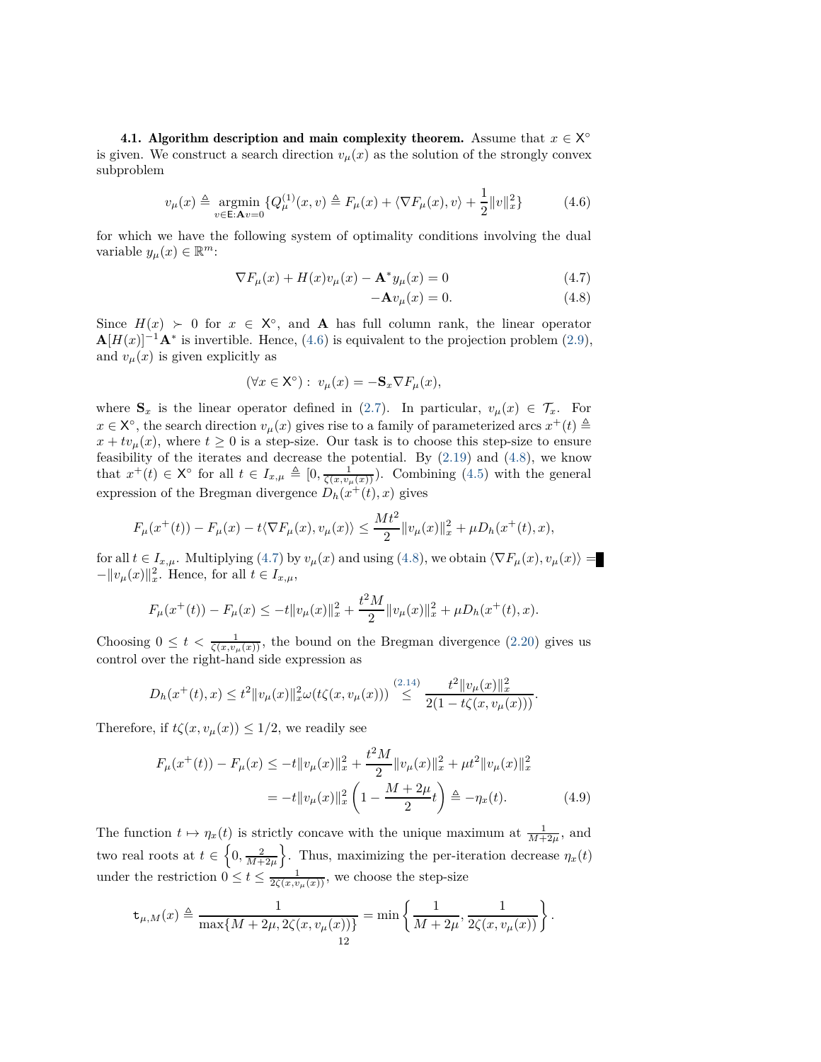**4.1. Algorithm description and main complexity theorem.** Assume that $x \in \mathsf{X}^\circ$ is given. We construct a search direction $v_\mu(x)$ as the solution of the strongly convex subproblem

$$v_\mu(x) \triangleq \underset{v \in \mathsf{E}: \mathbf{A}v=0}{\operatorname{argmin}} \{Q_\mu^{(1)}(x, v) \triangleq F_\mu(x) + \langle \nabla F_\mu(x), v \rangle + \frac{1}{2}\|v\|_x^2\} \tag{4.6}$$

for which we have the following system of optimality conditions involving the dual variable $y_\mu(x) \in \mathbb{R}^m$:

$$\nabla F_\mu(x) + H(x)v_\mu(x) - \mathbf{A}^* y_\mu(x) = 0 \tag{4.7}$$

$$-\mathbf{A}v_\mu(x) = 0. \tag{4.8}$$

Since $H(x) \succ 0$ for $x \in \mathsf{X}^\circ$, and $\mathbf{A}$ has full column rank, the linear operator $\mathbf{A}[H(x)]^{-1}\mathbf{A}^*$ is invertible. Hence, (4.6) is equivalent to the projection problem (2.9), and $v_\mu(x)$ is given explicitly as

$$(\forall x \in \mathsf{X}^\circ): \; v_\mu(x) = -\mathbf{S}_x \nabla F_\mu(x),$$

where $\mathbf{S}_x$ is the linear operator defined in (2.7). In particular, $v_\mu(x) \in \mathcal{T}_x$. For $x \in \mathsf{X}^\circ$, the search direction $v_\mu(x)$ gives rise to a family of parameterized arcs $x^+(t) \triangleq x + tv_\mu(x)$, where $t \geq 0$ is a step-size. Our task is to choose this step-size to ensure feasibility of the iterates and decrease the potential. By (2.19) and (4.8), we know that $x^+(t) \in \mathsf{X}^\circ$ for all $t \in I_{x,\mu} \triangleq [0, \frac{1}{\zeta(x, v_\mu(x))})$. Combining (4.5) with the general expression of the Bregman divergence $D_h(x^+(t), x)$ gives

$$F_\mu(x^+(t)) - F_\mu(x) - t\langle \nabla F_\mu(x), v_\mu(x) \rangle \leq \frac{Mt^2}{2}\|v_\mu(x)\|_x^2 + \mu D_h(x^+(t), x),$$

for all $t \in I_{x,\mu}$. Multiplying (4.7) by $v_\mu(x)$ and using (4.8), we obtain $\langle \nabla F_\mu(x), v_\mu(x) \rangle = -\|v_\mu(x)\|_x^2$. Hence, for all $t \in I_{x,\mu}$,

$$F_\mu(x^+(t)) - F_\mu(x) \leq -t\|v_\mu(x)\|_x^2 + \frac{t^2 M}{2}\|v_\mu(x)\|_x^2 + \mu D_h(x^+(t), x).$$

Choosing $0 \leq t < \frac{1}{\zeta(x, v_\mu(x))}$, the bound on the Bregman divergence (2.20) gives us control over the right-hand side expression as

$$D_h(x^+(t), x) \leq t^2\|v_\mu(x)\|_x^2 \omega(t\zeta(x, v_\mu(x))) \overset{(2.14)}{\leq} \frac{t^2\|v_\mu(x)\|_x^2}{2(1 - t\zeta(x, v_\mu(x)))}.$$

Therefore, if $t\zeta(x, v_\mu(x)) \leq 1/2$, we readily see

$$\begin{aligned} F_\mu(x^+(t)) - F_\mu(x) &\leq -t\|v_\mu(x)\|_x^2 + \frac{t^2 M}{2}\|v_\mu(x)\|_x^2 + \mu t^2\|v_\mu(x)\|_x^2 \\ &= -t\|v_\mu(x)\|_x^2 \left(1 - \frac{M + 2\mu}{2}t\right) \triangleq -\eta_x(t). \end{aligned} \tag{4.9}$$

The function $t \mapsto \eta_x(t)$ is strictly concave with the unique maximum at $\frac{1}{M+2\mu}$, and two real roots at $t \in \left\{0, \frac{2}{M+2\mu}\right\}$. Thus, maximizing the per-iteration decrease $\eta_x(t)$ under the restriction $0 \leq t \leq \frac{1}{2\zeta(x, v_\mu(x))}$, we choose the step-size

$$\mathtt{t}_{\mu,M}(x) \triangleq \frac{1}{\max\{M + 2\mu, 2\zeta(x, v_\mu(x))\}} = \min\left\{\frac{1}{M + 2\mu}, \frac{1}{2\zeta(x, v_\mu(x))}\right\}.$$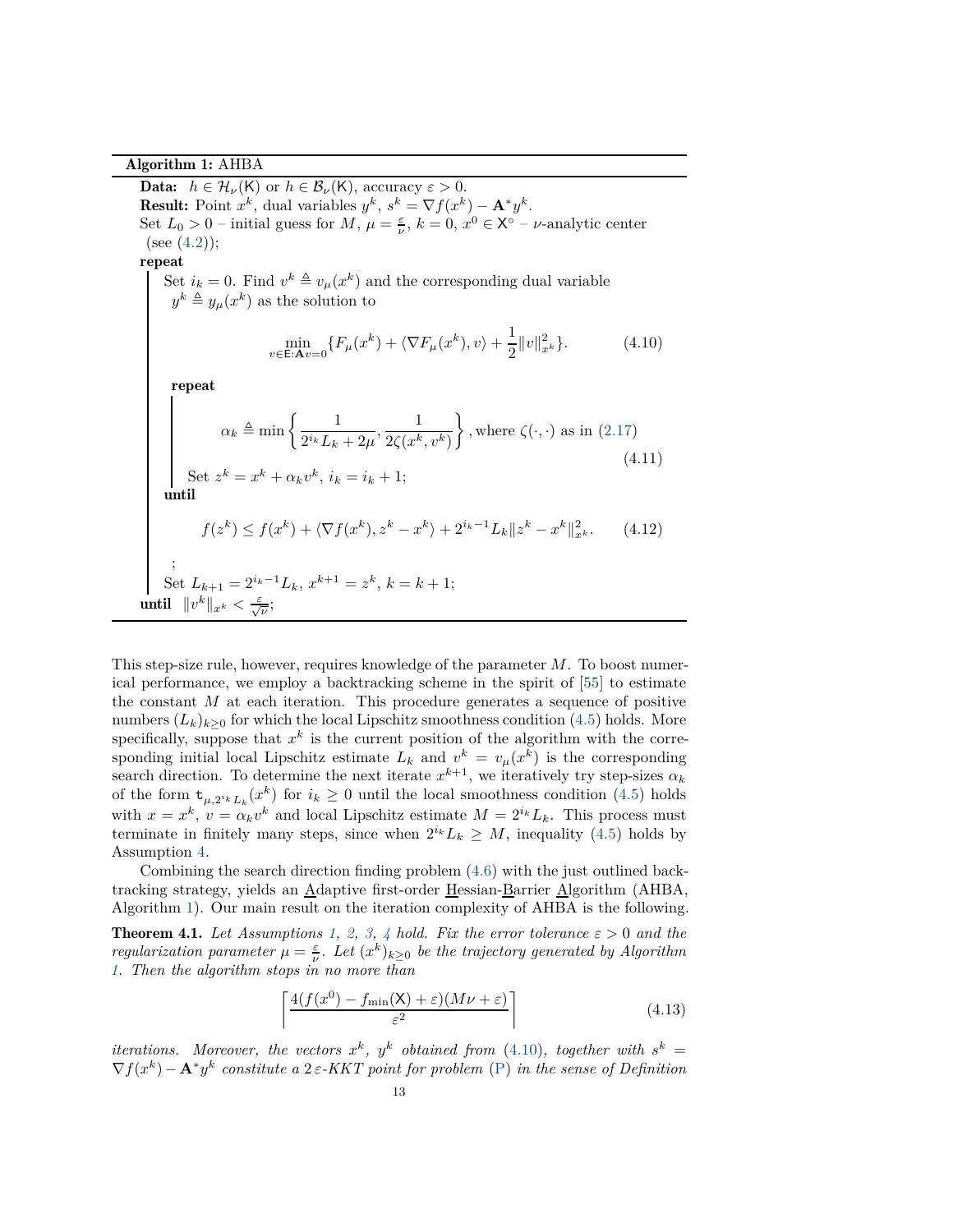**Algorithm 1:** AHBA

**Data:** $h \in \mathcal{H}_\nu(\mathsf{K})$ or $h \in \mathcal{B}_\nu(\mathsf{K})$, accuracy $\varepsilon > 0$.
**Result:** Point $x^k$, dual variables $y^k$, $s^k = \nabla f(x^k) - \mathbf{A}^* y^k$.
Set $L_0 > 0$ – initial guess for $M$, $\mu = \frac{\varepsilon}{\nu}$, $k = 0$, $x^0 \in \mathsf{X}^\circ$ – $\nu$-analytic center (see (4.2));
**repeat**
  Set $i_k = 0$. Find $v^k \triangleq v_\mu(x^k)$ and the corresponding dual variable $y^k \triangleq y_\mu(x^k)$ as the solution to

$$\min_{v \in \mathsf{E}: \mathbf{A}v = 0} \{F_\mu(x^k) + \langle \nabla F_\mu(x^k), v\rangle + \frac{1}{2}\|v\|^2_{x^k}\}. \tag{4.10}$$

  **repeat**

$$\alpha_k \triangleq \min\left\{\frac{1}{2^{i_k}L_k + 2\mu}, \frac{1}{2\zeta(x^k, v^k)}\right\}, \text{where } \zeta(\cdot,\cdot) \text{ as in (2.17)} \tag{4.11}$$

   Set $z^k = x^k + \alpha_k v^k$, $i_k = i_k + 1$;
  **until**

$$f(z^k) \le f(x^k) + \langle \nabla f(x^k), z^k - x^k\rangle + 2^{i_k - 1}L_k\|z^k - x^k\|^2_{x^k}. \tag{4.12}$$

  ;
  Set $L_{k+1} = 2^{i_k - 1}L_k$, $x^{k+1} = z^k$, $k = k + 1$;
**until** $\|v^k\|_{x^k} < \frac{\varepsilon}{\sqrt{\nu}}$;

This step-size rule, however, requires knowledge of the parameter $M$. To boost numerical performance, we employ a backtracking scheme in the spirit of [55] to estimate the constant $M$ at each iteration. This procedure generates a sequence of positive numbers $(L_k)_{k\ge 0}$ for which the local Lipschitz smoothness condition (4.5) holds. More specifically, suppose that $x^k$ is the current position of the algorithm with the corresponding initial local Lipschitz estimate $L_k$ and $v^k = v_\mu(x^k)$ is the corresponding search direction. To determine the next iterate $x^{k+1}$, we iteratively try step-sizes $\alpha_k$ of the form $\mathtt{t}_{\mu, 2^{i_k}L_k}(x^k)$ for $i_k \ge 0$ until the local smoothness condition (4.5) holds with $x = x^k$, $v = \alpha_k v^k$ and local Lipschitz estimate $M = 2^{i_k}L_k$. This process must terminate in finitely many steps, since when $2^{i_k}L_k \ge M$, inequality (4.5) holds by Assumption 4.

Combining the search direction finding problem (4.6) with the just outlined backtracking strategy, yields an Adaptive first-order Hessian-Barrier Algorithm (AHBA, Algorithm 1). Our main result on the iteration complexity of AHBA is the following.

**Theorem 4.1.** *Let Assumptions 1, 2, 3, 4 hold. Fix the error tolerance $\varepsilon > 0$ and the regularization parameter $\mu = \frac{\varepsilon}{\nu}$. Let $(x^k)_{k\ge 0}$ be the trajectory generated by Algorithm 1. Then the algorithm stops in no more than*

$$\left\lceil \frac{4(f(x^0) - f_{\min}(\mathsf{X}) + \varepsilon)(M\nu + \varepsilon)}{\varepsilon^2} \right\rceil \tag{4.13}$$

*iterations. Moreover, the vectors $x^k$, $y^k$ obtained from (4.10), together with $s^k = \nabla f(x^k) - \mathbf{A}^* y^k$ constitute a $2\,\varepsilon$-KKT point for problem (P) in the sense of Definition*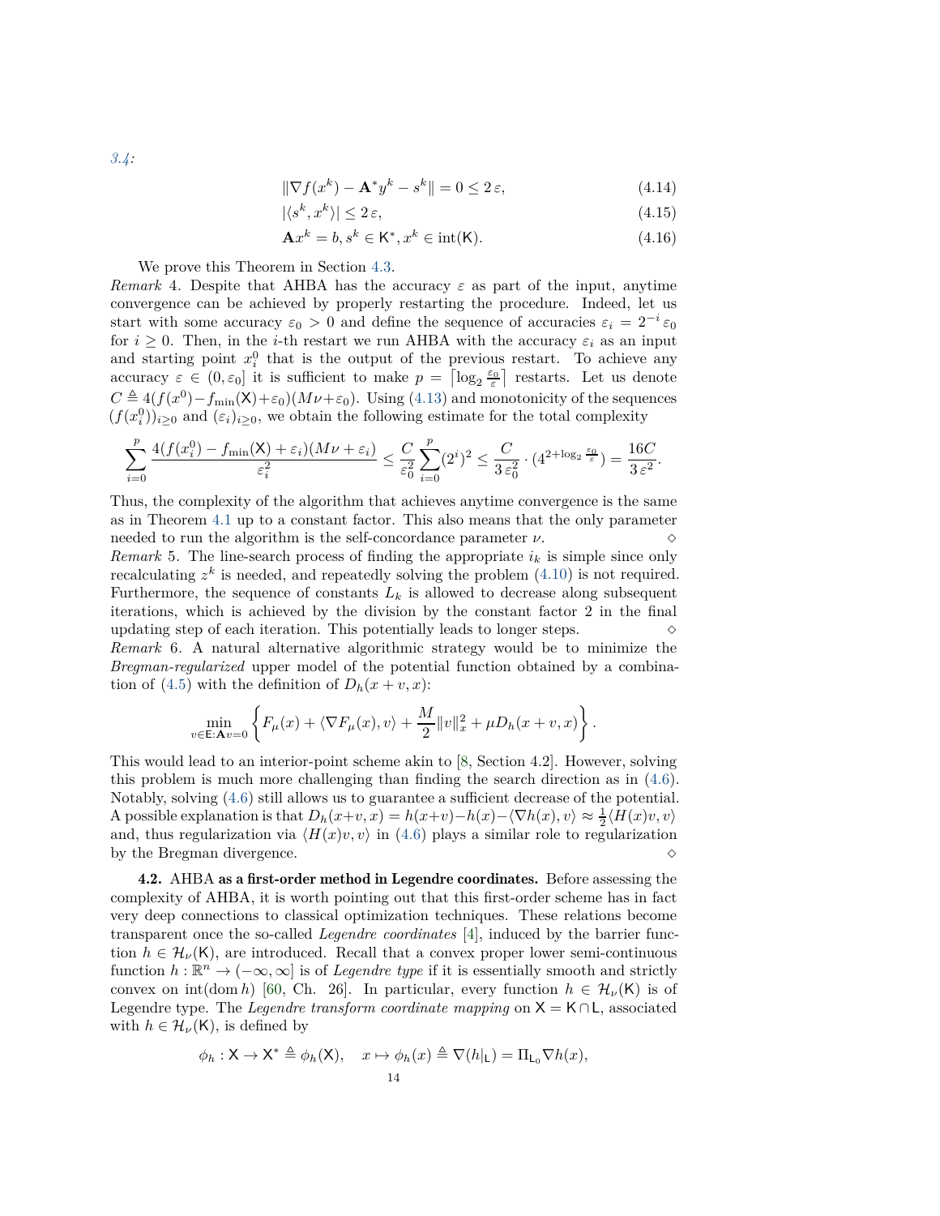3.4:

$$
\|\nabla f(x^k) - \mathbf{A}^* y^k - s^k\| = 0 \leq 2\,\varepsilon, \tag{4.14}
$$

$$
|\langle s^k, x^k\rangle| \leq 2\,\varepsilon, \tag{4.15}
$$

$$
\mathbf{A}x^k = b, s^k \in \mathsf{K}^*, x^k \in \mathrm{int}(\mathsf{K}). \tag{4.16}
$$

We prove this Theorem in Section 4.3.

*Remark* 4. Despite that AHBA has the accuracy $\varepsilon$ as part of the input, anytime convergence can be achieved by properly restarting the procedure. Indeed, let us start with some accuracy $\varepsilon_0 > 0$ and define the sequence of accuracies $\varepsilon_i = 2^{-i}\varepsilon_0$ for $i \geq 0$. Then, in the $i$-th restart we run AHBA with the accuracy $\varepsilon_i$ as an input and starting point $x_i^0$ that is the output of the previous restart. To achieve any accuracy $\varepsilon \in (0, \varepsilon_0]$ it is sufficient to make $p = \lceil \log_2 \frac{\varepsilon_0}{\varepsilon} \rceil$ restarts. Let us denote $C \triangleq 4(f(x^0) - f_{\min}(\mathsf{X}) + \varepsilon_0)(M\nu + \varepsilon_0)$. Using (4.13) and monotonicity of the sequences $(f(x_i^0))_{i\geq 0}$ and $(\varepsilon_i)_{i\geq 0}$, we obtain the following estimate for the total complexity

$$
\sum_{i=0}^{p} \frac{4(f(x_i^0) - f_{\min}(\mathsf{X}) + \varepsilon_i)(M\nu + \varepsilon_i)}{\varepsilon_i^2} \leq \frac{C}{\varepsilon_0^2} \sum_{i=0}^{p} (2^i)^2 \leq \frac{C}{3\,\varepsilon_0^2} \cdot (4^{2+\log_2 \frac{\varepsilon_0}{\varepsilon}}) = \frac{16C}{3\,\varepsilon^2}.
$$

Thus, the complexity of the algorithm that achieves anytime convergence is the same as in Theorem 4.1 up to a constant factor. This also means that the only parameter needed to run the algorithm is the self-concordance parameter $\nu$. ◇

*Remark* 5. The line-search process of finding the appropriate $i_k$ is simple since only recalculating $z^k$ is needed, and repeatedly solving the problem (4.10) is not required. Furthermore, the sequence of constants $L_k$ is allowed to decrease along subsequent iterations, which is achieved by the division by the constant factor 2 in the final updating step of each iteration. This potentially leads to longer steps. ◇

*Remark* 6. A natural alternative algorithmic strategy would be to minimize the *Bregman-regularized* upper model of the potential function obtained by a combination of (4.5) with the definition of $D_h(x + v, x)$:

$$
\min_{v \in \mathsf{E}:\mathbf{A}v=0} \left\{ F_\mu(x) + \langle \nabla F_\mu(x), v\rangle + \frac{M}{2}\|v\|_x^2 + \mu D_h(x+v, x) \right\}.
$$

This would lead to an interior-point scheme akin to [8, Section 4.2]. However, solving this problem is much more challenging than finding the search direction as in (4.6). Notably, solving (4.6) still allows us to guarantee a sufficient decrease of the potential. A possible explanation is that $D_h(x+v, x) = h(x+v) - h(x) - \langle \nabla h(x), v\rangle \approx \frac{1}{2}\langle H(x)v, v\rangle$ and, thus regularization via $\langle H(x)v, v\rangle$ in (4.6) plays a similar role to regularization by the Bregman divergence. ◇

**4.2.** AHBA **as a first-order method in Legendre coordinates.** Before assessing the complexity of AHBA, it is worth pointing out that this first-order scheme has in fact very deep connections to classical optimization techniques. These relations become transparent once the so-called *Legendre coordinates* [4], induced by the barrier function $h \in \mathcal{H}_\nu(\mathsf{K})$, are introduced. Recall that a convex proper lower semi-continuous function $h : \mathbb{R}^n \to (-\infty, \infty]$ is of *Legendre type* if it is essentially smooth and strictly convex on $\mathrm{int}(\mathrm{dom}\, h)$ [60, Ch. 26]. In particular, every function $h \in \mathcal{H}_\nu(\mathsf{K})$ is of Legendre type. The *Legendre transform coordinate mapping* on $\mathsf{X} = \mathsf{K} \cap \mathsf{L}$, associated with $h \in \mathcal{H}_\nu(\mathsf{K})$, is defined by

$$
\phi_h : \mathsf{X} \to \mathsf{X}^* \triangleq \phi_h(\mathsf{X}), \quad x \mapsto \phi_h(x) \triangleq \nabla(h|_{\mathsf{L}}) = \Pi_{\mathsf{L}_0} \nabla h(x),
$$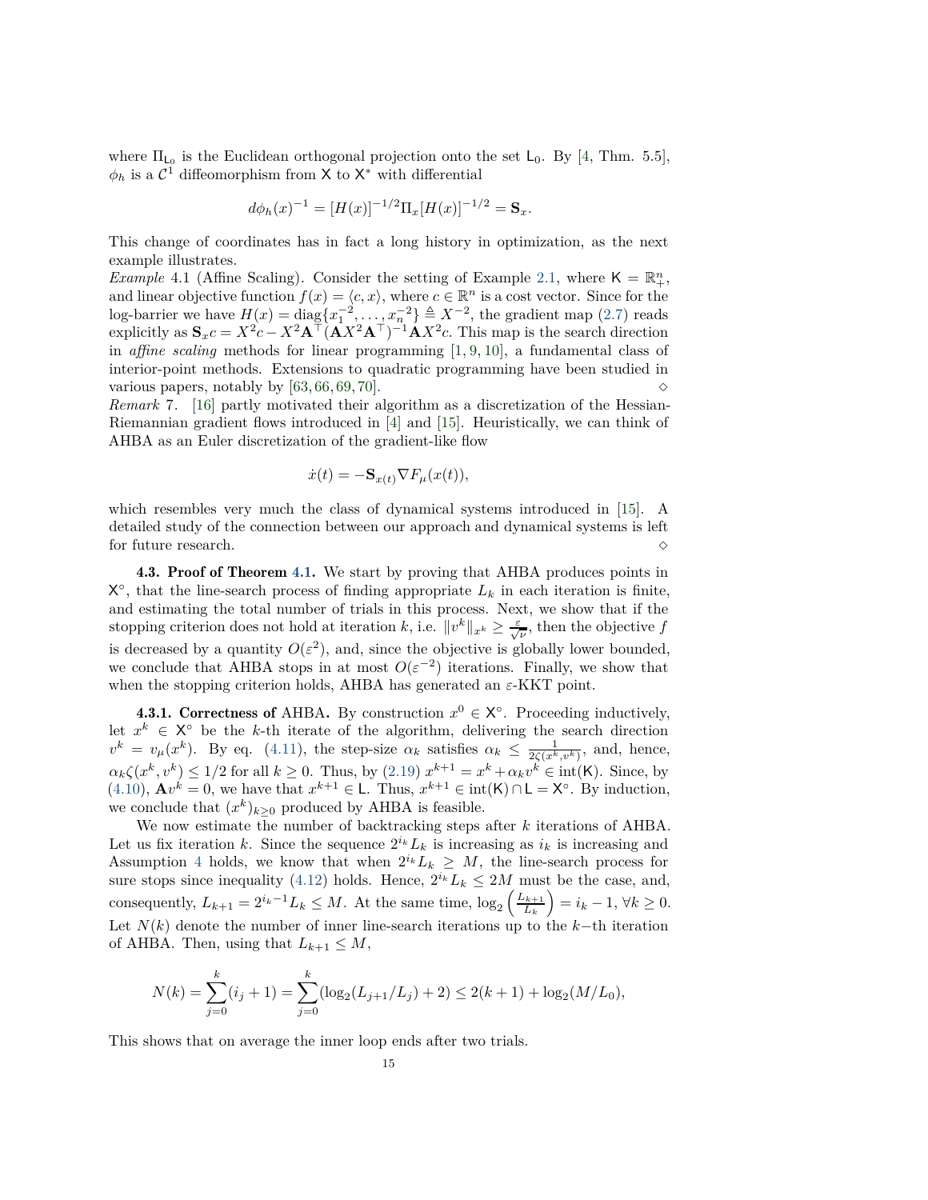where $\Pi_{\mathsf{L}_0}$ is the Euclidean orthogonal projection onto the set $\mathsf{L}_0$. By [4, Thm. 5.5], $\phi_h$ is a $\mathcal{C}^1$ diffeomorphism from $\mathsf{X}$ to $\mathsf{X}^*$ with differential

$$d\phi_h(x)^{-1} = [H(x)]^{-1/2}\Pi_x[H(x)]^{-1/2} = \mathbf{S}_x.$$

This change of coordinates has in fact a long history in optimization, as the next example illustrates.

*Example* 4.1 (Affine Scaling). Consider the setting of Example 2.1, where $\mathsf{K} = \mathbb{R}^n_+$, and linear objective function $f(x) = \langle c, x\rangle$, where $c \in \mathbb{R}^n$ is a cost vector. Since for the log-barrier we have $H(x) = \operatorname{diag}\{x_1^{-2}, \dots, x_n^{-2}\} \triangleq X^{-2}$, the gradient map (2.7) reads explicitly as $\mathbf{S}_x c = X^2 c - X^2\mathbf{A}^\top(\mathbf{A}X^2\mathbf{A}^\top)^{-1}\mathbf{A}X^2 c$. This map is the search direction in *affine scaling* methods for linear programming [1, 9, 10], a fundamental class of interior-point methods. Extensions to quadratic programming have been studied in various papers, notably by [63, 66, 69, 70]. $\diamond$

*Remark* 7. [16] partly motivated their algorithm as a discretization of the Hessian-Riemannian gradient flows introduced in [4] and [15]. Heuristically, we can think of AHBA as an Euler discretization of the gradient-like flow

$$\dot{x}(t) = -\mathbf{S}_{x(t)}\nabla F_\mu(x(t)),$$

which resembles very much the class of dynamical systems introduced in [15]. A detailed study of the connection between our approach and dynamical systems is left for future research. $\diamond$

**4.3. Proof of Theorem 4.1.** We start by proving that AHBA produces points in $\mathsf{X}^\circ$, that the line-search process of finding appropriate $L_k$ in each iteration is finite, and estimating the total number of trials in this process. Next, we show that if the stopping criterion does not hold at iteration $k$, i.e. $\|v^k\|_{x^k} \geq \frac{\varepsilon}{\sqrt{\nu}}$, then the objective $f$ is decreased by a quantity $O(\varepsilon^2)$, and, since the objective is globally lower bounded, we conclude that AHBA stops in at most $O(\varepsilon^{-2})$ iterations. Finally, we show that when the stopping criterion holds, AHBA has generated an $\varepsilon$-KKT point.

**4.3.1. Correctness of** AHBA**.** By construction $x^0 \in \mathsf{X}^\circ$. Proceeding inductively, let $x^k \in \mathsf{X}^\circ$ be the $k$-th iterate of the algorithm, delivering the search direction $v^k = v_\mu(x^k)$. By eq. (4.11), the step-size $\alpha_k$ satisfies $\alpha_k \leq \frac{1}{2\zeta(x^k,v^k)}$, and, hence, $\alpha_k\zeta(x^k,v^k) \leq 1/2$ for all $k \geq 0$. Thus, by (2.19) $x^{k+1} = x^k + \alpha_k v^k \in \operatorname{int}(\mathsf{K})$. Since, by (4.10), $\mathbf{A}v^k = 0$, we have that $x^{k+1} \in \mathsf{L}$. Thus, $x^{k+1} \in \operatorname{int}(\mathsf{K}) \cap \mathsf{L} = \mathsf{X}^\circ$. By induction, we conclude that $(x^k)_{k\geq 0}$ produced by AHBA is feasible.

We now estimate the number of backtracking steps after $k$ iterations of AHBA. Let us fix iteration $k$. Since the sequence $2^{i_k}L_k$ is increasing as $i_k$ is increasing and Assumption 4 holds, we know that when $2^{i_k}L_k \geq M$, the line-search process for sure stops since inequality (4.12) holds. Hence, $2^{i_k}L_k \leq 2M$ must be the case, and, consequently, $L_{k+1} = 2^{i_k-1}L_k \leq M$. At the same time, $\log_2\left(\frac{L_{k+1}}{L_k}\right) = i_k - 1$, $\forall k \geq 0$. Let $N(k)$ denote the number of inner line-search iterations up to the $k-$th iteration of AHBA. Then, using that $L_{k+1} \leq M$,

$$N(k) = \sum_{j=0}^{k}(i_j + 1) = \sum_{j=0}^{k}(\log_2(L_{j+1}/L_j) + 2) \leq 2(k+1) + \log_2(M/L_0),$$

This shows that on average the inner loop ends after two trials.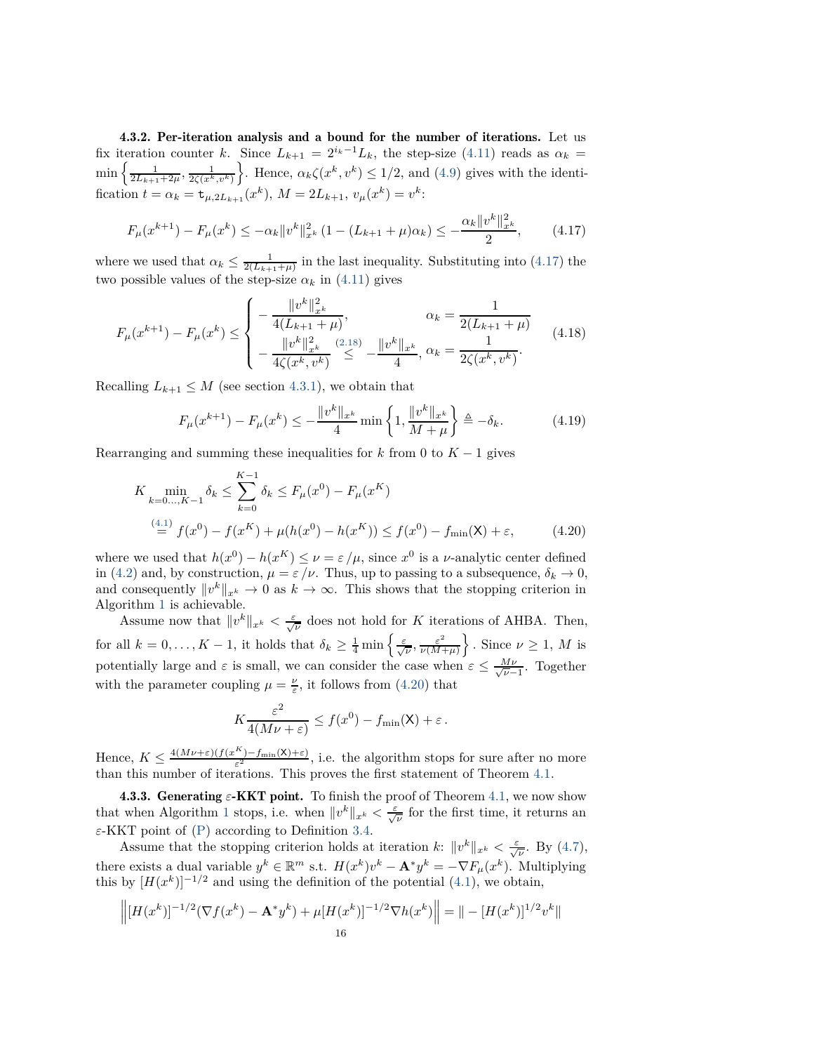**4.3.2. Per-iteration analysis and a bound for the number of iterations.** Let us fix iteration counter $k$. Since $L_{k+1} = 2^{i_k - 1} L_k$, the step-size (4.11) reads as $\alpha_k = \min\left\{\frac{1}{2L_{k+1}+2\mu}, \frac{1}{2\zeta(x^k,v^k)}\right\}$. Hence, $\alpha_k \zeta(x^k, v^k) \leq 1/2$, and (4.9) gives with the identification $t = \alpha_k = \mathtt{t}_{\mu,2L_{k+1}}(x^k)$, $M = 2L_{k+1}$, $v_\mu(x^k) = v^k$:

$$
F_\mu(x^{k+1}) - F_\mu(x^k) \leq -\alpha_k \|v^k\|_{x^k}^2 \left(1 - (L_{k+1}+\mu)\alpha_k\right) \leq -\frac{\alpha_k \|v^k\|_{x^k}^2}{2}, \tag{4.17}
$$

where we used that $\alpha_k \leq \frac{1}{2(L_{k+1}+\mu)}$ in the last inequality. Substituting into (4.17) the two possible values of the step-size $\alpha_k$ in (4.11) gives

$$
F_\mu(x^{k+1}) - F_\mu(x^k) \leq \begin{cases} -\dfrac{\|v^k\|_{x^k}^2}{4(L_{k+1}+\mu)}, & \alpha_k = \dfrac{1}{2(L_{k+1}+\mu)} \\ -\dfrac{\|v^k\|_{x^k}^2}{4\zeta(x^k,v^k)} \overset{(2.18)}{\leq} -\dfrac{\|v^k\|_{x^k}}{4}, & \alpha_k = \dfrac{1}{2\zeta(x^k,v^k)}. \end{cases} \tag{4.18}
$$

Recalling $L_{k+1} \leq M$ (see section 4.3.1), we obtain that

$$
F_\mu(x^{k+1}) - F_\mu(x^k) \leq -\frac{\|v^k\|_{x^k}}{4} \min\left\{1, \frac{\|v^k\|_{x^k}}{M+\mu}\right\} \triangleq -\delta_k. \tag{4.19}
$$

Rearranging and summing these inequalities for $k$ from 0 to $K-1$ gives

$$
\begin{aligned}
K \min_{k=0\dots,K-1} \delta_k &\leq \sum_{k=0}^{K-1} \delta_k \leq F_\mu(x^0) - F_\mu(x^K) \\
&\overset{(4.1)}{=} f(x^0) - f(x^K) + \mu(h(x^0) - h(x^K)) \leq f(x^0) - f_{\min}(\mathsf{X}) + \varepsilon,
\end{aligned} \tag{4.20}
$$

where we used that $h(x^0) - h(x^K) \leq \nu = \varepsilon/\mu$, since $x^0$ is a $\nu$-analytic center defined in (4.2) and, by construction, $\mu = \varepsilon/\nu$. Thus, up to passing to a subsequence, $\delta_k \to 0$, and consequently $\|v^k\|_{x^k} \to 0$ as $k \to \infty$. This shows that the stopping criterion in Algorithm 1 is achievable.

Assume now that $\|v^k\|_{x^k} < \frac{\varepsilon}{\sqrt{\nu}}$ does not hold for $K$ iterations of AHBA. Then, for all $k = 0, \dots, K-1$, it holds that $\delta_k \geq \frac{1}{4}\min\left\{\frac{\varepsilon}{\sqrt{\nu}}, \frac{\varepsilon^2}{\nu(M+\mu)}\right\}$. Since $\nu \geq 1$, $M$ is potentially large and $\varepsilon$ is small, we can consider the case when $\varepsilon \leq \frac{M\nu}{\sqrt{\nu}-1}$. Together with the parameter coupling $\mu = \frac{\nu}{\varepsilon}$, it follows from (4.20) that

$$
K\frac{\varepsilon^2}{4(M\nu + \varepsilon)} \leq f(x^0) - f_{\min}(\mathsf{X}) + \varepsilon\,.
$$

Hence, $K \leq \frac{4(M\nu+\varepsilon)(f(x^K) - f_{\min}(\mathsf{X}) + \varepsilon)}{\varepsilon^2}$, i.e. the algorithm stops for sure after no more than this number of iterations. This proves the first statement of Theorem 4.1.

**4.3.3. Generating $\varepsilon$-KKT point.** To finish the proof of Theorem 4.1, we now show that when Algorithm 1 stops, i.e. when $\|v^k\|_{x^k} < \frac{\varepsilon}{\sqrt{\nu}}$ for the first time, it returns an $\varepsilon$-KKT point of (P) according to Definition 3.4.

Assume that the stopping criterion holds at iteration $k$: $\|v^k\|_{x^k} < \frac{\varepsilon}{\sqrt{\nu}}$. By (4.7), there exists a dual variable $y^k \in \mathbb{R}^m$ s.t. $H(x^k)v^k - \mathbf{A}^* y^k = -\nabla F_\mu(x^k)$. Multiplying this by $[H(x^k)]^{-1/2}$ and using the definition of the potential (4.1), we obtain,

$$
\left\| [H(x^k)]^{-1/2}(\nabla f(x^k) - \mathbf{A}^* y^k) + \mu [H(x^k)]^{-1/2} \nabla h(x^k) \right\| = \| - [H(x^k)]^{1/2} v^k \|
$$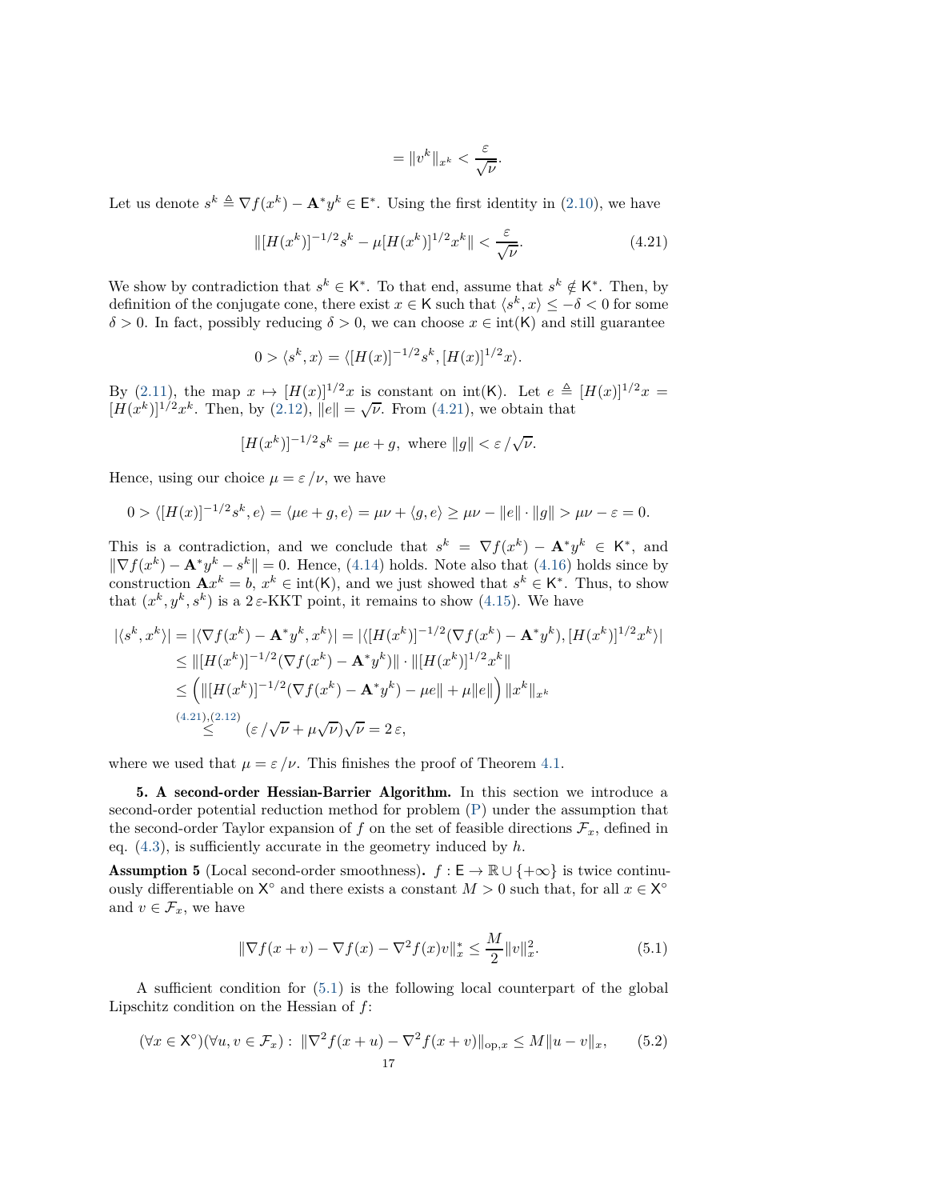$$= \|v^k\|_{x^k} < \frac{\varepsilon}{\sqrt{\nu}}.$$

Let us denote $s^k \triangleq \nabla f(x^k) - \mathbf{A}^* y^k \in \mathsf{E}^*$. Using the first identity in (2.10), we have

$$\|[H(x^k)]^{-1/2} s^k - \mu [H(x^k)]^{1/2} x^k\| < \frac{\varepsilon}{\sqrt{\nu}}. \tag{4.21}$$

We show by contradiction that $s^k \in \mathsf{K}^*$. To that end, assume that $s^k \notin \mathsf{K}^*$. Then, by definition of the conjugate cone, there exist $x \in \mathsf{K}$ such that $\langle s^k, x\rangle \leq -\delta < 0$ for some $\delta > 0$. In fact, possibly reducing $\delta > 0$, we can choose $x \in \operatorname{int}(\mathsf{K})$ and still guarantee

$$0 > \langle s^k, x\rangle = \langle [H(x)]^{-1/2} s^k, [H(x)]^{1/2} x\rangle.$$

By (2.11), the map $x \mapsto [H(x)]^{1/2} x$ is constant on $\operatorname{int}(\mathsf{K})$. Let $e \triangleq [H(x)]^{1/2} x = [H(x^k)]^{1/2} x^k$. Then, by (2.12), $\|e\| = \sqrt{\nu}$. From (4.21), we obtain that

$$[H(x^k)]^{-1/2} s^k = \mu e + g, \text{ where } \|g\| < \varepsilon / \sqrt{\nu}.$$

Hence, using our choice $\mu = \varepsilon / \nu$, we have

$$0 > \langle [H(x)]^{-1/2} s^k, e\rangle = \langle \mu e + g, e\rangle = \mu\nu + \langle g, e\rangle \geq \mu\nu - \|e\| \cdot \|g\| > \mu\nu - \varepsilon = 0.$$

This is a contradiction, and we conclude that $s^k = \nabla f(x^k) - \mathbf{A}^* y^k \in \mathsf{K}^*$, and $\|\nabla f(x^k) - \mathbf{A}^* y^k - s^k\| = 0$. Hence, (4.14) holds. Note also that (4.16) holds since by construction $\mathbf{A} x^k = b$, $x^k \in \operatorname{int}(\mathsf{K})$, and we just showed that $s^k \in \mathsf{K}^*$. Thus, to show that $(x^k, y^k, s^k)$ is a $2\,\varepsilon$-KKT point, it remains to show (4.15). We have

$$\begin{aligned}
|\langle s^k, x^k\rangle| &= |\langle \nabla f(x^k) - \mathbf{A}^* y^k, x^k\rangle| = |\langle [H(x^k)]^{-1/2}(\nabla f(x^k) - \mathbf{A}^* y^k), [H(x^k)]^{1/2} x^k\rangle| \\
&\leq \|[H(x^k)]^{-1/2}(\nabla f(x^k) - \mathbf{A}^* y^k)\| \cdot \|[H(x^k)]^{1/2} x^k\| \\
&\leq \Big(\|[H(x^k)]^{-1/2}(\nabla f(x^k) - \mathbf{A}^* y^k) - \mu e\| + \mu\|e\|\Big) \|x^k\|_{x^k} \\
&\overset{(4.21),(2.12)}{\leq} (\varepsilon / \sqrt{\nu} + \mu\sqrt{\nu})\sqrt{\nu} = 2\,\varepsilon,
\end{aligned}$$

where we used that $\mu = \varepsilon / \nu$. This finishes the proof of Theorem 4.1.

## 5. A second-order Hessian-Barrier Algorithm.

In this section we introduce a second-order potential reduction method for problem (P) under the assumption that the second-order Taylor expansion of $f$ on the set of feasible directions $\mathcal{F}_x$, defined in eq. (4.3), is sufficiently accurate in the geometry induced by $h$.

**Assumption 5** (Local second-order smoothness)**.** $f : \mathsf{E} \to \mathbb{R} \cup \{+\infty\}$ is twice continuously differentiable on $\mathsf{X}^\circ$ and there exists a constant $M > 0$ such that, for all $x \in \mathsf{X}^\circ$ and $v \in \mathcal{F}_x$, we have

$$\|\nabla f(x + v) - \nabla f(x) - \nabla^2 f(x) v\|_x^* \leq \frac{M}{2}\|v\|_x^2. \tag{5.1}$$

A sufficient condition for (5.1) is the following local counterpart of the global Lipschitz condition on the Hessian of $f$:

$$(\forall x \in \mathsf{X}^\circ)(\forall u, v \in \mathcal{F}_x) : \ \|\nabla^2 f(x + u) - \nabla^2 f(x + v)\|_{\mathrm{op},x} \leq M\|u - v\|_x, \tag{5.2}$$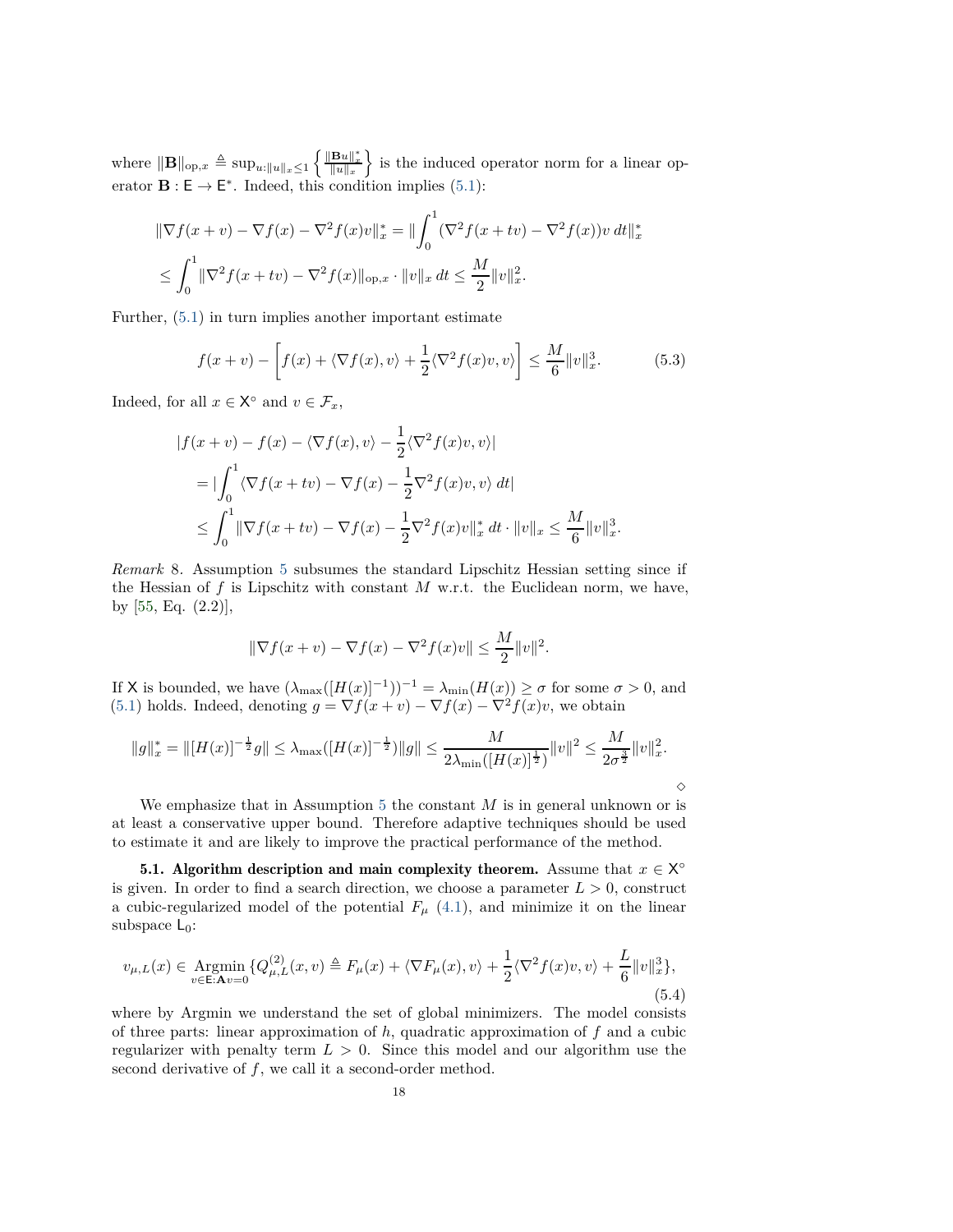where $\|\mathbf{B}\|_{\mathrm{op},x} \triangleq \sup_{u:\|u\|_x \leq 1} \left\{ \frac{\|\mathbf{B}u\|_x^*}{\|u\|_x} \right\}$ is the induced operator norm for a linear operator $\mathbf{B} : \mathsf{E} \to \mathsf{E}^*$. Indeed, this condition implies (5.1):

$$
\begin{aligned}
&\|\nabla f(x+v) - \nabla f(x) - \nabla^2 f(x)v\|_x^* = \|\int_0^1 (\nabla^2 f(x+tv) - \nabla^2 f(x))v \, dt\|_x^* \\
&\leq \int_0^1 \|\nabla^2 f(x+tv) - \nabla^2 f(x)\|_{\mathrm{op},x} \cdot \|v\|_x \, dt \leq \frac{M}{2}\|v\|_x^2.
\end{aligned}
$$

Further, (5.1) in turn implies another important estimate

$$
f(x+v) - \left[ f(x) + \langle \nabla f(x), v \rangle + \frac{1}{2}\langle \nabla^2 f(x)v, v \rangle \right] \leq \frac{M}{6}\|v\|_x^3. \tag{5.3}
$$

Indeed, for all $x \in \mathsf{X}^\circ$ and $v \in \mathcal{F}_x$,

$$
\begin{aligned}
&|f(x+v) - f(x) - \langle \nabla f(x), v \rangle - \frac{1}{2}\langle \nabla^2 f(x)v, v \rangle| \\
&= |\int_0^1 \langle \nabla f(x+tv) - \nabla f(x) - \frac{1}{2}\nabla^2 f(x)v, v \rangle \, dt| \\
&\leq \int_0^1 \|\nabla f(x+tv) - \nabla f(x) - \frac{1}{2}\nabla^2 f(x)v\|_x^* \, dt \cdot \|v\|_x \leq \frac{M}{6}\|v\|_x^3.
\end{aligned}
$$

*Remark* 8. Assumption 5 subsumes the standard Lipschitz Hessian setting since if the Hessian of $f$ is Lipschitz with constant $M$ w.r.t. the Euclidean norm, we have, by [55, Eq. (2.2)],

$$
\|\nabla f(x+v) - \nabla f(x) - \nabla^2 f(x)v\| \leq \frac{M}{2}\|v\|^2.
$$

If $\mathsf{X}$ is bounded, we have $(\lambda_{\max}([H(x)]^{-1}))^{-1} = \lambda_{\min}(H(x)) \geq \sigma$ for some $\sigma > 0$, and (5.1) holds. Indeed, denoting $g = \nabla f(x+v) - \nabla f(x) - \nabla^2 f(x)v$, we obtain

$$
\|g\|_x^* = \|[H(x)]^{-\frac{1}{2}} g\| \leq \lambda_{\max}([H(x)]^{-\frac{1}{2}})\|g\| \leq \frac{M}{2\lambda_{\min}([H(x)]^{\frac{1}{2}})}\|v\|^2 \leq \frac{M}{2\sigma^{\frac{3}{2}}}\|v\|_x^2.
$$

◇

We emphasize that in Assumption 5 the constant $M$ is in general unknown or is at least a conservative upper bound. Therefore adaptive techniques should be used to estimate it and are likely to improve the practical performance of the method.

**5.1. Algorithm description and main complexity theorem.** Assume that $x \in \mathsf{X}^\circ$ is given. In order to find a search direction, we choose a parameter $L > 0$, construct a cubic-regularized model of the potential $F_\mu$ (4.1), and minimize it on the linear subspace $\mathsf{L}_0$:

$$
v_{\mu,L}(x) \in \operatorname*{Argmin}_{v \in \mathsf{E}:\mathbf{A}v=0} \{ Q_{\mu,L}^{(2)}(x,v) \triangleq F_\mu(x) + \langle \nabla F_\mu(x), v \rangle + \frac{1}{2}\langle \nabla^2 f(x)v, v \rangle + \frac{L}{6}\|v\|_x^3 \}, \tag{5.4}
$$

where by Argmin we understand the set of global minimizers. The model consists of three parts: linear approximation of $h$, quadratic approximation of $f$ and a cubic regularizer with penalty term $L > 0$. Since this model and our algorithm use the second derivative of $f$, we call it a second-order method.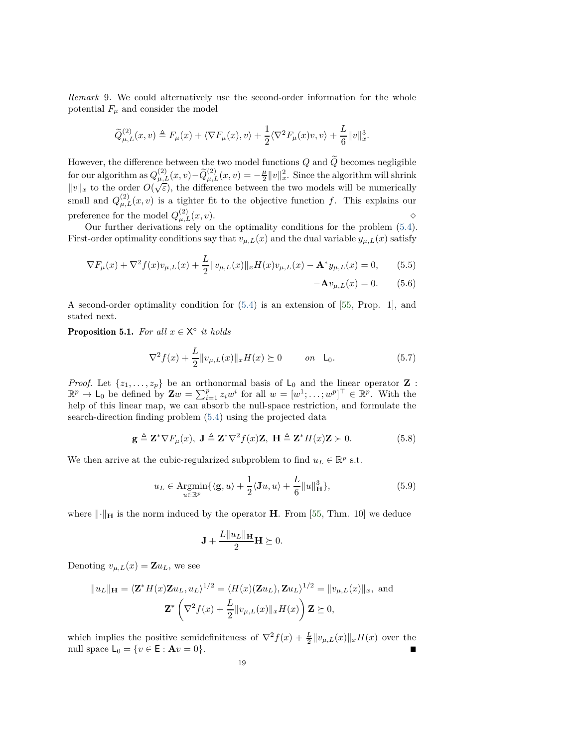*Remark* 9. We could alternatively use the second-order information for the whole potential $F_\mu$ and consider the model

$$\widetilde{Q}^{(2)}_{\mu,L}(x,v) \triangleq F_\mu(x) + \langle \nabla F_\mu(x), v\rangle + \frac{1}{2}\langle \nabla^2 F_\mu(x)v, v\rangle + \frac{L}{6}\|v\|_x^3.$$

However, the difference between the two model functions $Q$ and $\widetilde{Q}$ becomes negligible for our algorithm as $Q^{(2)}_{\mu,L}(x,v)-\widetilde{Q}^{(2)}_{\mu,L}(x,v) = -\frac{\mu}{2}\|v\|_x^2$. Since the algorithm will shrink $\|v\|_x$ to the order $O(\sqrt{\varepsilon})$, the difference between the two models will be numerically small and $Q^{(2)}_{\mu,L}(x,v)$ is a tighter fit to the objective function $f$. This explains our preference for the model $Q^{(2)}_{\mu,L}(x,v)$. ◇

Our further derivations rely on the optimality conditions for the problem (5.4). First-order optimality conditions say that $v_{\mu,L}(x)$ and the dual variable $y_{\mu,L}(x)$ satisfy

$$\nabla F_\mu(x) + \nabla^2 f(x) v_{\mu,L}(x) + \frac{L}{2}\|v_{\mu,L}(x)\|_x H(x) v_{\mu,L}(x) - \mathbf{A}^* y_{\mu,L}(x) = 0, \tag{5.5}$$

$$-\mathbf{A}v_{\mu,L}(x) = 0. \tag{5.6}$$

A second-order optimality condition for (5.4) is an extension of [55, Prop. 1], and stated next.

**Proposition 5.1.** *For all $x \in \mathsf{X}^\circ$ it holds*

$$\nabla^2 f(x) + \frac{L}{2}\|v_{\mu,L}(x)\|_x H(x) \succeq 0 \qquad \text{on} \quad \mathsf{L}_0. \tag{5.7}$$

*Proof.* Let $\{z_1, \dots, z_p\}$ be an orthonormal basis of $\mathsf{L}_0$ and the linear operator $\mathbf{Z} : \mathbb{R}^p \to \mathsf{L}_0$ be defined by $\mathbf{Z}w = \sum_{i=1}^p z_i w^i$ for all $w = [w^1; \dots; w^p]^\top \in \mathbb{R}^p$. With the help of this linear map, we can absorb the null-space restriction, and formulate the search-direction finding problem (5.4) using the projected data

$$\mathbf{g} \triangleq \mathbf{Z}^* \nabla F_\mu(x),\ \mathbf{J} \triangleq \mathbf{Z}^* \nabla^2 f(x) \mathbf{Z},\ \mathbf{H} \triangleq \mathbf{Z}^* H(x) \mathbf{Z} \succ 0. \tag{5.8}$$

We then arrive at the cubic-regularized subproblem to find $u_L \in \mathbb{R}^p$ s.t.

$$u_L \in \operatorname*{Argmin}_{u \in \mathbb{R}^p}\{\langle \mathbf{g}, u\rangle + \frac{1}{2}\langle \mathbf{J}u, u\rangle + \frac{L}{6}\|u\|^3_{\mathbf{H}}\}, \tag{5.9}$$

where $\|\cdot\|_{\mathbf{H}}$ is the norm induced by the operator $\mathbf{H}$. From [55, Thm. 10] we deduce

$$\mathbf{J} + \frac{L\|u_L\|_{\mathbf{H}}}{2}\mathbf{H} \succeq 0.$$

Denoting $v_{\mu,L}(x) = \mathbf{Z}u_L$, we see

$$\|u_L\|_{\mathbf{H}} = \langle \mathbf{Z}^* H(x) \mathbf{Z} u_L, u_L\rangle^{1/2} = \langle H(x)(\mathbf{Z}u_L), \mathbf{Z}u_L\rangle^{1/2} = \|v_{\mu,L}(x)\|_x, \text{ and}$$

$$\mathbf{Z}^* \left(\nabla^2 f(x) + \frac{L}{2}\|v_{\mu,L}(x)\|_x H(x)\right) \mathbf{Z} \succeq 0,$$

which implies the positive semidefiniteness of $\nabla^2 f(x) + \frac{L}{2}\|v_{\mu,L}(x)\|_x H(x)$ over the null space $\mathsf{L}_0 = \{v \in \mathsf{E} : \mathbf{A}v = 0\}$. ■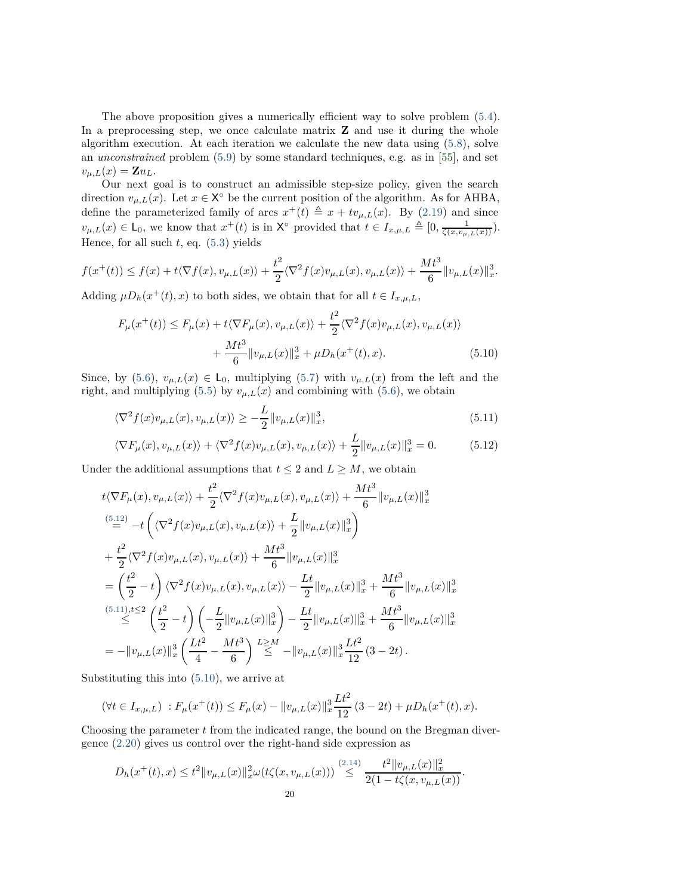The above proposition gives a numerically efficient way to solve problem (5.4). In a preprocessing step, we once calculate matrix $\mathbf{Z}$ and use it during the whole algorithm execution. At each iteration we calculate the new data using (5.8), solve an *unconstrained* problem (5.9) by some standard techniques, e.g. as in [55], and set $v_{\mu,L}(x) = \mathbf{Z}u_L$.

Our next goal is to construct an admissible step-size policy, given the search direction $v_{\mu,L}(x)$. Let $x \in \mathsf{X}^\circ$ be the current position of the algorithm. As for AHBA, define the parameterized family of arcs $x^+(t) \triangleq x + tv_{\mu,L}(x)$. By (2.19) and since $v_{\mu,L}(x) \in \mathsf{L}_0$, we know that $x^+(t)$ is in $\mathsf{X}^\circ$ provided that $t \in I_{x,\mu,L} \triangleq [0, \frac{1}{\zeta(x, v_{\mu,L}(x))})$. Hence, for all such $t$, eq. (5.3) yields

$$
f(x^+(t)) \leq f(x) + t\langle \nabla f(x), v_{\mu,L}(x)\rangle + \frac{t^2}{2}\langle \nabla^2 f(x)v_{\mu,L}(x), v_{\mu,L}(x)\rangle + \frac{Mt^3}{6}\|v_{\mu,L}(x)\|_x^3.
$$

Adding $\mu D_h(x^+(t), x)$ to both sides, we obtain that for all $t \in I_{x,\mu,L}$,

$$
\begin{aligned}
F_\mu(x^+(t)) \leq F_\mu(x) + t\langle \nabla F_\mu(x), v_{\mu,L}(x)\rangle &+ \frac{t^2}{2}\langle \nabla^2 f(x)v_{\mu,L}(x), v_{\mu,L}(x)\rangle \\
&+ \frac{Mt^3}{6}\|v_{\mu,L}(x)\|_x^3 + \mu D_h(x^+(t), x). 
\end{aligned} \tag{5.10}
$$

Since, by (5.6), $v_{\mu,L}(x) \in \mathsf{L}_0$, multiplying (5.7) with $v_{\mu,L}(x)$ from the left and the right, and multiplying (5.5) by $v_{\mu,L}(x)$ and combining with (5.6), we obtain

$$
\langle \nabla^2 f(x)v_{\mu,L}(x), v_{\mu,L}(x)\rangle \geq -\frac{L}{2}\|v_{\mu,L}(x)\|_x^3, \tag{5.11}
$$

$$
\langle \nabla F_\mu(x), v_{\mu,L}(x)\rangle + \langle \nabla^2 f(x)v_{\mu,L}(x), v_{\mu,L}(x)\rangle + \frac{L}{2}\|v_{\mu,L}(x)\|_x^3 = 0. \tag{5.12}
$$

Under the additional assumptions that $t \leq 2$ and $L \geq M$, we obtain

$$
\begin{aligned}
&t\langle \nabla F_\mu(x), v_{\mu,L}(x)\rangle + \frac{t^2}{2}\langle \nabla^2 f(x)v_{\mu,L}(x), v_{\mu,L}(x)\rangle + \frac{Mt^3}{6}\|v_{\mu,L}(x)\|_x^3 \\
&\overset{(5.12)}{=} -t\left(\langle \nabla^2 f(x)v_{\mu,L}(x), v_{\mu,L}(x)\rangle + \frac{L}{2}\|v_{\mu,L}(x)\|_x^3\right) \\
&+ \frac{t^2}{2}\langle \nabla^2 f(x)v_{\mu,L}(x), v_{\mu,L}(x)\rangle + \frac{Mt^3}{6}\|v_{\mu,L}(x)\|_x^3 \\
&= \left(\frac{t^2}{2} - t\right)\langle \nabla^2 f(x)v_{\mu,L}(x), v_{\mu,L}(x)\rangle - \frac{Lt}{2}\|v_{\mu,L}(x)\|_x^3 + \frac{Mt^3}{6}\|v_{\mu,L}(x)\|_x^3 \\
&\overset{(5.11), t\leq 2}{\leq} \left(\frac{t^2}{2} - t\right)\left(-\frac{L}{2}\|v_{\mu,L}(x)\|_x^3\right) - \frac{Lt}{2}\|v_{\mu,L}(x)\|_x^3 + \frac{Mt^3}{6}\|v_{\mu,L}(x)\|_x^3 \\
&= -\|v_{\mu,L}(x)\|_x^3\left(\frac{Lt^2}{4} - \frac{Mt^3}{6}\right) \overset{L\geq M}{\leq} -\|v_{\mu,L}(x)\|_x^3 \frac{Lt^2}{12}(3 - 2t).
\end{aligned}
$$

Substituting this into (5.10), we arrive at

$$
(\forall t \in I_{x,\mu,L}) \ : F_\mu(x^+(t)) \leq F_\mu(x) - \|v_{\mu,L}(x)\|_x^3 \frac{Lt^2}{12}(3 - 2t) + \mu D_h(x^+(t), x).
$$

Choosing the parameter $t$ from the indicated range, the bound on the Bregman divergence (2.20) gives us control over the right-hand side expression as

$$
D_h(x^+(t), x) \leq t^2\|v_{\mu,L}(x)\|_x^2 \omega(t\zeta(x, v_{\mu,L}(x))) \overset{(2.14)}{\leq} \frac{t^2\|v_{\mu,L}(x)\|_x^2}{2(1 - t\zeta(x, v_{\mu,L}(x))}.
$$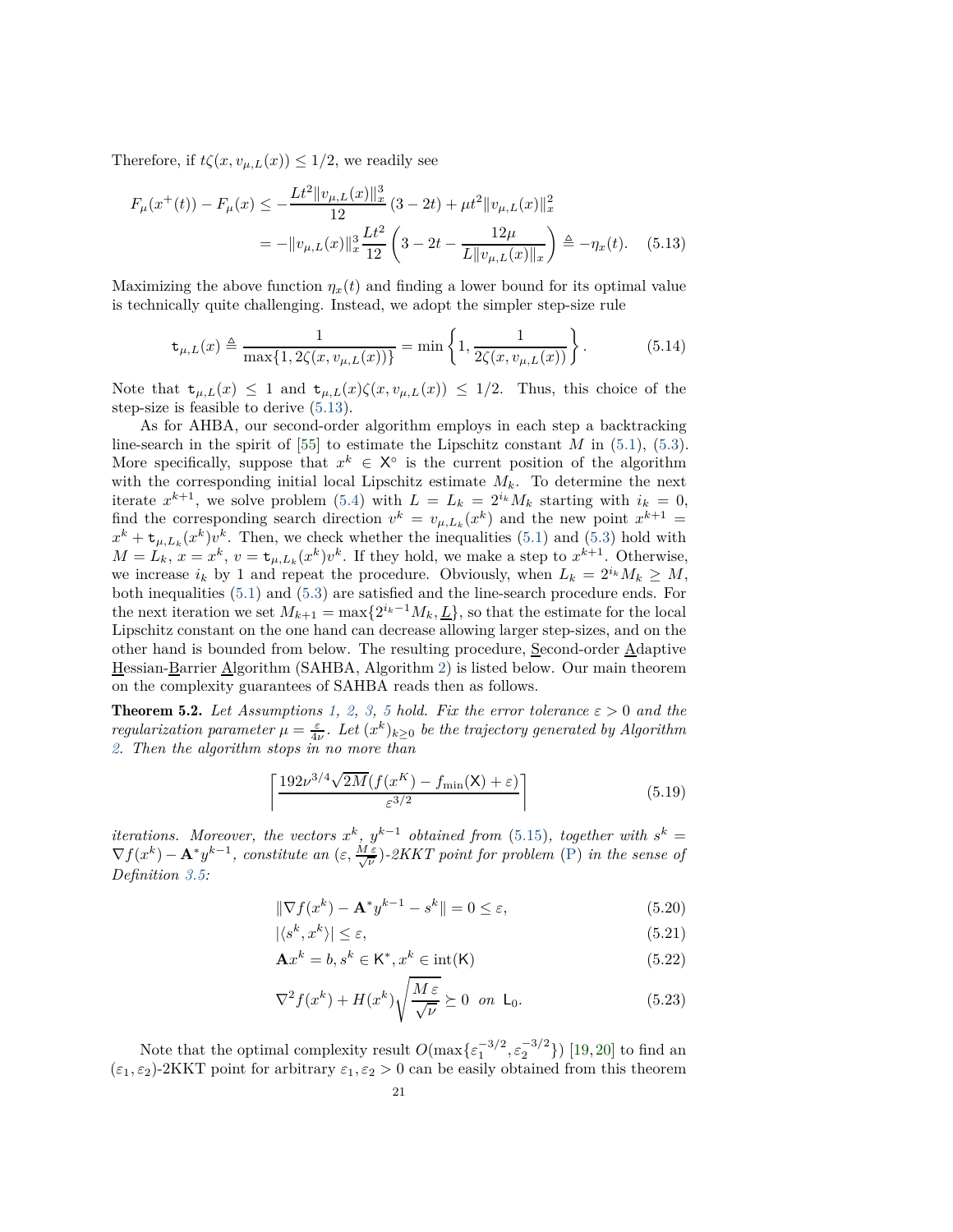Therefore, if $t\zeta(x, v_{\mu,L}(x)) \leq 1/2$, we readily see

$$
\begin{aligned}
F_\mu(x^+(t)) - F_\mu(x) &\leq -\frac{Lt^2\|v_{\mu,L}(x)\|_x^3}{12}(3-2t) + \mu t^2\|v_{\mu,L}(x)\|_x^2 \\
&= -\|v_{\mu,L}(x)\|_x^3 \frac{Lt^2}{12}\left(3 - 2t - \frac{12\mu}{L\|v_{\mu,L}(x)\|_x}\right) \triangleq -\eta_x(t). \quad (5.13)
\end{aligned}
$$

Maximizing the above function $\eta_x(t)$ and finding a lower bound for its optimal value is technically quite challenging. Instead, we adopt the simpler step-size rule

$$
\mathtt{t}_{\mu,L}(x) \triangleq \frac{1}{\max\{1, 2\zeta(x, v_{\mu,L}(x))\}} = \min\left\{1, \frac{1}{2\zeta(x, v_{\mu,L}(x))}\right\}. \quad (5.14)
$$

Note that $\mathtt{t}_{\mu,L}(x) \leq 1$ and $\mathtt{t}_{\mu,L}(x)\zeta(x, v_{\mu,L}(x)) \leq 1/2$. Thus, this choice of the step-size is feasible to derive (5.13).

As for AHBA, our second-order algorithm employs in each step a backtracking line-search in the spirit of [55] to estimate the Lipschitz constant $M$ in (5.1), (5.3). More specifically, suppose that $x^k \in \mathsf{X}^\circ$ is the current position of the algorithm with the corresponding initial local Lipschitz estimate $M_k$. To determine the next iterate $x^{k+1}$, we solve problem (5.4) with $L = L_k = 2^{i_k}M_k$ starting with $i_k = 0$, find the corresponding search direction $v^k = v_{\mu,L_k}(x^k)$ and the new point $x^{k+1} = x^k + \mathtt{t}_{\mu,L_k}(x^k)v^k$. Then, we check whether the inequalities (5.1) and (5.3) hold with $M = L_k$, $x = x^k$, $v = \mathtt{t}_{\mu,L_k}(x^k)v^k$. If they hold, we make a step to $x^{k+1}$. Otherwise, we increase $i_k$ by 1 and repeat the procedure. Obviously, when $L_k = 2^{i_k}M_k \geq M$, both inequalities (5.1) and (5.3) are satisfied and the line-search procedure ends. For the next iteration we set $M_{k+1} = \max\{2^{i_k - 1}M_k, \underline{L}\}$, so that the estimate for the local Lipschitz constant on the one hand can decrease allowing larger step-sizes, and on the other hand is bounded from below. The resulting procedure, Second-order Adaptive Hessian-Barrier Algorithm (SAHBA, Algorithm 2) is listed below. Our main theorem on the complexity guarantees of SAHBA reads then as follows.

**Theorem 5.2.** *Let Assumptions 1, 2, 3, 5 hold. Fix the error tolerance $\varepsilon > 0$ and the regularization parameter $\mu = \frac{\varepsilon}{4\nu}$. Let $(x^k)_{k\geq 0}$ be the trajectory generated by Algorithm 2. Then the algorithm stops in no more than*

$$
\left\lceil \frac{192\nu^{3/4}\sqrt{2M}(f(x^K) - f_{\min}(\mathsf{X}) + \varepsilon)}{\varepsilon^{3/2}} \right\rceil \quad (5.19)
$$

*iterations. Moreover, the vectors $x^k$, $y^{k-1}$ obtained from (5.15), together with $s^k = \nabla f(x^k) - \mathbf{A}^* y^{k-1}$, constitute an $(\varepsilon, \frac{M\varepsilon}{\sqrt{\nu}})$-2KKT point for problem (P) in the sense of Definition 3.5:*

$$
\|\nabla f(x^k) - \mathbf{A}^* y^{k-1} - s^k\| = 0 \leq \varepsilon, \quad (5.20)
$$

$$
|\langle s^k, x^k\rangle| \leq \varepsilon, \quad (5.21)
$$

$$
\mathbf{A}x^k = b, s^k \in \mathsf{K}^*, x^k \in \mathrm{int}(\mathsf{K}) \quad (5.22)
$$

$$
\nabla^2 f(x^k) + H(x^k)\sqrt{\frac{M\varepsilon}{\sqrt{\nu}}} \succeq 0 \ \text{ on } \mathsf{L}_0. \quad (5.23)
$$

Note that the optimal complexity result $O(\max\{\varepsilon_1^{-3/2}, \varepsilon_2^{-3/2}\})$ [19,20] to find an $(\varepsilon_1, \varepsilon_2)$-2KKT point for arbitrary $\varepsilon_1, \varepsilon_2 > 0$ can be easily obtained from this theorem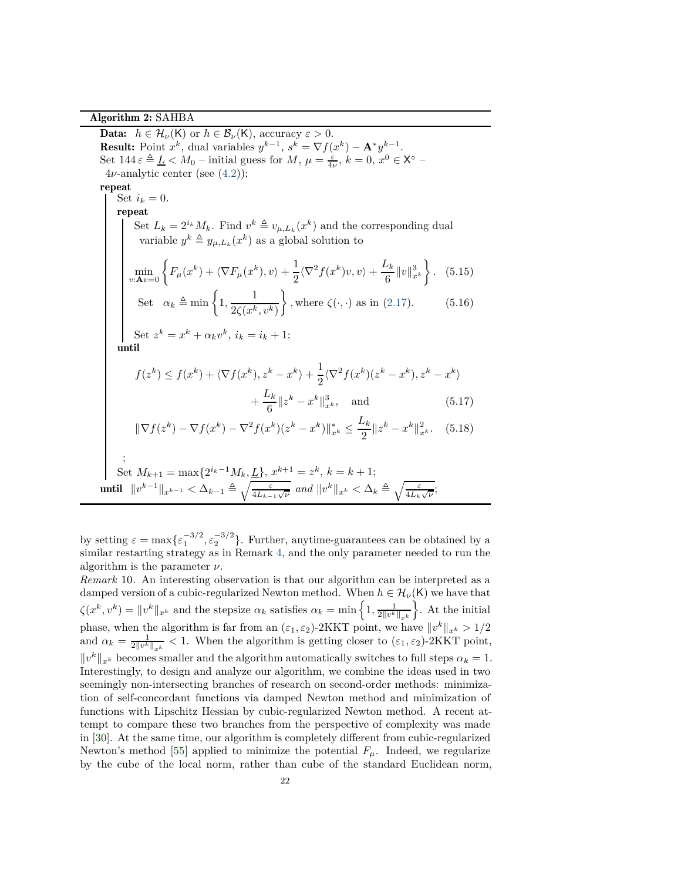**Algorithm 2:** SAHBA

**Data:** $h \in \mathcal{H}_\nu(\mathsf{K})$ or $h \in \mathcal{B}_\nu(\mathsf{K})$, accuracy $\varepsilon > 0$.
**Result:** Point $x^k$, dual variables $y^{k-1}$, $s^k = \nabla f(x^k) - \mathbf{A}^* y^{k-1}$.
Set $144\,\varepsilon \triangleq \underline{L} < M_0$ – initial guess for $M$, $\mu = \frac{\varepsilon}{4\nu}$, $k = 0$, $x^0 \in \mathsf{X}^\circ$ – $4\nu$-analytic center (see (4.2));
**repeat**

  Set $i_k = 0$.
  **repeat**

    Set $L_k = 2^{i_k} M_k$. Find $v^k \triangleq v_{\mu, L_k}(x^k)$ and the corresponding dual variable $y^k \triangleq y_{\mu, L_k}(x^k)$ as a global solution to

$$\min_{v: \mathbf{A}v = 0} \left\{ F_\mu(x^k) + \langle \nabla F_\mu(x^k), v \rangle + \frac{1}{2} \langle \nabla^2 f(x^k) v, v \rangle + \frac{L_k}{6} \|v\|^3_{x^k} \right\}. \quad (5.15)$$

$$\text{Set} \quad \alpha_k \triangleq \min \left\{ 1, \frac{1}{2\zeta(x^k, v^k)} \right\}, \text{where } \zeta(\cdot, \cdot) \text{ as in (2.17).} \quad (5.16)$$

    Set $z^k = x^k + \alpha_k v^k$, $i_k = i_k + 1$;
  **until**

$$f(z^k) \leq f(x^k) + \langle \nabla f(x^k), z^k - x^k \rangle + \frac{1}{2} \langle \nabla^2 f(x^k)(z^k - x^k), z^k - x^k \rangle + \frac{L_k}{6} \|z^k - x^k\|^3_{x^k}, \quad \text{and} \quad (5.17)$$

$$\|\nabla f(z^k) - \nabla f(x^k) - \nabla^2 f(x^k)(z^k - x^k)\|^*_{x^k} \leq \frac{L_k}{2} \|z^k - x^k\|^2_{x^k}. \quad (5.18)$$

  ;
  Set $M_{k+1} = \max\{2^{i_k - 1} M_k, \underline{L}\}$, $x^{k+1} = z^k$, $k = k + 1$;
**until** $\|v^{k-1}\|_{x^{k-1}} < \Delta_{k-1} \triangleq \sqrt{\frac{\varepsilon}{4L_{k-1}\sqrt{\nu}}}$ *and* $\|v^k\|_{x^k} < \Delta_k \triangleq \sqrt{\frac{\varepsilon}{4L_k\sqrt{\nu}}}$;

by setting $\varepsilon = \max\{\varepsilon_1^{-3/2}, \varepsilon_2^{-3/2}\}$. Further, anytime-guarantees can be obtained by a similar restarting strategy as in Remark 4, and the only parameter needed to run the algorithm is the parameter $\nu$.

*Remark* 10. An interesting observation is that our algorithm can be interpreted as a damped version of a cubic-regularized Newton method. When $h \in \mathcal{H}_\nu(\mathsf{K})$ we have that $\zeta(x^k, v^k) = \|v^k\|_{x^k}$ and the stepsize $\alpha_k$ satisfies $\alpha_k = \min\left\{1, \frac{1}{2\|v^k\|_{x^k}}\right\}$. At the initial phase, when the algorithm is far from an $(\varepsilon_1, \varepsilon_2)$-2KKT point, we have $\|v^k\|_{x^k} > 1/2$ and $\alpha_k = \frac{1}{2\|v^k\|_{x^k}} < 1$. When the algorithm is getting closer to $(\varepsilon_1, \varepsilon_2)$-2KKT point, $\|v^k\|_{x^k}$ becomes smaller and the algorithm automatically switches to full steps $\alpha_k = 1$. Interestingly, to design and analyze our algorithm, we combine the ideas used in two seemingly non-intersecting branches of research on second-order methods: minimization of self-concordant functions via damped Newton method and minimization of functions with Lipschitz Hessian by cubic-regularized Newton method. A recent attempt to compare these two branches from the perspective of complexity was made in [30]. At the same time, our algorithm is completely different from cubic-regularized Newton's method [55] applied to minimize the potential $F_\mu$. Indeed, we regularize by the cube of the local norm, rather than cube of the standard Euclidean norm,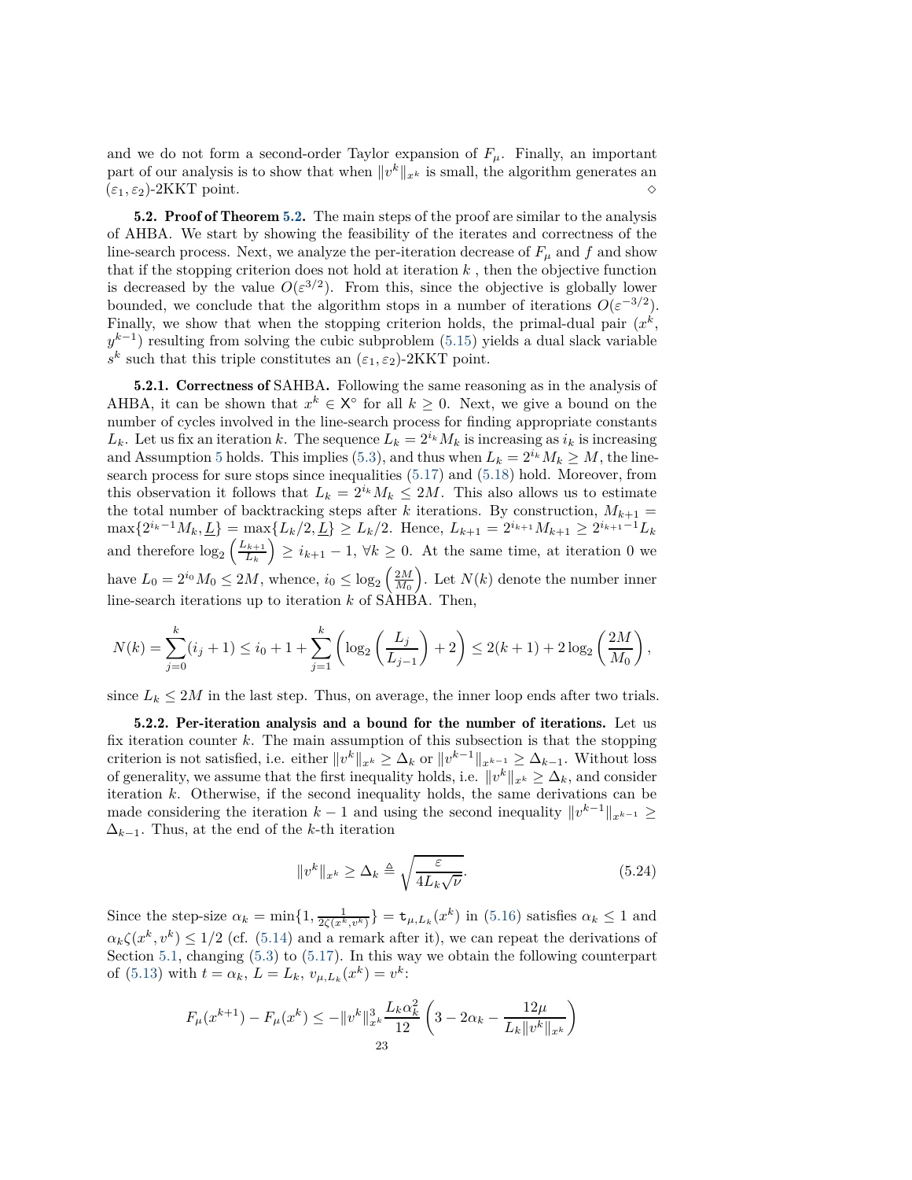and we do not form a second-order Taylor expansion of $F_\mu$. Finally, an important part of our analysis is to show that when $\|v^k\|_{x^k}$ is small, the algorithm generates an $(\varepsilon_1, \varepsilon_2)$-2KKT point. $\diamond$

**5.2. Proof of Theorem 5.2.** The main steps of the proof are similar to the analysis of AHBA. We start by showing the feasibility of the iterates and correctness of the line-search process. Next, we analyze the per-iteration decrease of $F_\mu$ and $f$ and show that if the stopping criterion does not hold at iteration $k$ , then the objective function is decreased by the value $O(\varepsilon^{3/2})$. From this, since the objective is globally lower bounded, we conclude that the algorithm stops in a number of iterations $O(\varepsilon^{-3/2})$. Finally, we show that when the stopping criterion holds, the primal-dual pair ($x^k$, $y^{k-1}$) resulting from solving the cubic subproblem (5.15) yields a dual slack variable $s^k$ such that this triple constitutes an $(\varepsilon_1, \varepsilon_2)$-2KKT point.

**5.2.1. Correctness of** SAHBA**.** Following the same reasoning as in the analysis of AHBA, it can be shown that $x^k \in \mathsf{X}^\circ$ for all $k \geq 0$. Next, we give a bound on the number of cycles involved in the line-search process for finding appropriate constants $L_k$. Let us fix an iteration $k$. The sequence $L_k = 2^{i_k} M_k$ is increasing as $i_k$ is increasing and Assumption 5 holds. This implies (5.3), and thus when $L_k = 2^{i_k} M_k \geq M$, the line-search process for sure stops since inequalities (5.17) and (5.18) hold. Moreover, from this observation it follows that $L_k = 2^{i_k} M_k \leq 2M$. This also allows us to estimate the total number of backtracking steps after $k$ iterations. By construction, $M_{k+1} = \max\{2^{i_k - 1} M_k, \underline{L}\} = \max\{L_k/2, \underline{L}\} \geq L_k/2$. Hence, $L_{k+1} = 2^{i_{k+1}} M_{k+1} \geq 2^{i_{k+1}-1} L_k$ and therefore $\log_2\left(\frac{L_{k+1}}{L_k}\right) \geq i_{k+1} - 1$, $\forall k \geq 0$. At the same time, at iteration 0 we have $L_0 = 2^{i_0} M_0 \leq 2M$, whence, $i_0 \leq \log_2\left(\frac{2M}{M_0}\right)$. Let $N(k)$ denote the number inner line-search iterations up to iteration $k$ of SAHBA. Then,

$$
N(k) = \sum_{j=0}^{k} (i_j + 1) \leq i_0 + 1 + \sum_{j=1}^{k} \left( \log_2\left(\frac{L_j}{L_{j-1}}\right) + 2 \right) \leq 2(k+1) + 2\log_2\left(\frac{2M}{M_0}\right),
$$

since $L_k \leq 2M$ in the last step. Thus, on average, the inner loop ends after two trials.

**5.2.2. Per-iteration analysis and a bound for the number of iterations.** Let us fix iteration counter $k$. The main assumption of this subsection is that the stopping criterion is not satisfied, i.e. either $\|v^k\|_{x^k} \geq \Delta_k$ or $\|v^{k-1}\|_{x^{k-1}} \geq \Delta_{k-1}$. Without loss of generality, we assume that the first inequality holds, i.e. $\|v^k\|_{x^k} \geq \Delta_k$, and consider iteration $k$. Otherwise, if the second inequality holds, the same derivations can be made considering the iteration $k-1$ and using the second inequality $\|v^{k-1}\|_{x^{k-1}} \geq \Delta_{k-1}$. Thus, at the end of the $k$-th iteration

$$
\|v^k\|_{x^k} \geq \Delta_k \triangleq \sqrt{\frac{\varepsilon}{4L_k\sqrt{\nu}}}. \tag{5.24}
$$

Since the step-size $\alpha_k = \min\{1, \frac{1}{2\zeta(x^k, v^k)}\} = \mathtt{t}_{\mu, L_k}(x^k)$ in (5.16) satisfies $\alpha_k \leq 1$ and $\alpha_k \zeta(x^k, v^k) \leq 1/2$ (cf. (5.14) and a remark after it), we can repeat the derivations of Section 5.1, changing (5.3) to (5.17). In this way we obtain the following counterpart of (5.13) with $t = \alpha_k$, $L = L_k$, $v_{\mu, L_k}(x^k) = v^k$:

$$
F_\mu(x^{k+1}) - F_\mu(x^k) \leq -\|v^k\|_{x^k}^3 \frac{L_k \alpha_k^2}{12} \left( 3 - 2\alpha_k - \frac{12\mu}{L_k \|v^k\|_{x^k}} \right)
$$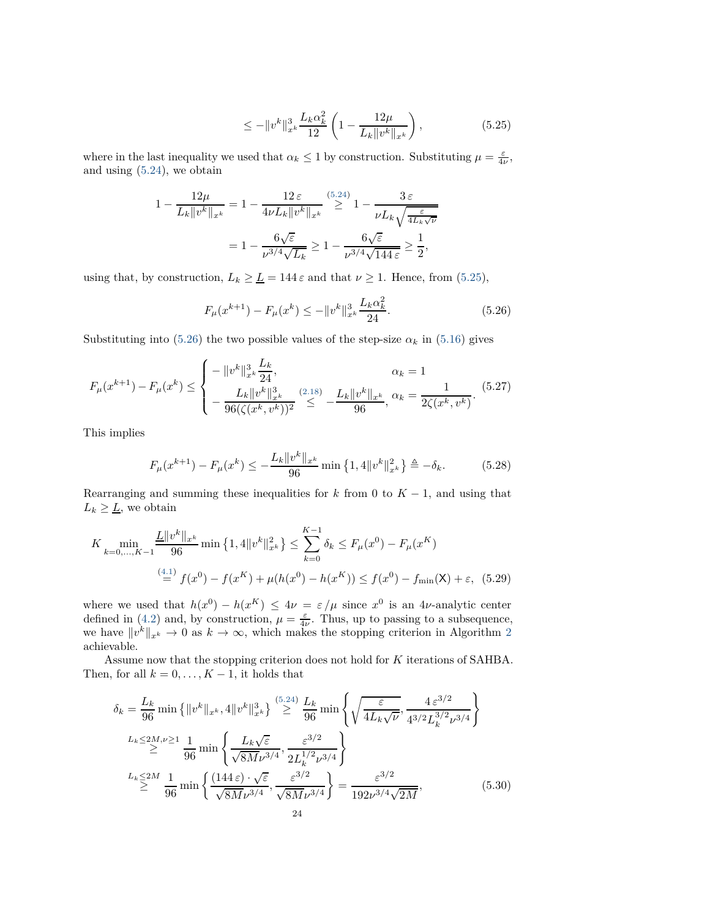$$\leq -\|v^k\|_{x^k}^3 \frac{L_k \alpha_k^2}{12} \left(1 - \frac{12\mu}{L_k \|v^k\|_{x^k}}\right), \tag{5.25}$$

where in the last inequality we used that $\alpha_k \leq 1$ by construction. Substituting $\mu = \frac{\varepsilon}{4\nu}$, and using (5.24), we obtain

$$\begin{aligned}
1 - \frac{12\mu}{L_k \|v^k\|_{x^k}} &= 1 - \frac{12\,\varepsilon}{4\nu L_k \|v^k\|_{x^k}} \overset{(5.24)}{\geq} 1 - \frac{3\,\varepsilon}{\nu L_k \sqrt{\frac{\varepsilon}{4L_k\sqrt{\nu}}}} \\
&= 1 - \frac{6\sqrt{\varepsilon}}{\nu^{3/4}\sqrt{L_k}} \geq 1 - \frac{6\sqrt{\varepsilon}}{\nu^{3/4}\sqrt{144\,\varepsilon}} \geq \frac{1}{2},
\end{aligned}$$

using that, by construction, $L_k \geq \underline{L} = 144\,\varepsilon$ and that $\nu \geq 1$. Hence, from (5.25),

$$F_\mu(x^{k+1}) - F_\mu(x^k) \leq -\|v^k\|_{x^k}^3 \frac{L_k \alpha_k^2}{24}. \tag{5.26}$$

Substituting into (5.26) the two possible values of the step-size $\alpha_k$ in (5.16) gives

$$F_\mu(x^{k+1}) - F_\mu(x^k) \leq \begin{cases} -\|v^k\|_{x^k}^3 \dfrac{L_k}{24}, & \alpha_k = 1 \\ -\dfrac{L_k \|v^k\|_{x^k}^3}{96(\zeta(x^k, v^k))^2} \overset{(2.18)}{\leq} -\dfrac{L_k \|v^k\|_{x^k}}{96}, & \alpha_k = \dfrac{1}{2\zeta(x^k, v^k)}. \end{cases} \tag{5.27}$$

This implies

$$F_\mu(x^{k+1}) - F_\mu(x^k) \leq -\frac{L_k \|v^k\|_{x^k}}{96} \min\left\{1, 4\|v^k\|_{x^k}^2\right\} \triangleq -\delta_k. \tag{5.28}$$

Rearranging and summing these inequalities for $k$ from 0 to $K-1$, and using that $L_k \geq \underline{L}$, we obtain

$$\begin{aligned}
K \min_{k=0,\ldots,K-1} \frac{\underline{L}\|v^k\|_{x^k}}{96} \min\left\{1, 4\|v^k\|_{x^k}^2\right\} &\leq \sum_{k=0}^{K-1} \delta_k \leq F_\mu(x^0) - F_\mu(x^K) \\
&\overset{(4.1)}{=} f(x^0) - f(x^K) + \mu(h(x^0) - h(x^K)) \leq f(x^0) - f_{\min}(\mathsf{X}) + \varepsilon, \quad (5.29)
\end{aligned}$$

where we used that $h(x^0) - h(x^K) \leq 4\nu = \varepsilon/\mu$ since $x^0$ is an $4\nu$-analytic center defined in (4.2) and, by construction, $\mu = \frac{\varepsilon}{4\nu}$. Thus, up to passing to a subsequence, we have $\|v^k\|_{x^k} \to 0$ as $k \to \infty$, which makes the stopping criterion in Algorithm 2 achievable.

Assume now that the stopping criterion does not hold for $K$ iterations of SAHBA. Then, for all $k = 0, \ldots, K-1$, it holds that

$$\begin{aligned}
\delta_k = \frac{L_k}{96} \min\left\{\|v^k\|_{x^k}, 4\|v^k\|_{x^k}^3\right\} &\overset{(5.24)}{\geq} \frac{L_k}{96} \min\left\{\sqrt{\frac{\varepsilon}{4L_k\sqrt{\nu}}}, \frac{4\,\varepsilon^{3/2}}{4^{3/2} L_k^{3/2} \nu^{3/4}}\right\} \\
&\overset{L_k \leq 2M, \nu \geq 1}{\geq} \frac{1}{96} \min\left\{\frac{L_k\sqrt{\varepsilon}}{\sqrt{8M}\nu^{3/4}}, \frac{\varepsilon^{3/2}}{2L_k^{1/2}\nu^{3/4}}\right\} \\
&\overset{L_k \leq 2M}{\geq} \frac{1}{96} \min\left\{\frac{(144\,\varepsilon)\cdot\sqrt{\varepsilon}}{\sqrt{8M}\nu^{3/4}}, \frac{\varepsilon^{3/2}}{\sqrt{8M}\nu^{3/4}}\right\} = \frac{\varepsilon^{3/2}}{192\nu^{3/4}\sqrt{2M}}, \quad (5.30)
\end{aligned}$$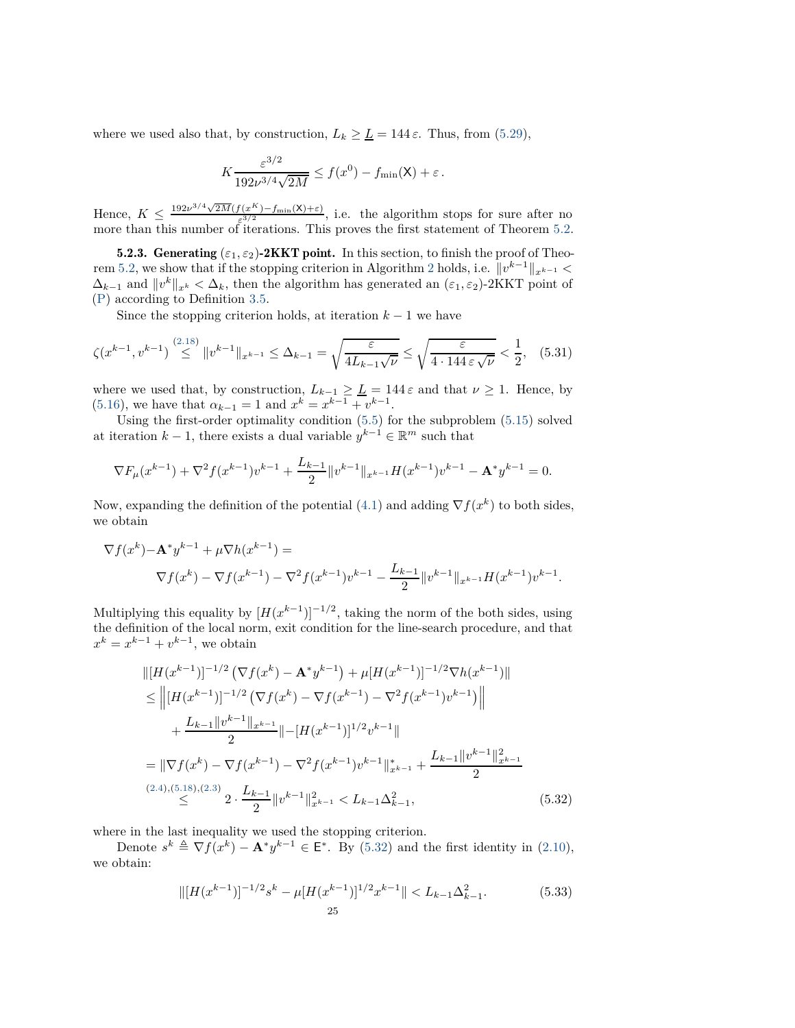where we used also that, by construction, $L_k \geq \underline{L} = 144\,\varepsilon$. Thus, from (5.29),

$$K \frac{\varepsilon^{3/2}}{192\nu^{3/4}\sqrt{2M}} \leq f(x^0) - f_{\min}(\mathsf{X}) + \varepsilon\,.$$

Hence, $K \leq \frac{192\nu^{3/4}\sqrt{2M}(f(x^K) - f_{\min}(\mathsf{X}) + \varepsilon)}{\varepsilon^{3/2}}$, i.e. the algorithm stops for sure after no more than this number of iterations. This proves the first statement of Theorem 5.2.

**5.2.3. Generating $(\varepsilon_1, \varepsilon_2)$-2KKT point.** In this section, to finish the proof of Theorem 5.2, we show that if the stopping criterion in Algorithm 2 holds, i.e. $\|v^{k-1}\|_{x^{k-1}} < \Delta_{k-1}$ and $\|v^k\|_{x^k} < \Delta_k$, then the algorithm has generated an $(\varepsilon_1, \varepsilon_2)$-2KKT point of (P) according to Definition 3.5.

Since the stopping criterion holds, at iteration $k-1$ we have

$$\zeta(x^{k-1}, v^{k-1}) \overset{(2.18)}{\leq} \|v^{k-1}\|_{x^{k-1}} \leq \Delta_{k-1} = \sqrt{\frac{\varepsilon}{4L_{k-1}\sqrt{\nu}}} \leq \sqrt{\frac{\varepsilon}{4 \cdot 144\,\varepsilon\,\sqrt{\nu}}} < \frac{1}{2}, \quad (5.31)$$

where we used that, by construction, $L_{k-1} \geq \underline{L} = 144\,\varepsilon$ and that $\nu \geq 1$. Hence, by (5.16), we have that $\alpha_{k-1} = 1$ and $x^k = x^{k-1} + v^{k-1}$.

Using the first-order optimality condition (5.5) for the subproblem (5.15) solved at iteration $k-1$, there exists a dual variable $y^{k-1} \in \mathbb{R}^m$ such that

$$\nabla F_\mu(x^{k-1}) + \nabla^2 f(x^{k-1})v^{k-1} + \frac{L_{k-1}}{2}\|v^{k-1}\|_{x^{k-1}} H(x^{k-1})v^{k-1} - \mathbf{A}^* y^{k-1} = 0.$$

Now, expanding the definition of the potential (4.1) and adding $\nabla f(x^k)$ to both sides, we obtain

$$\begin{aligned}
\nabla f(x^k) - &\mathbf{A}^* y^{k-1} + \mu \nabla h(x^{k-1}) = \\
&\nabla f(x^k) - \nabla f(x^{k-1}) - \nabla^2 f(x^{k-1})v^{k-1} - \frac{L_{k-1}}{2}\|v^{k-1}\|_{x^{k-1}} H(x^{k-1})v^{k-1}.
\end{aligned}$$

Multiplying this equality by $[H(x^{k-1})]^{-1/2}$, taking the norm of the both sides, using the definition of the local norm, exit condition for the line-search procedure, and that $x^k = x^{k-1} + v^{k-1}$, we obtain

$$\begin{aligned}
&\|[H(x^{k-1})]^{-1/2}\left(\nabla f(x^k) - \mathbf{A}^* y^{k-1}\right) + \mu [H(x^{k-1})]^{-1/2} \nabla h(x^{k-1})\| \\
&\leq \left\| [H(x^{k-1})]^{-1/2}\left(\nabla f(x^k) - \nabla f(x^{k-1}) - \nabla^2 f(x^{k-1})v^{k-1}\right)\right\| \\
&\quad + \frac{L_{k-1}\|v^{k-1}\|_{x^{k-1}}}{2}\|-[H(x^{k-1})]^{1/2}v^{k-1}\| \\
&= \|\nabla f(x^k) - \nabla f(x^{k-1}) - \nabla^2 f(x^{k-1})v^{k-1}\|^*_{x^{k-1}} + \frac{L_{k-1}\|v^{k-1}\|^2_{x^{k-1}}}{2} \\
&\overset{(2.4),(5.18),(2.3)}{\leq} 2 \cdot \frac{L_{k-1}}{2}\|v^{k-1}\|^2_{x^{k-1}} < L_{k-1}\Delta^2_{k-1}, \quad (5.32)
\end{aligned}$$

where in the last inequality we used the stopping criterion.

Denote $s^k \triangleq \nabla f(x^k) - \mathbf{A}^* y^{k-1} \in \mathsf{E}^*$. By (5.32) and the first identity in (2.10), we obtain:

$$\|[H(x^{k-1})]^{-1/2}s^k - \mu [H(x^{k-1})]^{1/2}x^{k-1}\| < L_{k-1}\Delta^2_{k-1}. \quad (5.33)$$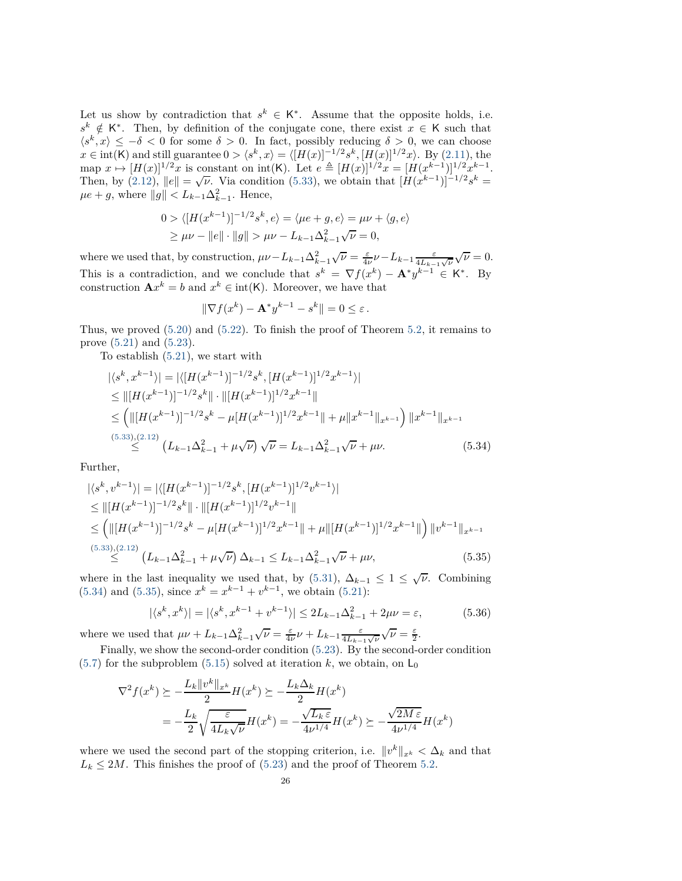Let us show by contradiction that $s^k \in \mathsf{K}^*$. Assume that the opposite holds, i.e. $s^k \notin \mathsf{K}^*$. Then, by definition of the conjugate cone, there exist $x \in \mathsf{K}$ such that $\langle s^k, x\rangle \le -\delta < 0$ for some $\delta > 0$. In fact, possibly reducing $\delta > 0$, we can choose $x \in \mathrm{int}(\mathsf{K})$ and still guarantee $0 > \langle s^k, x\rangle = \langle [H(x)]^{-1/2}s^k, [H(x)]^{1/2}x\rangle$. By (2.11), the map $x \mapsto [H(x)]^{1/2}x$ is constant on $\mathrm{int}(\mathsf{K})$. Let $e \triangleq [H(x)]^{1/2}x = [H(x^{k-1})]^{1/2}x^{k-1}$. Then, by (2.12), $\|e\| = \sqrt{\nu}$. Via condition (5.33), we obtain that $[H(x^{k-1})]^{-1/2}s^k = \mu e + g$, where $\|g\| < L_{k-1}\Delta_{k-1}^2$. Hence,

$$
\begin{aligned}
0 &> \langle [H(x^{k-1})]^{-1/2}s^k, e\rangle = \langle \mu e + g, e\rangle = \mu\nu + \langle g, e\rangle \\
&\ge \mu\nu - \|e\| \cdot \|g\| > \mu\nu - L_{k-1}\Delta_{k-1}^2\sqrt{\nu} = 0,
\end{aligned}
$$

where we used that, by construction, $\mu\nu - L_{k-1}\Delta_{k-1}^2\sqrt{\nu} = \frac{\varepsilon}{4\nu}\nu - L_{k-1}\frac{\varepsilon}{4L_{k-1}\sqrt{\nu}}\sqrt{\nu} = 0$. This is a contradiction, and we conclude that $s^k = \nabla f(x^k) - \mathbf{A}^* y^{k-1} \in \mathsf{K}^*$. By construction $\mathbf{A}x^k = b$ and $x^k \in \mathrm{int}(\mathsf{K})$. Moreover, we have that

$$
\|\nabla f(x^k) - \mathbf{A}^* y^{k-1} - s^k\| = 0 \le \varepsilon\,.
$$

Thus, we proved (5.20) and (5.22). To finish the proof of Theorem 5.2, it remains to prove (5.21) and (5.23).

To establish (5.21), we start with

$$
\begin{aligned}
&|\langle s^k, x^{k-1}\rangle| = |\langle [H(x^{k-1})]^{-1/2}s^k, [H(x^{k-1})]^{1/2}x^{k-1}\rangle| \\
&\le \|[H(x^{k-1})]^{-1/2}s^k\| \cdot \|[H(x^{k-1})]^{1/2}x^{k-1}\| \\
&\le \left(\|[H(x^{k-1})]^{-1/2}s^k - \mu[H(x^{k-1})]^{1/2}x^{k-1}\| + \mu\|x^{k-1}\|_{x^{k-1}}\right)\|x^{k-1}\|_{x^{k-1}} \\
&\overset{(5.33),(2.12)}{\le} \left(L_{k-1}\Delta_{k-1}^2 + \mu\sqrt{\nu}\right)\sqrt{\nu} = L_{k-1}\Delta_{k-1}^2\sqrt{\nu} + \mu\nu.
\end{aligned}
\tag{5.34}
$$

Further,

$$
\begin{aligned}
&|\langle s^k, v^{k-1}\rangle| = |\langle [H(x^{k-1})]^{-1/2}s^k, [H(x^{k-1})]^{1/2}v^{k-1}\rangle| \\
&\le \|[H(x^{k-1})]^{-1/2}s^k\| \cdot \|[H(x^{k-1})]^{1/2}v^{k-1}\| \\
&\le \left(\|[H(x^{k-1})]^{-1/2}s^k - \mu[H(x^{k-1})]^{1/2}x^{k-1}\| + \mu\|[H(x^{k-1})]^{1/2}x^{k-1}\|\right)\|v^{k-1}\|_{x^{k-1}} \\
&\overset{(5.33),(2.12)}{\le} \left(L_{k-1}\Delta_{k-1}^2 + \mu\sqrt{\nu}\right)\Delta_{k-1} \le L_{k-1}\Delta_{k-1}^2\sqrt{\nu} + \mu\nu,
\end{aligned}
\tag{5.35}
$$

where in the last inequality we used that, by (5.31), $\Delta_{k-1} \le 1 \le \sqrt{\nu}$. Combining (5.34) and (5.35), since $x^k = x^{k-1} + v^{k-1}$, we obtain (5.21):

$$
|\langle s^k, x^k\rangle| = |\langle s^k, x^{k-1} + v^{k-1}\rangle| \le 2L_{k-1}\Delta_{k-1}^2 + 2\mu\nu = \varepsilon,
\tag{5.36}
$$

where we used that $\mu\nu + L_{k-1}\Delta_{k-1}^2\sqrt{\nu} = \frac{\varepsilon}{4\nu}\nu + L_{k-1}\frac{\varepsilon}{4L_{k-1}\sqrt{\nu}}\sqrt{\nu} = \frac{\varepsilon}{2}$.

Finally, we show the second-order condition (5.23). By the second-order condition (5.7) for the subproblem (5.15) solved at iteration $k$, we obtain, on $\mathsf{L}_0$

$$
\begin{aligned}
\nabla^2 f(x^k) &\succeq -\frac{L_k\|v^k\|_{x^k}}{2}H(x^k) \succeq -\frac{L_k\Delta_k}{2}H(x^k) \\
&= -\frac{L_k}{2}\sqrt{\frac{\varepsilon}{4L_k\sqrt{\nu}}}H(x^k) = -\frac{\sqrt{L_k\,\varepsilon}}{4\nu^{1/4}}H(x^k) \succeq -\frac{\sqrt{2M\,\varepsilon}}{4\nu^{1/4}}H(x^k)
\end{aligned}
$$

where we used the second part of the stopping criterion, i.e. $\|v^k\|_{x^k} < \Delta_k$ and that $L_k \le 2M$. This finishes the proof of (5.23) and the proof of Theorem 5.2.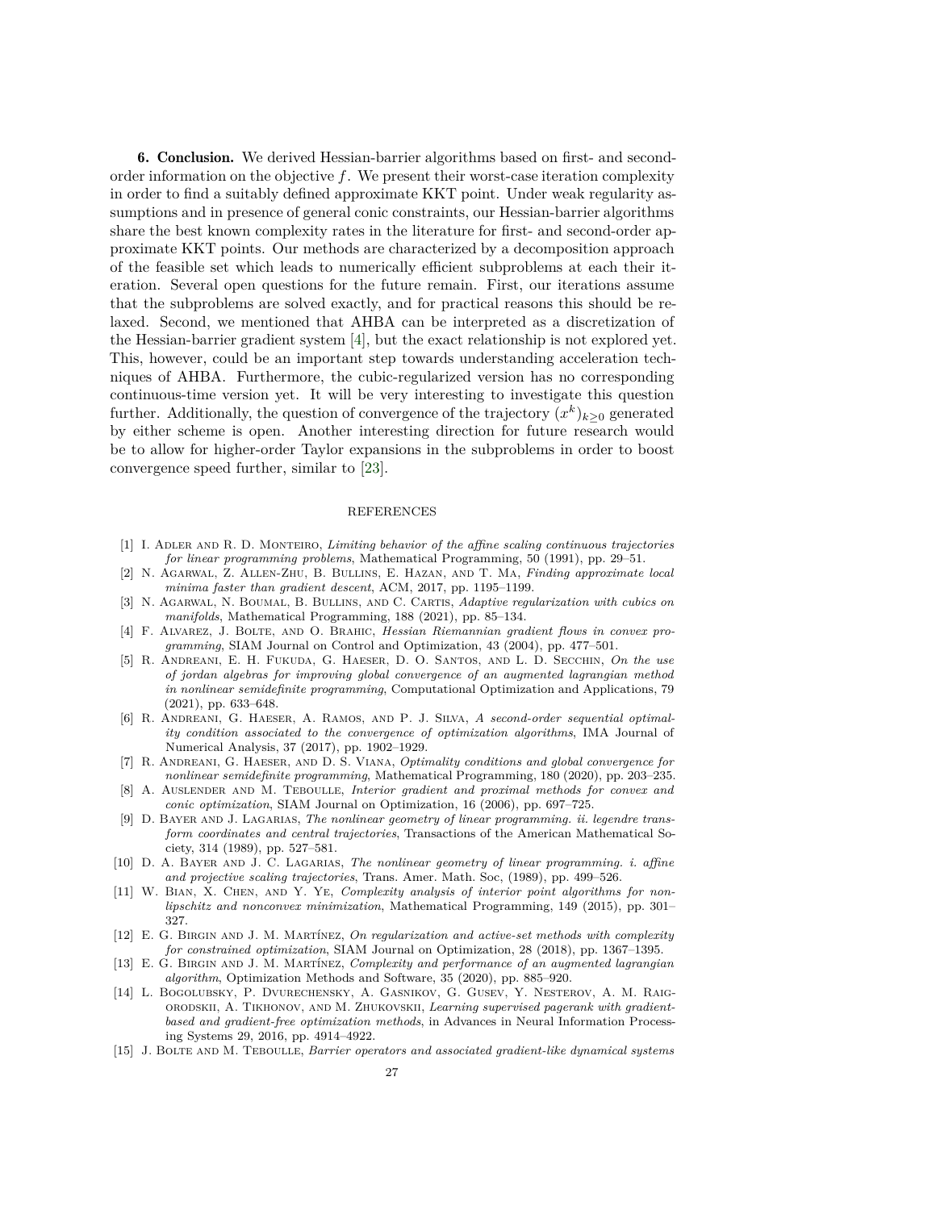**6. Conclusion.** We derived Hessian-barrier algorithms based on first- and second-order information on the objective $f$. We present their worst-case iteration complexity in order to find a suitably defined approximate KKT point. Under weak regularity assumptions and in presence of general conic constraints, our Hessian-barrier algorithms share the best known complexity rates in the literature for first- and second-order approximate KKT points. Our methods are characterized by a decomposition approach of the feasible set which leads to numerically efficient subproblems at each their iteration. Several open questions for the future remain. First, our iterations assume that the subproblems are solved exactly, and for practical reasons this should be relaxed. Second, we mentioned that AHBA can be interpreted as a discretization of the Hessian-barrier gradient system [4], but the exact relationship is not explored yet. This, however, could be an important step towards understanding acceleration techniques of AHBA. Furthermore, the cubic-regularized version has no corresponding continuous-time version yet. It will be very interesting to investigate this question further. Additionally, the question of convergence of the trajectory $(x^k)_{k\geq 0}$ generated by either scheme is open. Another interesting direction for future research would be to allow for higher-order Taylor expansions in the subproblems in order to boost convergence speed further, similar to [23].

## REFERENCES

[1] I. Adler and R. D. Monteiro, *Limiting behavior of the affine scaling continuous trajectories for linear programming problems*, Mathematical Programming, 50 (1991), pp. 29–51.

[2] N. Agarwal, Z. Allen-Zhu, B. Bullins, E. Hazan, and T. Ma, *Finding approximate local minima faster than gradient descent*, ACM, 2017, pp. 1195–1199.

[3] N. Agarwal, N. Boumal, B. Bullins, and C. Cartis, *Adaptive regularization with cubics on manifolds*, Mathematical Programming, 188 (2021), pp. 85–134.

[4] F. Alvarez, J. Bolte, and O. Brahic, *Hessian Riemannian gradient flows in convex programming*, SIAM Journal on Control and Optimization, 43 (2004), pp. 477–501.

[5] R. Andreani, E. H. Fukuda, G. Haeser, D. O. Santos, and L. D. Secchin, *On the use of jordan algebras for improving global convergence of an augmented lagrangian method in nonlinear semidefinite programming*, Computational Optimization and Applications, 79 (2021), pp. 633–648.

[6] R. Andreani, G. Haeser, A. Ramos, and P. J. Silva, *A second-order sequential optimality condition associated to the convergence of optimization algorithms*, IMA Journal of Numerical Analysis, 37 (2017), pp. 1902–1929.

[7] R. Andreani, G. Haeser, and D. S. Viana, *Optimality conditions and global convergence for nonlinear semidefinite programming*, Mathematical Programming, 180 (2020), pp. 203–235.

[8] A. Auslender and M. Teboulle, *Interior gradient and proximal methods for convex and conic optimization*, SIAM Journal on Optimization, 16 (2006), pp. 697–725.

[9] D. Bayer and J. Lagarias, *The nonlinear geometry of linear programming. ii. legendre transform coordinates and central trajectories*, Transactions of the American Mathematical Society, 314 (1989), pp. 527–581.

[10] D. A. Bayer and J. C. Lagarias, *The nonlinear geometry of linear programming. i. affine and projective scaling trajectories*, Trans. Amer. Math. Soc, (1989), pp. 499–526.

[11] W. Bian, X. Chen, and Y. Ye, *Complexity analysis of interior point algorithms for non-lipschitz and nonconvex minimization*, Mathematical Programming, 149 (2015), pp. 301–327.

[12] E. G. Birgin and J. M. Martínez, *On regularization and active-set methods with complexity for constrained optimization*, SIAM Journal on Optimization, 28 (2018), pp. 1367–1395.

[13] E. G. Birgin and J. M. Martínez, *Complexity and performance of an augmented lagrangian algorithm*, Optimization Methods and Software, 35 (2020), pp. 885–920.

[14] L. Bogolubsky, P. Dvurechensky, A. Gasnikov, G. Gusev, Y. Nesterov, A. M. Raigorodskii, A. Tikhonov, and M. Zhukovskii, *Learning supervised pagerank with gradient-based and gradient-free optimization methods*, in Advances in Neural Information Processing Systems 29, 2016, pp. 4914–4922.

[15] J. Bolte and M. Teboulle, *Barrier operators and associated gradient-like dynamical systems*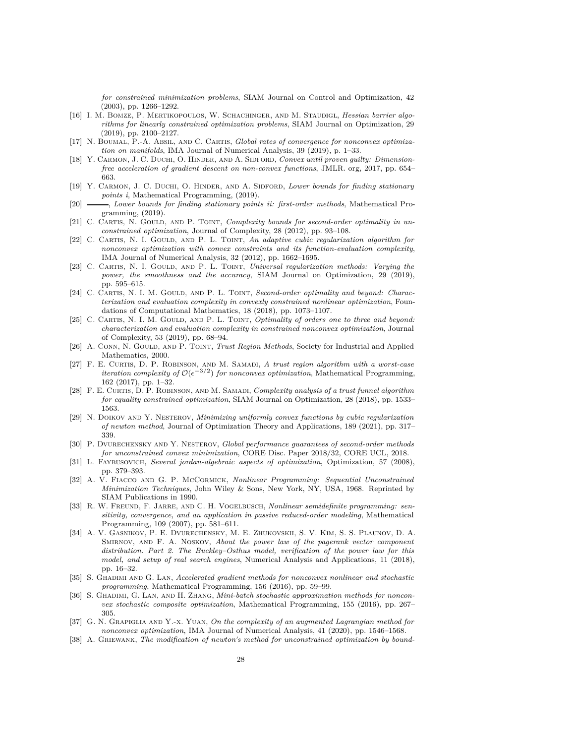*for constrained minimization problems*, SIAM Journal on Control and Optimization, 42 (2003), pp. 1266–1292.

[16] I. M. Bomze, P. Mertikopoulos, W. Schachinger, and M. Staudigl, *Hessian barrier algorithms for linearly constrained optimization problems*, SIAM Journal on Optimization, 29 (2019), pp. 2100–2127.

[17] N. Boumal, P.-A. Absil, and C. Cartis, *Global rates of convergence for nonconvex optimization on manifolds*, IMA Journal of Numerical Analysis, 39 (2019), p. 1–33.

[18] Y. Carmon, J. C. Duchi, O. Hinder, and A. Sidford, *Convex until proven guilty: Dimension-free acceleration of gradient descent on non-convex functions*, JMLR. org, 2017, pp. 654–663.

[19] Y. Carmon, J. C. Duchi, O. Hinder, and A. Sidford, *Lower bounds for finding stationary points i*, Mathematical Programming, (2019).

[20] ———, *Lower bounds for finding stationary points ii: first-order methods*, Mathematical Programming, (2019).

[21] C. Cartis, N. Gould, and P. Toint, *Complexity bounds for second-order optimality in unconstrained optimization*, Journal of Complexity, 28 (2012), pp. 93–108.

[22] C. Cartis, N. I. Gould, and P. L. Toint, *An adaptive cubic regularization algorithm for nonconvex optimization with convex constraints and its function-evaluation complexity*, IMA Journal of Numerical Analysis, 32 (2012), pp. 1662–1695.

[23] C. Cartis, N. I. Gould, and P. L. Toint, *Universal regularization methods: Varying the power, the smoothness and the accuracy*, SIAM Journal on Optimization, 29 (2019), pp. 595–615.

[24] C. Cartis, N. I. M. Gould, and P. L. Toint, *Second-order optimality and beyond: Characterization and evaluation complexity in convexly constrained nonlinear optimization*, Foundations of Computational Mathematics, 18 (2018), pp. 1073–1107.

[25] C. Cartis, N. I. M. Gould, and P. L. Toint, *Optimality of orders one to three and beyond: characterization and evaluation complexity in constrained nonconvex optimization*, Journal of Complexity, 53 (2019), pp. 68–94.

[26] A. Conn, N. Gould, and P. Toint, *Trust Region Methods*, Society for Industrial and Applied Mathematics, 2000.

[27] F. E. Curtis, D. P. Robinson, and M. Samadi, *A trust region algorithm with a worst-case iteration complexity of $\mathcal{O}(\epsilon^{-3/2})$ for nonconvex optimization*, Mathematical Programming, 162 (2017), pp. 1–32.

[28] F. E. Curtis, D. P. Robinson, and M. Samadi, *Complexity analysis of a trust funnel algorithm for equality constrained optimization*, SIAM Journal on Optimization, 28 (2018), pp. 1533–1563.

[29] N. Doikov and Y. Nesterov, *Minimizing uniformly convex functions by cubic regularization of newton method*, Journal of Optimization Theory and Applications, 189 (2021), pp. 317–339.

[30] P. Dvurechensky and Y. Nesterov, *Global performance guarantees of second-order methods for unconstrained convex minimization*, CORE Disc. Paper 2018/32, CORE UCL, 2018.

[31] L. Faybusovich, *Several jordan-algebraic aspects of optimization*, Optimization, 57 (2008), pp. 379–393.

[32] A. V. Fiacco and G. P. McCormick, *Nonlinear Programming: Sequential Unconstrained Minimization Techniques*, John Wiley & Sons, New York, NY, USA, 1968. Reprinted by SIAM Publications in 1990.

[33] R. W. Freund, F. Jarre, and C. H. Vogelbusch, *Nonlinear semidefinite programming: sensitivity, convergence, and an application in passive reduced-order modeling*, Mathematical Programming, 109 (2007), pp. 581–611.

[34] A. V. Gasnikov, P. E. Dvurechensky, M. E. Zhukovskii, S. V. Kim, S. S. Plaunov, D. A. Smirnov, and F. A. Noskov, *About the power law of the pagerank vector component distribution. Part 2. The Buckley–Osthus model, verification of the power law for this model, and setup of real search engines*, Numerical Analysis and Applications, 11 (2018), pp. 16–32.

[35] S. Ghadimi and G. Lan, *Accelerated gradient methods for nonconvex nonlinear and stochastic programming*, Mathematical Programming, 156 (2016), pp. 59–99.

[36] S. Ghadimi, G. Lan, and H. Zhang, *Mini-batch stochastic approximation methods for nonconvex stochastic composite optimization*, Mathematical Programming, 155 (2016), pp. 267–305.

[37] G. N. Grapiglia and Y.-x. Yuan, *On the complexity of an augmented Lagrangian method for nonconvex optimization*, IMA Journal of Numerical Analysis, 41 (2020), pp. 1546–1568.

[38] A. Griewank, *The modification of newton's method for unconstrained optimization by bound-*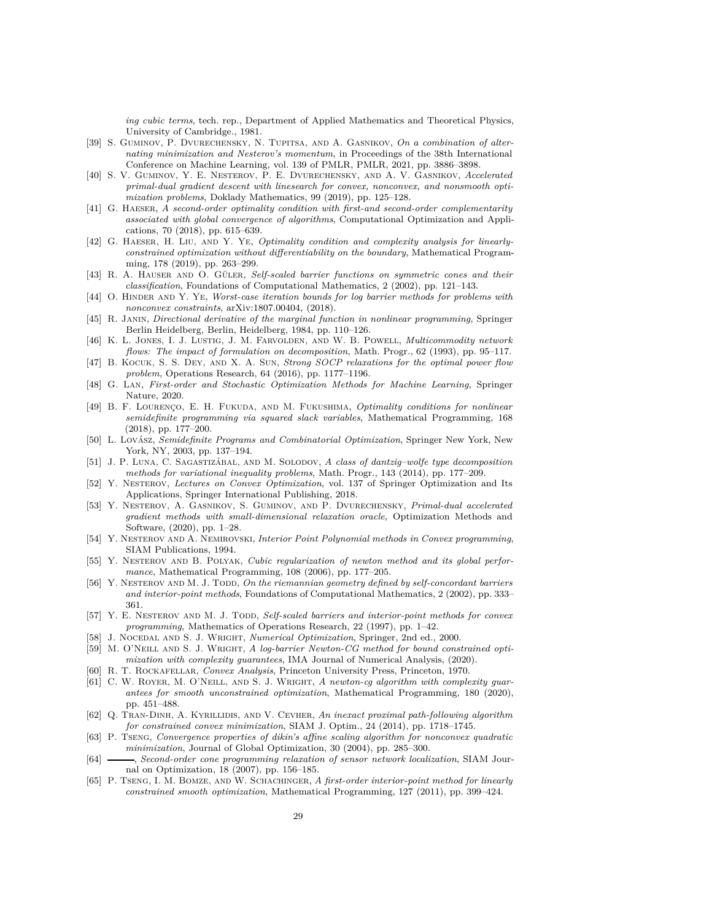*ing cubic terms*, tech. rep., Department of Applied Mathematics and Theoretical Physics, University of Cambridge., 1981.

[39] S. Guminov, P. Dvurechensky, N. Tupitsa, and A. Gasnikov, *On a combination of alternating minimization and Nesterov's momentum*, in Proceedings of the 38th International Conference on Machine Learning, vol. 139 of PMLR, PMLR, 2021, pp. 3886–3898.

[40] S. V. Guminov, Y. E. Nesterov, P. E. Dvurechensky, and A. V. Gasnikov, *Accelerated primal-dual gradient descent with linesearch for convex, nonconvex, and nonsmooth optimization problems*, Doklady Mathematics, 99 (2019), pp. 125–128.

[41] G. Haeser, *A second-order optimality condition with first-and second-order complementarity associated with global convergence of algorithms*, Computational Optimization and Applications, 70 (2018), pp. 615–639.

[42] G. Haeser, H. Liu, and Y. Ye, *Optimality condition and complexity analysis for linearly-constrained optimization without differentiability on the boundary*, Mathematical Programming, 178 (2019), pp. 263–299.

[43] R. A. Hauser and O. Güler, *Self-scaled barrier functions on symmetric cones and their classification*, Foundations of Computational Mathematics, 2 (2002), pp. 121–143.

[44] O. Hinder and Y. Ye, *Worst-case iteration bounds for log barrier methods for problems with nonconvex constraints*, arXiv:1807.00404, (2018).

[45] R. Janin, *Directional derivative of the marginal function in nonlinear programming*, Springer Berlin Heidelberg, Berlin, Heidelberg, 1984, pp. 110–126.

[46] K. L. Jones, I. J. Lustig, J. M. Farvolden, and W. B. Powell, *Multicommodity network flows: The impact of formulation on decomposition*, Math. Progr., 62 (1993), pp. 95–117.

[47] B. Kocuk, S. S. Dey, and X. A. Sun, *Strong SOCP relaxations for the optimal power flow problem*, Operations Research, 64 (2016), pp. 1177–1196.

[48] G. Lan, *First-order and Stochastic Optimization Methods for Machine Learning*, Springer Nature, 2020.

[49] B. F. Lourenço, E. H. Fukuda, and M. Fukushima, *Optimality conditions for nonlinear semidefinite programming via squared slack variables*, Mathematical Programming, 168 (2018), pp. 177–200.

[50] L. Lovász, *Semidefinite Programs and Combinatorial Optimization*, Springer New York, New York, NY, 2003, pp. 137–194.

[51] J. P. Luna, C. Sagastizábal, and M. Solodov, *A class of dantzig–wolfe type decomposition methods for variational inequality problems*, Math. Progr., 143 (2014), pp. 177–209.

[52] Y. Nesterov, *Lectures on Convex Optimization*, vol. 137 of Springer Optimization and Its Applications, Springer International Publishing, 2018.

[53] Y. Nesterov, A. Gasnikov, S. Guminov, and P. Dvurechensky, *Primal-dual accelerated gradient methods with small-dimensional relaxation oracle*, Optimization Methods and Software, (2020), pp. 1–28.

[54] Y. Nesterov and A. Nemirovski, *Interior Point Polynomial methods in Convex programming*, SIAM Publications, 1994.

[55] Y. Nesterov and B. Polyak, *Cubic regularization of newton method and its global performance*, Mathematical Programming, 108 (2006), pp. 177–205.

[56] Y. Nesterov and M. J. Todd, *On the riemannian geometry defined by self-concordant barriers and interior-point methods*, Foundations of Computational Mathematics, 2 (2002), pp. 333–361.

[57] Y. E. Nesterov and M. J. Todd, *Self-scaled barriers and interior-point methods for convex programming*, Mathematics of Operations Research, 22 (1997), pp. 1–42.

[58] J. Nocedal and S. J. Wright, *Numerical Optimization*, Springer, 2nd ed., 2000.

[59] M. O'Neill and S. J. Wright, *A log-barrier Newton-CG method for bound constrained optimization with complexity guarantees*, IMA Journal of Numerical Analysis, (2020).

[60] R. T. Rockafellar, *Convex Analysis*, Princeton University Press, Princeton, 1970.

[61] C. W. Royer, M. O'Neill, and S. J. Wright, *A newton-cg algorithm with complexity guarantees for smooth unconstrained optimization*, Mathematical Programming, 180 (2020), pp. 451–488.

[62] Q. Tran-Dinh, A. Kyrillidis, and V. Cevher, *An inexact proximal path-following algorithm for constrained convex minimization*, SIAM J. Optim., 24 (2014), pp. 1718–1745.

[63] P. Tseng, *Convergence properties of dikin's affine scaling algorithm for nonconvex quadratic minimization*, Journal of Global Optimization, 30 (2004), pp. 285–300.

[64] ———, *Second-order cone programming relaxation of sensor network localization*, SIAM Journal on Optimization, 18 (2007), pp. 156–185.

[65] P. Tseng, I. M. Bomze, and W. Schachinger, *A first-order interior-point method for linearly constrained smooth optimization*, Mathematical Programming, 127 (2011), pp. 399–424.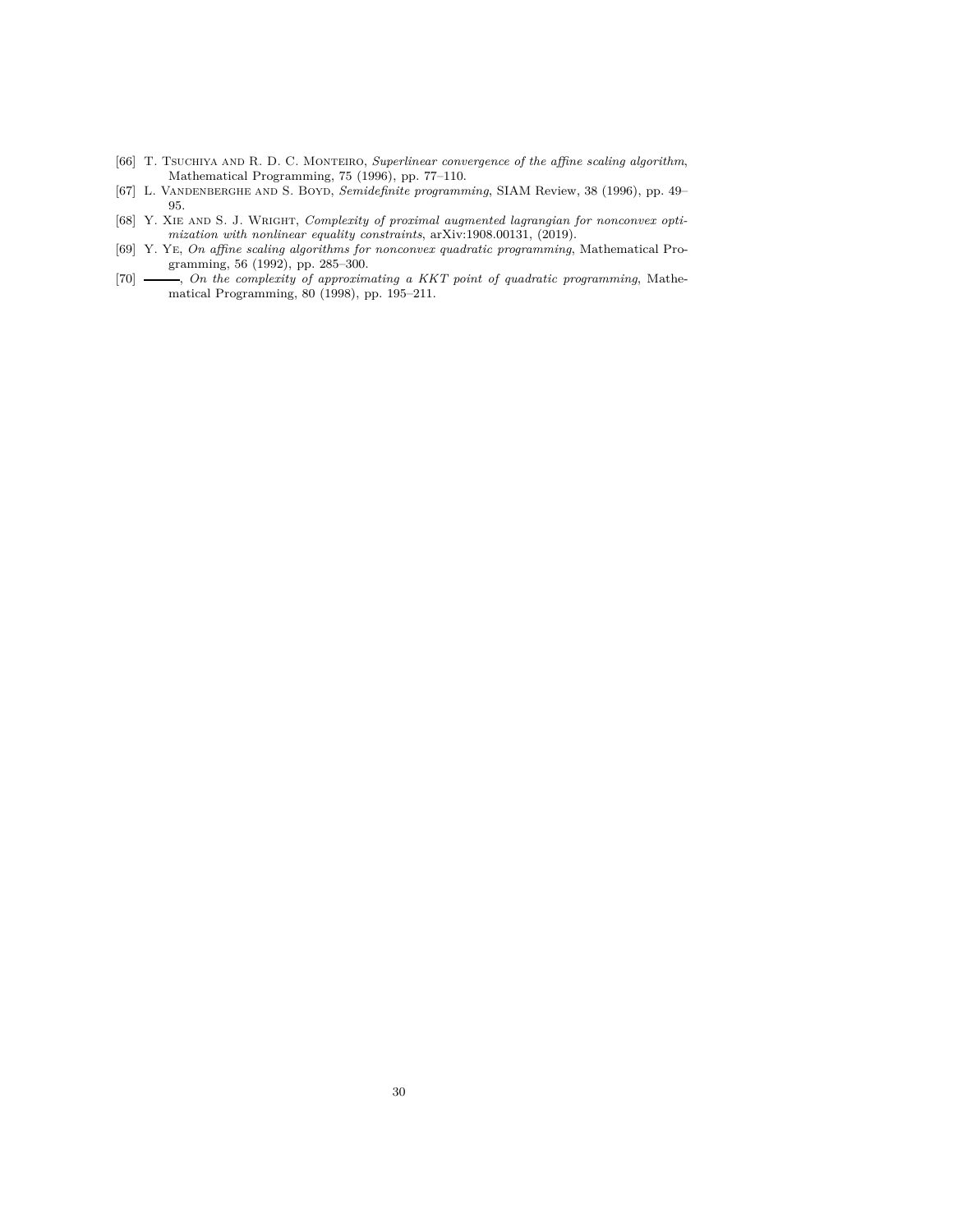[66] T. Tsuchiya and R. D. C. Monteiro, *Superlinear convergence of the affine scaling algorithm*, Mathematical Programming, 75 (1996), pp. 77–110.

[67] L. Vandenberghe and S. Boyd, *Semidefinite programming*, SIAM Review, 38 (1996), pp. 49–95.

[68] Y. Xie and S. J. Wright, *Complexity of proximal augmented lagrangian for nonconvex optimization with nonlinear equality constraints*, arXiv:1908.00131, (2019).

[69] Y. Ye, *On affine scaling algorithms for nonconvex quadratic programming*, Mathematical Programming, 56 (1992), pp. 285–300.

[70] ———, *On the complexity of approximating a KKT point of quadratic programming*, Mathematical Programming, 80 (1998), pp. 195–211.